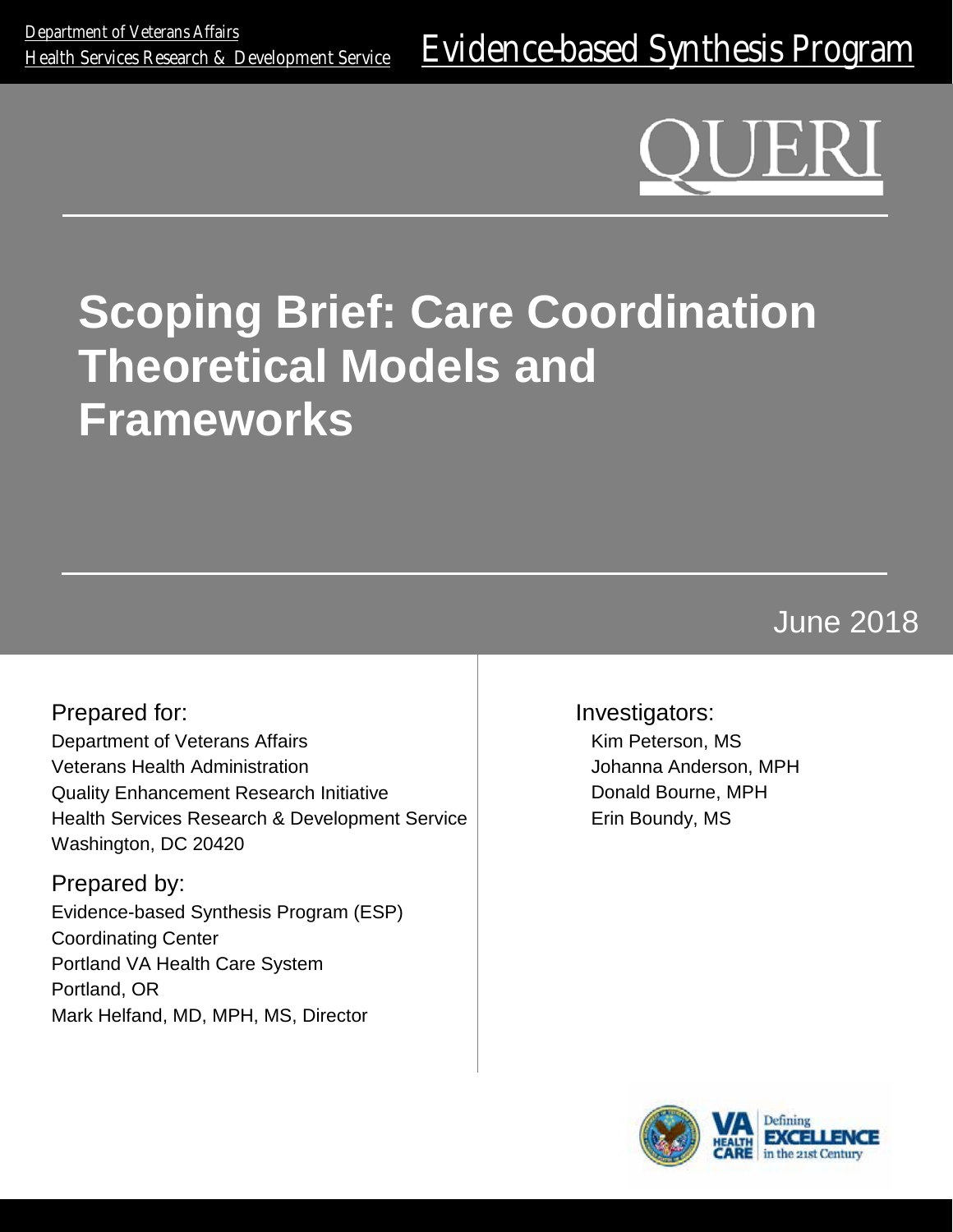Department of Veterans Affairs
Health Services Research & Development Service

Evidence-based Synthesis Program

QUERI

# Scoping Brief: Care Coordination Theoretical Models and Frameworks

June 2018

Prepared for:
Department of Veterans Affairs
Veterans Health Administration
Quality Enhancement Research Initiative
Health Services Research & Development Service
Washington, DC 20420

Prepared by:
Evidence-based Synthesis Program (ESP)
Coordinating Center
Portland VA Health Care System
Portland, OR
Mark Helfand, MD, MPH, MS, Director

Investigators:
Kim Peterson, MS
Johanna Anderson, MPH
Donald Bourne, MPH
Erin Boundy, MS

VA HEALTH CARE Defining EXCELLENCE in the 21st Century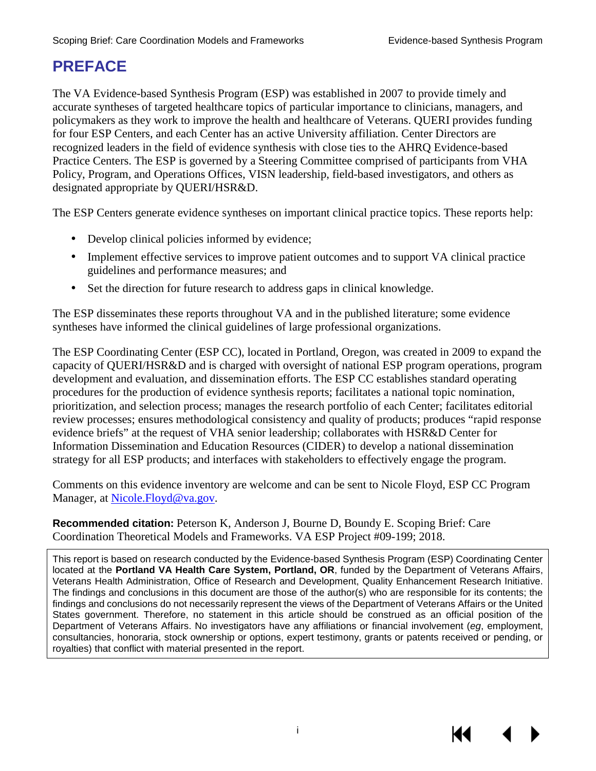# PREFACE

The VA Evidence-based Synthesis Program (ESP) was established in 2007 to provide timely and accurate syntheses of targeted healthcare topics of particular importance to clinicians, managers, and policymakers as they work to improve the health and healthcare of Veterans. QUERI provides funding for four ESP Centers, and each Center has an active University affiliation. Center Directors are recognized leaders in the field of evidence synthesis with close ties to the AHRQ Evidence-based Practice Centers. The ESP is governed by a Steering Committee comprised of participants from VHA Policy, Program, and Operations Offices, VISN leadership, field-based investigators, and others as designated appropriate by QUERI/HSR&D.

The ESP Centers generate evidence syntheses on important clinical practice topics. These reports help:

- Develop clinical policies informed by evidence;
- Implement effective services to improve patient outcomes and to support VA clinical practice guidelines and performance measures; and
- Set the direction for future research to address gaps in clinical knowledge.

The ESP disseminates these reports throughout VA and in the published literature; some evidence syntheses have informed the clinical guidelines of large professional organizations.

The ESP Coordinating Center (ESP CC), located in Portland, Oregon, was created in 2009 to expand the capacity of QUERI/HSR&D and is charged with oversight of national ESP program operations, program development and evaluation, and dissemination efforts. The ESP CC establishes standard operating procedures for the production of evidence synthesis reports; facilitates a national topic nomination, prioritization, and selection process; manages the research portfolio of each Center; facilitates editorial review processes; ensures methodological consistency and quality of products; produces "rapid response evidence briefs" at the request of VHA senior leadership; collaborates with HSR&D Center for Information Dissemination and Education Resources (CIDER) to develop a national dissemination strategy for all ESP products; and interfaces with stakeholders to effectively engage the program.

Comments on this evidence inventory are welcome and can be sent to Nicole Floyd, ESP CC Program Manager, at Nicole.Floyd@va.gov.

**Recommended citation:** Peterson K, Anderson J, Bourne D, Boundy E. Scoping Brief: Care Coordination Theoretical Models and Frameworks. VA ESP Project #09-199; 2018.

This report is based on research conducted by the Evidence-based Synthesis Program (ESP) Coordinating Center located at the **Portland VA Health Care System, Portland, OR**, funded by the Department of Veterans Affairs, Veterans Health Administration, Office of Research and Development, Quality Enhancement Research Initiative. The findings and conclusions in this document are those of the author(s) who are responsible for its contents; the findings and conclusions do not necessarily represent the views of the Department of Veterans Affairs or the United States government. Therefore, no statement in this article should be construed as an official position of the Department of Veterans Affairs. No investigators have any affiliations or financial involvement (*eg*, employment, consultancies, honoraria, stock ownership or options, expert testimony, grants or patents received or pending, or royalties) that conflict with material presented in the report.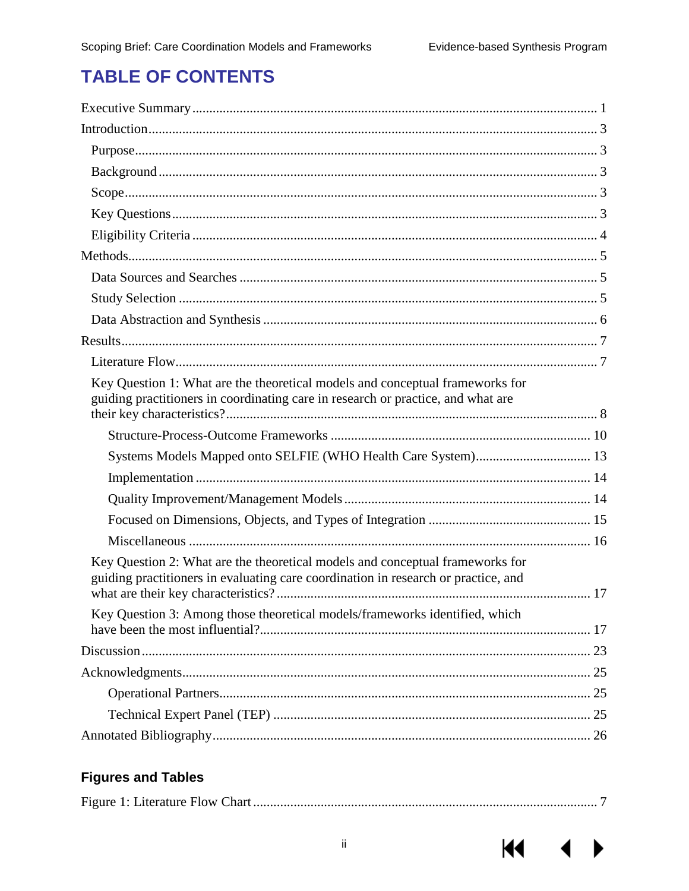# TABLE OF CONTENTS

Executive Summary ..... 1

Introduction ..... 3

- Purpose ..... 3
- Background ..... 3
- Scope ..... 3
- Key Questions ..... 3
- Eligibility Criteria ..... 4

Methods ..... 5

- Data Sources and Searches ..... 5
- Study Selection ..... 5
- Data Abstraction and Synthesis ..... 6

Results ..... 7

- Literature Flow ..... 7
- Key Question 1: What are the theoretical models and conceptual frameworks for guiding practitioners in coordinating care in research or practice, and what are their key characteristics? ..... 8
  - Structure-Process-Outcome Frameworks ..... 10
  - Systems Models Mapped onto SELFIE (WHO Health Care System) ..... 13
  - Implementation ..... 14
  - Quality Improvement/Management Models ..... 14
  - Focused on Dimensions, Objects, and Types of Integration ..... 15
  - Miscellaneous ..... 16
- Key Question 2: What are the theoretical models and conceptual frameworks for guiding practitioners in evaluating care coordination in research or practice, and what are their key characteristics? ..... 17
- Key Question 3: Among those theoretical models/frameworks identified, which have been the most influential? ..... 17

Discussion ..... 23

Acknowledgments ..... 25

- Operational Partners ..... 25
- Technical Expert Panel (TEP) ..... 25

Annotated Bibliography ..... 26

## Figures and Tables

Figure 1: Literature Flow Chart ..... 7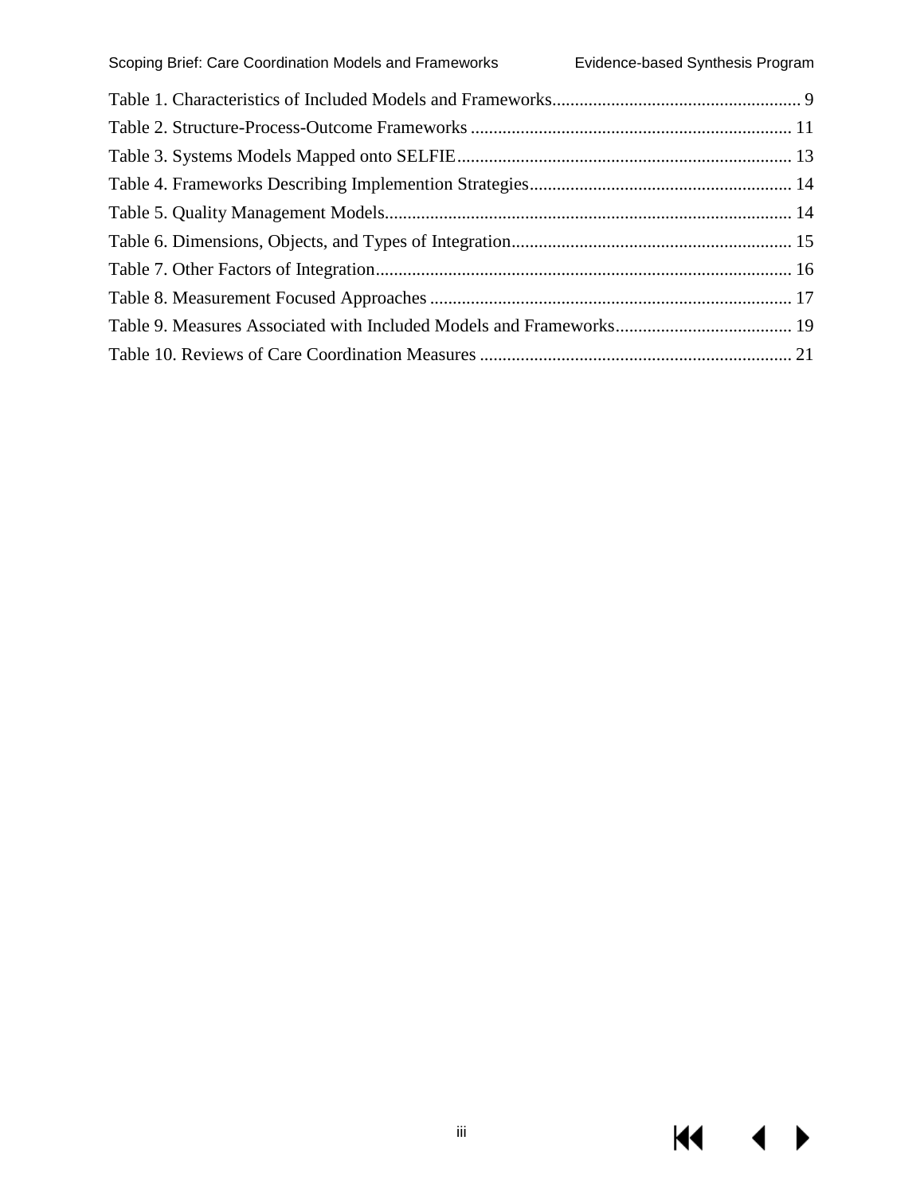Table 1. Characteristics of Included Models and Frameworks....................................................... 9
Table 2. Structure-Process-Outcome Frameworks ....................................................................... 11
Table 3. Systems Models Mapped onto SELFIE........................................................................... 13
Table 4. Frameworks Describing Implemention Strategies.......................................................... 14
Table 5. Quality Management Models.......................................................................................... 14
Table 6. Dimensions, Objects, and Types of Integration.............................................................. 15
Table 7. Other Factors of Integration............................................................................................ 16
Table 8. Measurement Focused Approaches ................................................................................ 17
Table 9. Measures Associated with Included Models and Frameworks....................................... 19
Table 10. Reviews of Care Coordination Measures ..................................................................... 21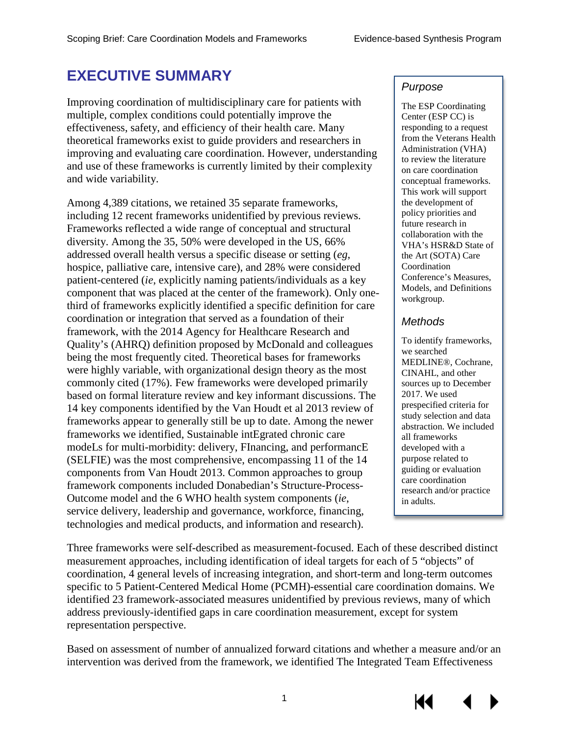# EXECUTIVE SUMMARY

Improving coordination of multidisciplinary care for patients with multiple, complex conditions could potentially improve the effectiveness, safety, and efficiency of their health care. Many theoretical frameworks exist to guide providers and researchers in improving and evaluating care coordination. However, understanding and use of these frameworks is currently limited by their complexity and wide variability.

Among 4,389 citations, we retained 35 separate frameworks, including 12 recent frameworks unidentified by previous reviews. Frameworks reflected a wide range of conceptual and structural diversity. Among the 35, 50% were developed in the US, 66% addressed overall health versus a specific disease or setting (*eg*, hospice, palliative care, intensive care), and 28% were considered patient-centered (*ie*, explicitly naming patients/individuals as a key component that was placed at the center of the framework). Only one-third of frameworks explicitly identified a specific definition for care coordination or integration that served as a foundation of their framework, with the 2014 Agency for Healthcare Research and Quality's (AHRQ) definition proposed by McDonald and colleagues being the most frequently cited. Theoretical bases for frameworks were highly variable, with organizational design theory as the most commonly cited (17%). Few frameworks were developed primarily based on formal literature review and key informant discussions. The 14 key components identified by the Van Houdt et al 2013 review of frameworks appear to generally still be up to date. Among the newer frameworks we identified, Sustainable intEgrated chronic care modeLs for multi-morbidity: delivery, FInancing, and performancE (SELFIE) was the most comprehensive, encompassing 11 of the 14 components from Van Houdt 2013. Common approaches to group framework components included Donabedian's Structure-Process-Outcome model and the 6 WHO health system components (*ie*, service delivery, leadership and governance, workforce, financing, technologies and medical products, and information and research).

> ### *Purpose*
>
> The ESP Coordinating Center (ESP CC) is responding to a request from the Veterans Health Administration (VHA) to review the literature on care coordination conceptual frameworks. This work will support the development of policy priorities and future research in collaboration with the VHA's HSR&D State of the Art (SOTA) Care Coordination Conference's Measures, Models, and Definitions workgroup.
>
> ### *Methods*
>
> To identify frameworks, we searched MEDLINE®, Cochrane, CINAHL, and other sources up to December 2017. We used prespecified criteria for study selection and data abstraction. We included all frameworks developed with a purpose related to guiding or evaluation care coordination research and/or practice in adults.

Three frameworks were self-described as measurement-focused. Each of these described distinct measurement approaches, including identification of ideal targets for each of 5 "objects" of coordination, 4 general levels of increasing integration, and short-term and long-term outcomes specific to 5 Patient-Centered Medical Home (PCMH)-essential care coordination domains. We identified 23 framework-associated measures unidentified by previous reviews, many of which address previously-identified gaps in care coordination measurement, except for system representation perspective.

Based on assessment of number of annualized forward citations and whether a measure and/or an intervention was derived from the framework, we identified The Integrated Team Effectiveness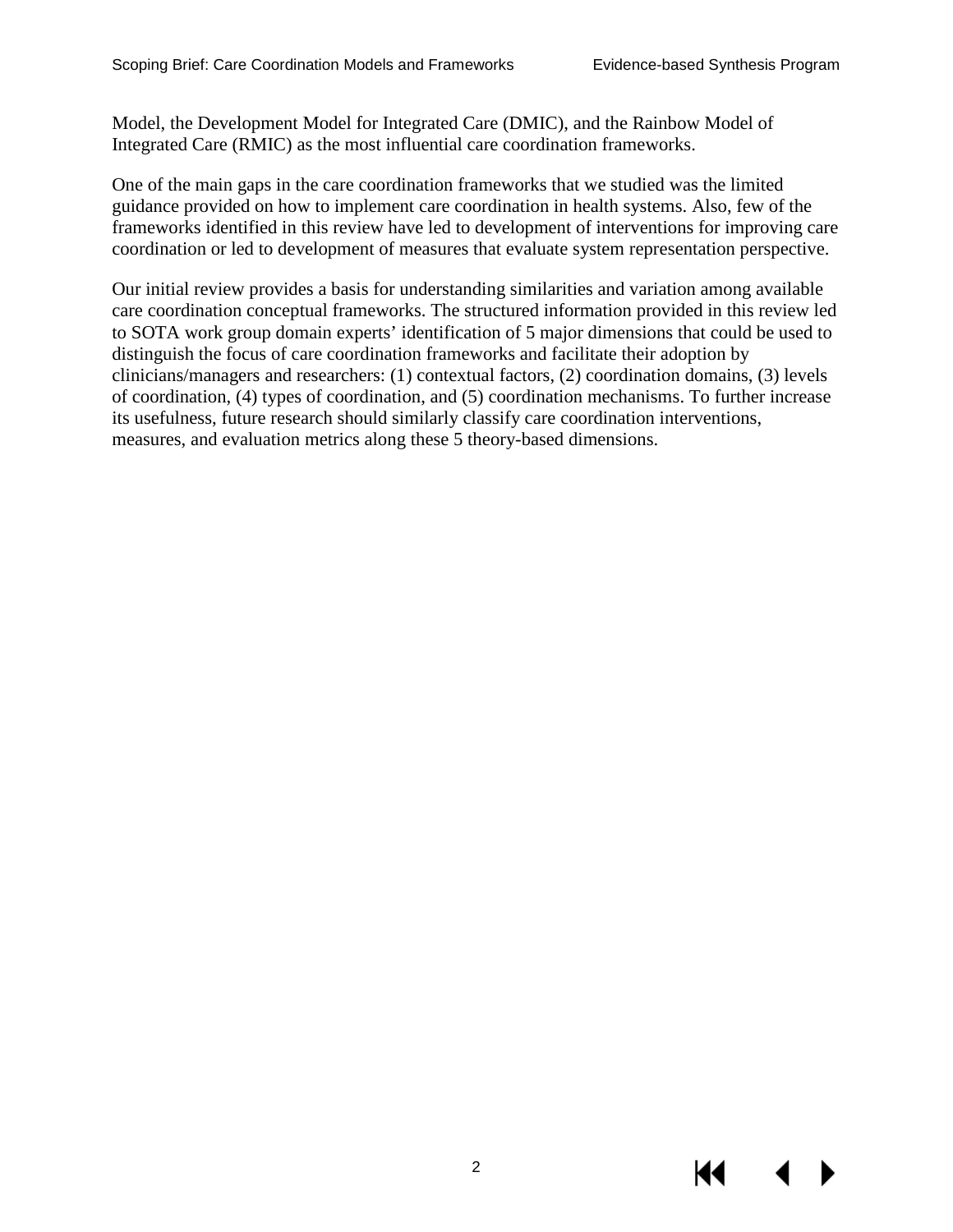Model, the Development Model for Integrated Care (DMIC), and the Rainbow Model of Integrated Care (RMIC) as the most influential care coordination frameworks.

One of the main gaps in the care coordination frameworks that we studied was the limited guidance provided on how to implement care coordination in health systems. Also, few of the frameworks identified in this review have led to development of interventions for improving care coordination or led to development of measures that evaluate system representation perspective.

Our initial review provides a basis for understanding similarities and variation among available care coordination conceptual frameworks. The structured information provided in this review led to SOTA work group domain experts' identification of 5 major dimensions that could be used to distinguish the focus of care coordination frameworks and facilitate their adoption by clinicians/managers and researchers: (1) contextual factors, (2) coordination domains, (3) levels of coordination, (4) types of coordination, and (5) coordination mechanisms. To further increase its usefulness, future research should similarly classify care coordination interventions, measures, and evaluation metrics along these 5 theory-based dimensions.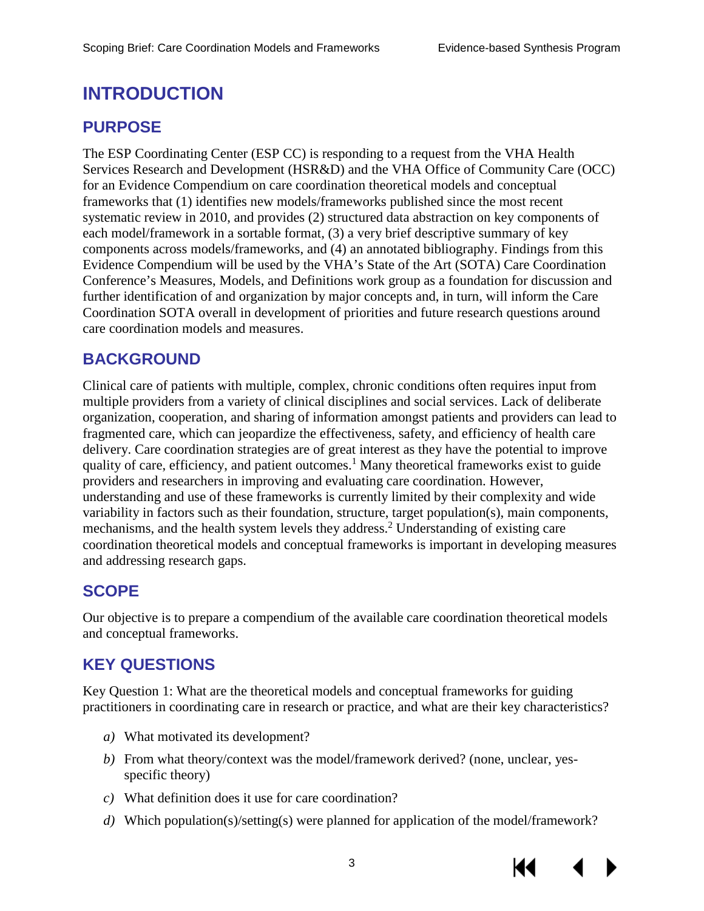# INTRODUCTION

## PURPOSE

The ESP Coordinating Center (ESP CC) is responding to a request from the VHA Health Services Research and Development (HSR&D) and the VHA Office of Community Care (OCC) for an Evidence Compendium on care coordination theoretical models and conceptual frameworks that (1) identifies new models/frameworks published since the most recent systematic review in 2010, and provides (2) structured data abstraction on key components of each model/framework in a sortable format, (3) a very brief descriptive summary of key components across models/frameworks, and (4) an annotated bibliography. Findings from this Evidence Compendium will be used by the VHA's State of the Art (SOTA) Care Coordination Conference's Measures, Models, and Definitions work group as a foundation for discussion and further identification of and organization by major concepts and, in turn, will inform the Care Coordination SOTA overall in development of priorities and future research questions around care coordination models and measures.

## BACKGROUND

Clinical care of patients with multiple, complex, chronic conditions often requires input from multiple providers from a variety of clinical disciplines and social services. Lack of deliberate organization, cooperation, and sharing of information amongst patients and providers can lead to fragmented care, which can jeopardize the effectiveness, safety, and efficiency of health care delivery. Care coordination strategies are of great interest as they have the potential to improve quality of care, efficiency, and patient outcomes.[1] Many theoretical frameworks exist to guide providers and researchers in improving and evaluating care coordination. However, understanding and use of these frameworks is currently limited by their complexity and wide variability in factors such as their foundation, structure, target population(s), main components, mechanisms, and the health system levels they address.[2] Understanding of existing care coordination theoretical models and conceptual frameworks is important in developing measures and addressing research gaps.

## SCOPE

Our objective is to prepare a compendium of the available care coordination theoretical models and conceptual frameworks.

## KEY QUESTIONS

Key Question 1: What are the theoretical models and conceptual frameworks for guiding practitioners in coordinating care in research or practice, and what are their key characteristics?

*a)* What motivated its development?

*b)* From what theory/context was the model/framework derived? (none, unclear, yes-specific theory)

*c)* What definition does it use for care coordination?

*d)* Which population(s)/setting(s) were planned for application of the model/framework?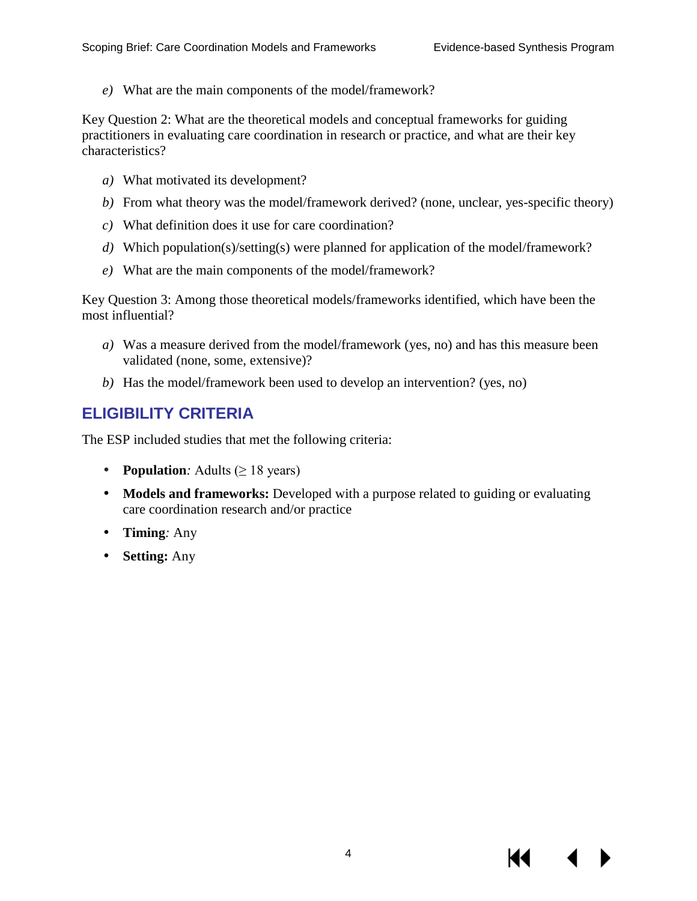*e)* What are the main components of the model/framework?

Key Question 2: What are the theoretical models and conceptual frameworks for guiding practitioners in evaluating care coordination in research or practice, and what are their key characteristics?

*a)* What motivated its development?

*b)* From what theory was the model/framework derived? (none, unclear, yes-specific theory)

*c)* What definition does it use for care coordination?

*d)* Which population(s)/setting(s) were planned for application of the model/framework?

*e)* What are the main components of the model/framework?

Key Question 3: Among those theoretical models/frameworks identified, which have been the most influential?

*a)* Was a measure derived from the model/framework (yes, no) and has this measure been validated (none, some, extensive)?

*b)* Has the model/framework been used to develop an intervention? (yes, no)

## ELIGIBILITY CRITERIA

The ESP included studies that met the following criteria:

- **Population***:* Adults (≥ 18 years)
- **Models and frameworks:** Developed with a purpose related to guiding or evaluating care coordination research and/or practice
- **Timing***:* Any
- **Setting:** Any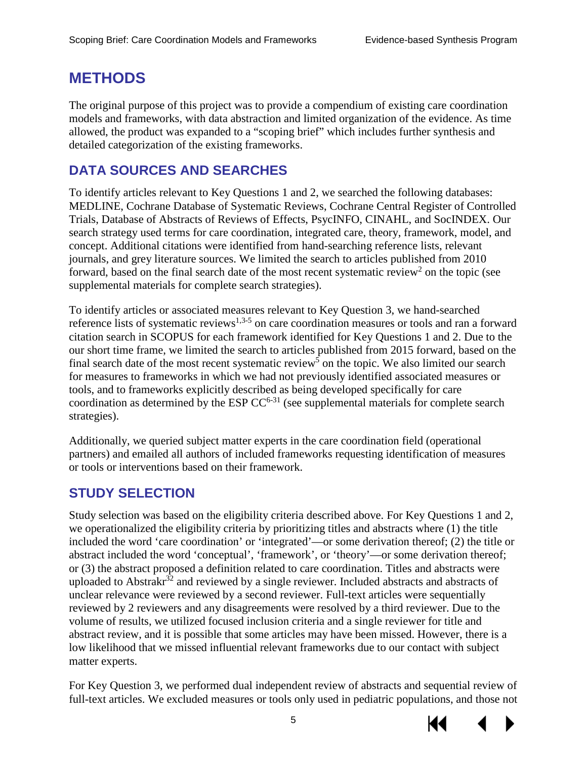# METHODS

The original purpose of this project was to provide a compendium of existing care coordination models and frameworks, with data abstraction and limited organization of the evidence. As time allowed, the product was expanded to a "scoping brief" which includes further synthesis and detailed categorization of the existing frameworks.

## DATA SOURCES AND SEARCHES

To identify articles relevant to Key Questions 1 and 2, we searched the following databases: MEDLINE, Cochrane Database of Systematic Reviews, Cochrane Central Register of Controlled Trials, Database of Abstracts of Reviews of Effects, PsycINFO, CINAHL, and SocINDEX. Our search strategy used terms for care coordination, integrated care, theory, framework, model, and concept. Additional citations were identified from hand-searching reference lists, relevant journals, and grey literature sources. We limited the search to articles published from 2010 forward, based on the final search date of the most recent systematic review[2] on the topic (see supplemental materials for complete search strategies).

To identify articles or associated measures relevant to Key Question 3, we hand-searched reference lists of systematic reviews[1,3-5] on care coordination measures or tools and ran a forward citation search in SCOPUS for each framework identified for Key Questions 1 and 2. Due to the our short time frame, we limited the search to articles published from 2015 forward, based on the final search date of the most recent systematic review[5] on the topic. We also limited our search for measures to frameworks in which we had not previously identified associated measures or tools, and to frameworks explicitly described as being developed specifically for care coordination as determined by the ESP CC[6-31] (see supplemental materials for complete search strategies).

Additionally, we queried subject matter experts in the care coordination field (operational partners) and emailed all authors of included frameworks requesting identification of measures or tools or interventions based on their framework.

## STUDY SELECTION

Study selection was based on the eligibility criteria described above. For Key Questions 1 and 2, we operationalized the eligibility criteria by prioritizing titles and abstracts where (1) the title included the word 'care coordination' or 'integrated'—or some derivation thereof; (2) the title or abstract included the word 'conceptual', 'framework', or 'theory'—or some derivation thereof; or (3) the abstract proposed a definition related to care coordination. Titles and abstracts were uploaded to Abstrakr[32] and reviewed by a single reviewer. Included abstracts and abstracts of unclear relevance were reviewed by a second reviewer. Full-text articles were sequentially reviewed by 2 reviewers and any disagreements were resolved by a third reviewer. Due to the volume of results, we utilized focused inclusion criteria and a single reviewer for title and abstract review, and it is possible that some articles may have been missed. However, there is a low likelihood that we missed influential relevant frameworks due to our contact with subject matter experts.

For Key Question 3, we performed dual independent review of abstracts and sequential review of full-text articles. We excluded measures or tools only used in pediatric populations, and those not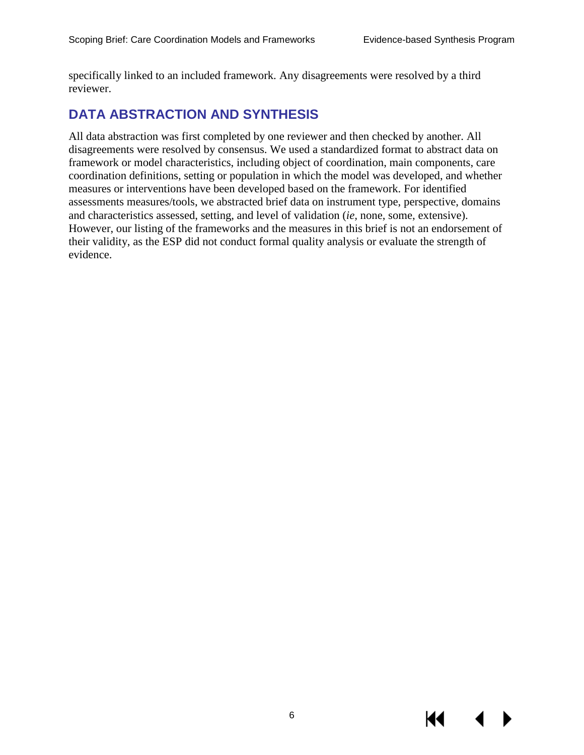specifically linked to an included framework. Any disagreements were resolved by a third reviewer.

## DATA ABSTRACTION AND SYNTHESIS

All data abstraction was first completed by one reviewer and then checked by another. All disagreements were resolved by consensus. We used a standardized format to abstract data on framework or model characteristics, including object of coordination, main components, care coordination definitions, setting or population in which the model was developed, and whether measures or interventions have been developed based on the framework. For identified assessments measures/tools, we abstracted brief data on instrument type, perspective, domains and characteristics assessed, setting, and level of validation (*ie,* none, some, extensive). However, our listing of the frameworks and the measures in this brief is not an endorsement of their validity, as the ESP did not conduct formal quality analysis or evaluate the strength of evidence.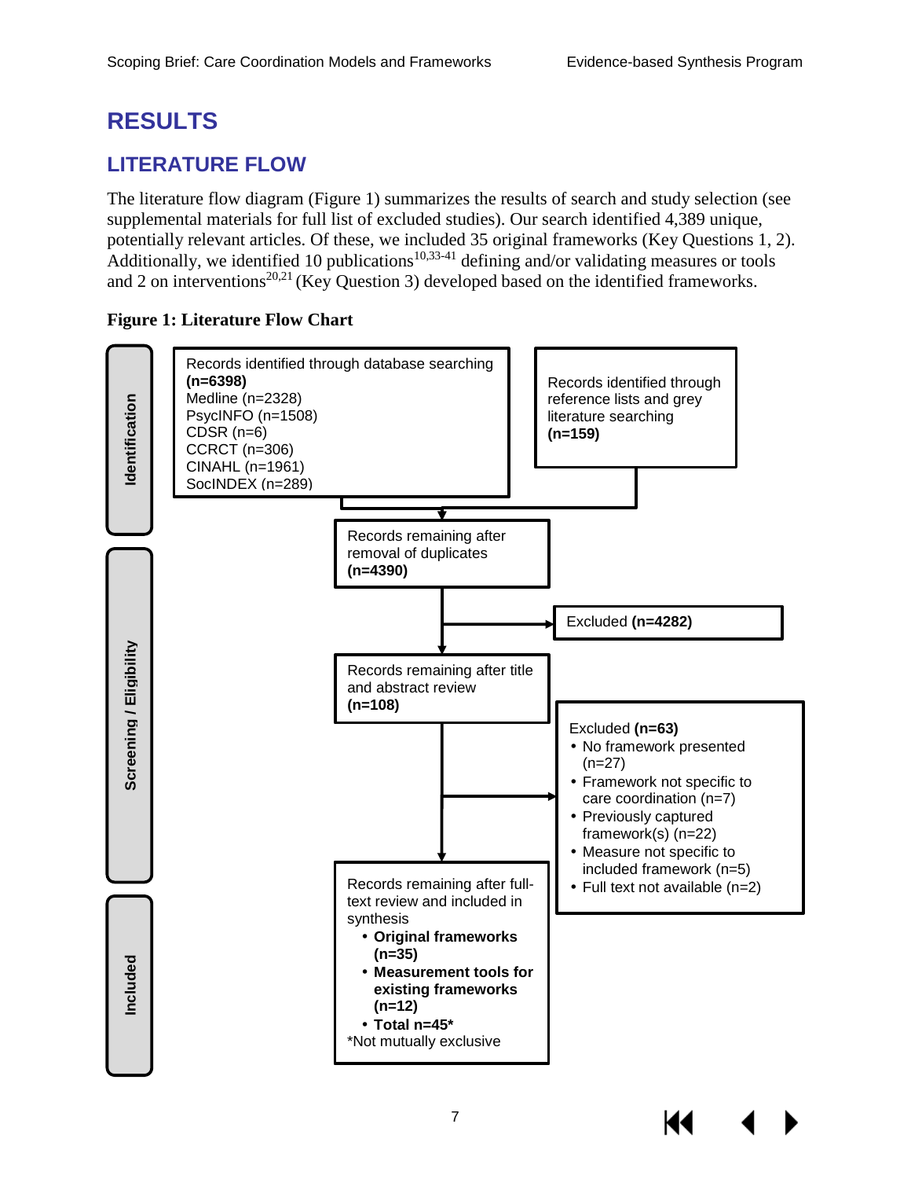# RESULTS

## LITERATURE FLOW

The literature flow diagram (Figure 1) summarizes the results of search and study selection (see supplemental materials for full list of excluded studies). Our search identified 4,389 unique, potentially relevant articles. Of these, we included 35 original frameworks (Key Questions 1, 2). Additionally, we identified 10 publications[10,33-41] defining and/or validating measures or tools and 2 on interventions[20,21] (Key Question 3) developed based on the identified frameworks.

**Figure 1: Literature Flow Chart**

**Identification**

Records identified through database searching **(n=6398)**
Medline (n=2328)
PsycINFO (n=1508)
CDSR (n=6)
CCRCT (n=306)
CINAHL (n=1961)
SocINDEX (n=289)

Records identified through reference lists and grey literature searching **(n=159)**

**Screening / Eligibility**

Records remaining after removal of duplicates **(n=4390)**

Excluded **(n=4282)**

Records remaining after title and abstract review **(n=108)**

Excluded **(n=63)**
- No framework presented (n=27)
- Framework not specific to care coordination (n=7)
- Previously captured framework(s) (n=22)
- Measure not specific to included framework (n=5)
- Full text not available (n=2)

**Included**

Records remaining after full-text review and included in synthesis
- **Original frameworks (n=35)**
- **Measurement tools for existing frameworks (n=12)**
- **Total n=45***

*Not mutually exclusive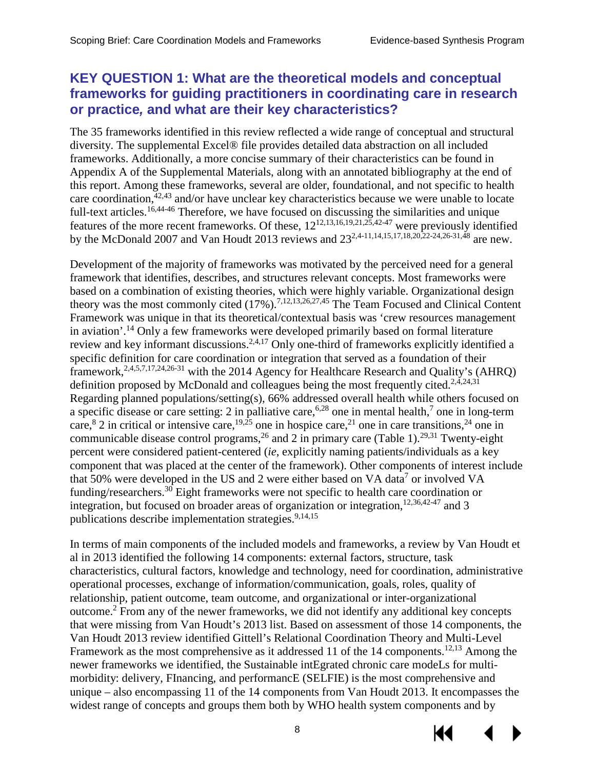## KEY QUESTION 1: What are the theoretical models and conceptual frameworks for guiding practitioners in coordinating care in research or practice, and what are their key characteristics?

The 35 frameworks identified in this review reflected a wide range of conceptual and structural diversity. The supplemental Excel® file provides detailed data abstraction on all included frameworks. Additionally, a more concise summary of their characteristics can be found in Appendix A of the Supplemental Materials, along with an annotated bibliography at the end of this report. Among these frameworks, several are older, foundational, and not specific to health care coordination,[42,43] and/or have unclear key characteristics because we were unable to locate full-text articles.[16,44-46] Therefore, we have focused on discussing the similarities and unique features of the more recent frameworks. Of these, 12[12,13,16,19,21,25,42-47] were previously identified by the McDonald 2007 and Van Houdt 2013 reviews and 23[2,4-11,14,15,17,18,20,22-24,26-31,48] are new.

Development of the majority of frameworks was motivated by the perceived need for a general framework that identifies, describes, and structures relevant concepts. Most frameworks were based on a combination of existing theories, which were highly variable. Organizational design theory was the most commonly cited (17%).[7,12,13,26,27,45] The Team Focused and Clinical Content Framework was unique in that its theoretical/contextual basis was 'crew resources management in aviation'.[14] Only a few frameworks were developed primarily based on formal literature review and key informant discussions.[2,4,17] Only one-third of frameworks explicitly identified a specific definition for care coordination or integration that served as a foundation of their framework,[2,4,5,7,17,24,26-31] with the 2014 Agency for Healthcare Research and Quality's (AHRQ) definition proposed by McDonald and colleagues being the most frequently cited.[2,4,24,31] Regarding planned populations/setting(s), 66% addressed overall health while others focused on a specific disease or care setting: 2 in palliative care,[6,28] one in mental health,[7] one in long-term care,[8] 2 in critical or intensive care,[19,25] one in hospice care,[21] one in care transitions,[24] one in communicable disease control programs,[26] and 2 in primary care (Table 1).[29,31] Twenty-eight percent were considered patient-centered (*ie*, explicitly naming patients/individuals as a key component that was placed at the center of the framework). Other components of interest include that 50% were developed in the US and 2 were either based on VA data[7] or involved VA funding/researchers.[30] Eight frameworks were not specific to health care coordination or integration, but focused on broader areas of organization or integration,[12,36,42-47] and 3 publications describe implementation strategies.[9,14,15]

In terms of main components of the included models and frameworks, a review by Van Houdt et al in 2013 identified the following 14 components: external factors, structure, task characteristics, cultural factors, knowledge and technology, need for coordination, administrative operational processes, exchange of information/communication, goals, roles, quality of relationship, patient outcome, team outcome, and organizational or inter-organizational outcome.[2] From any of the newer frameworks, we did not identify any additional key concepts that were missing from Van Houdt's 2013 list. Based on assessment of those 14 components, the Van Houdt 2013 review identified Gittell's Relational Coordination Theory and Multi-Level Framework as the most comprehensive as it addressed 11 of the 14 components.[12,13] Among the newer frameworks we identified, the Sustainable intEgrated chronic care modeLs for multi-morbidity: delivery, FInancing, and performancE (SELFIE) is the most comprehensive and unique – also encompassing 11 of the 14 components from Van Houdt 2013. It encompasses the widest range of concepts and groups them both by WHO health system components and by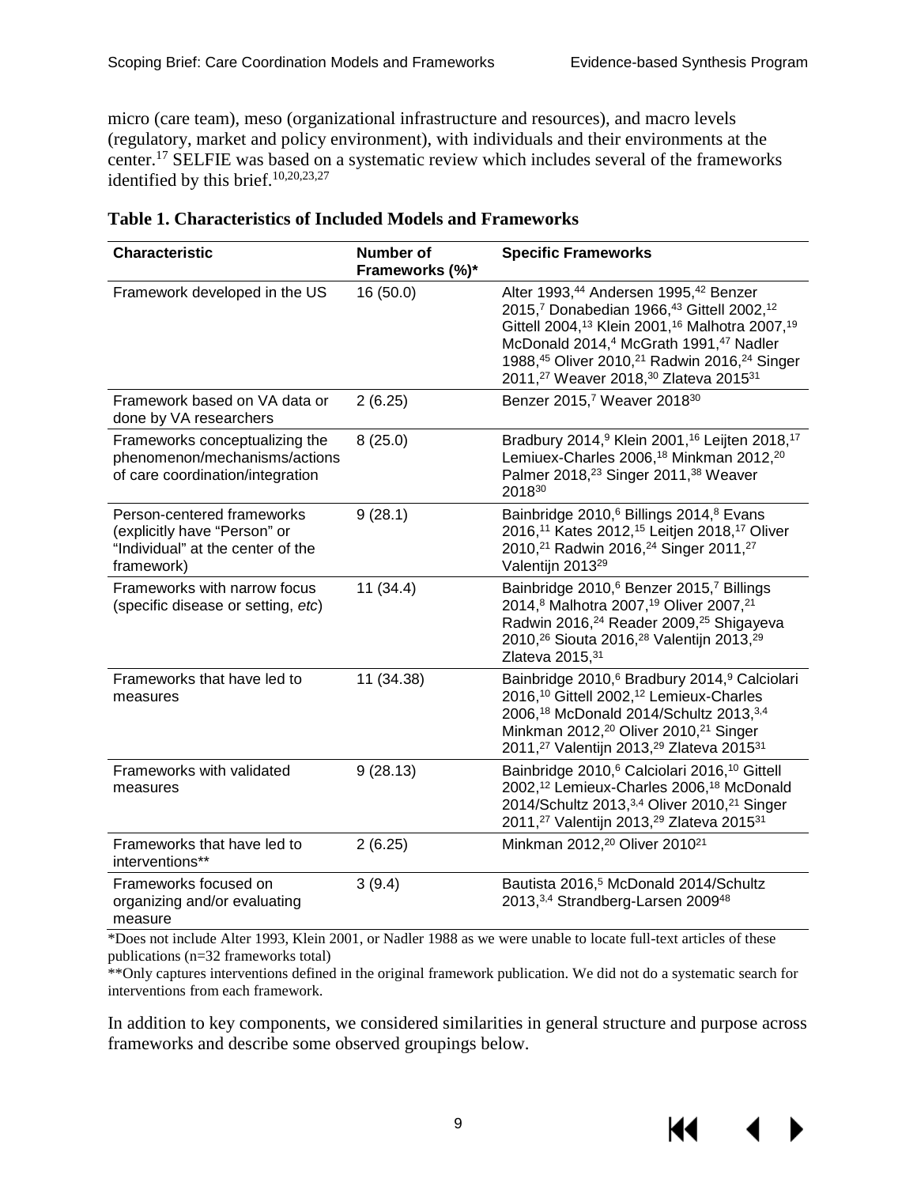micro (care team), meso (organizational infrastructure and resources), and macro levels (regulatory, market and policy environment), with individuals and their environments at the center.[17] SELFIE was based on a systematic review which includes several of the frameworks identified by this brief.[10,20,23,27]

**Table 1. Characteristics of Included Models and Frameworks**

| Characteristic | Number of Frameworks (%)* | Specific Frameworks |
| --- | --- | --- |
| Framework developed in the US | 16 (50.0) | Alter 1993,[44] Andersen 1995,[42] Benzer 2015,[7] Donabedian 1966,[43] Gittell 2002,[12] Gittell 2004,[13] Klein 2001,[16] Malhotra 2007,[19] McDonald 2014,[4] McGrath 1991,[47] Nadler 1988,[45] Oliver 2010,[21] Radwin 2016,[24] Singer 2011,[27] Weaver 2018,[30] Zlateva 2015[31] |
| Framework based on VA data or done by VA researchers | 2 (6.25) | Benzer 2015,[7] Weaver 2018[30] |
| Frameworks conceptualizing the phenomenon/mechanisms/actions of care coordination/integration | 8 (25.0) | Bradbury 2014,[9] Klein 2001,[16] Leijten 2018,[17] Lemiuex-Charles 2006,[18] Minkman 2012,[20] Palmer 2018,[23] Singer 2011,[38] Weaver 2018[30] |
| Person-centered frameworks (explicitly have "Person" or "Individual" at the center of the framework) | 9 (28.1) | Bainbridge 2010,[6] Billings 2014,[8] Evans 2016,[11] Kates 2012,[15] Leitjen 2018,[17] Oliver 2010,[21] Radwin 2016,[24] Singer 2011,[27] Valentijn 2013[29] |
| Frameworks with narrow focus (specific disease or setting, *etc*) | 11 (34.4) | Bainbridge 2010,[6] Benzer 2015,[7] Billings 2014,[8] Malhotra 2007,[19] Oliver 2007,[21] Radwin 2016,[24] Reader 2009,[25] Shigayeva 2010,[26] Siouta 2016,[28] Valentijn 2013,[29] Zlateva 2015,[31] |
| Frameworks that have led to measures | 11 (34.38) | Bainbridge 2010,[6] Bradbury 2014,[9] Calciolari 2016,[10] Gittell 2002,[12] Lemieux-Charles 2006,[18] McDonald 2014/Schultz 2013,[3,4] Minkman 2012,[20] Oliver 2010,[21] Singer 2011,[27] Valentijn 2013,[29] Zlateva 2015[31] |
| Frameworks with validated measures | 9 (28.13) | Bainbridge 2010,[6] Calciolari 2016,[10] Gittell 2002,[12] Lemieux-Charles 2006,[18] McDonald 2014/Schultz 2013,[3,4] Oliver 2010,[21] Singer 2011,[27] Valentijn 2013,[29] Zlateva 2015[31] |
| Frameworks that have led to interventions** | 2 (6.25) | Minkman 2012,[20] Oliver 2010[21] |
| Frameworks focused on organizing and/or evaluating measure | 3 (9.4) | Bautista 2016,[5] McDonald 2014/Schultz 2013,[3,4] Strandberg-Larsen 2009[48] |

*Does not include Alter 1993, Klein 2001, or Nadler 1988 as we were unable to locate full-text articles of these publications (n=32 frameworks total)

**Only captures interventions defined in the original framework publication. We did not do a systematic search for interventions from each framework.

In addition to key components, we considered similarities in general structure and purpose across frameworks and describe some observed groupings below.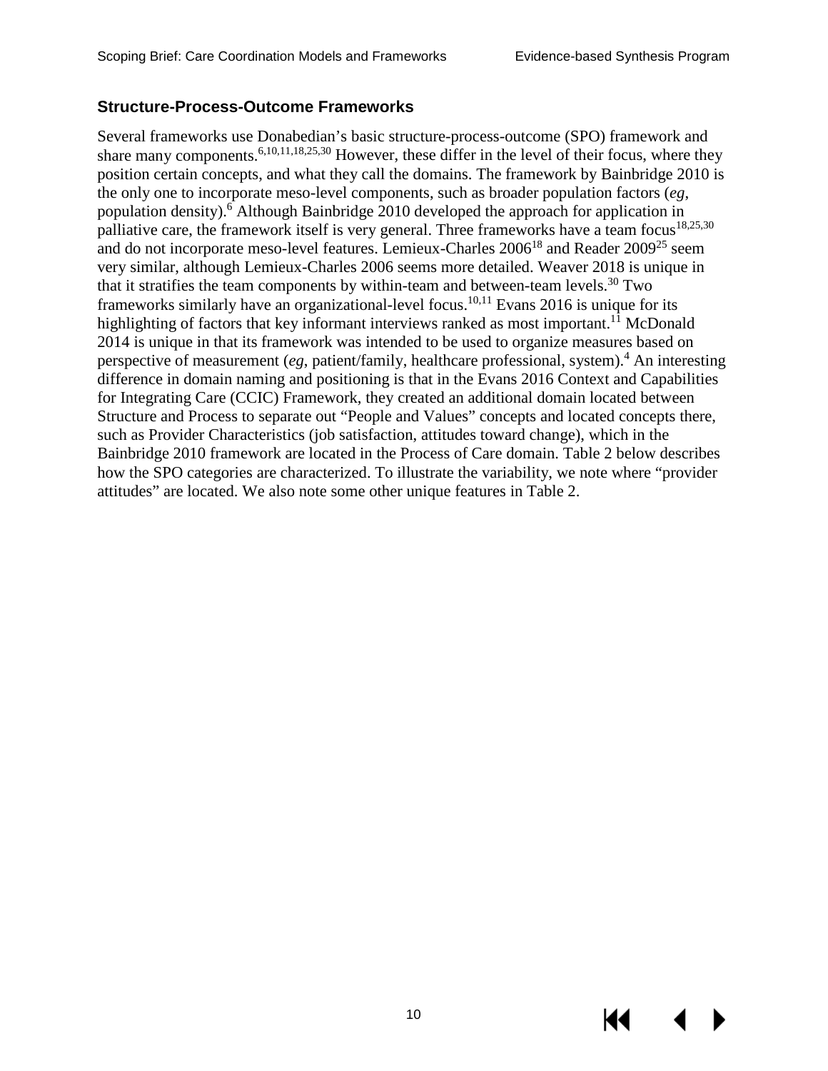### Structure-Process-Outcome Frameworks

Several frameworks use Donabedian's basic structure-process-outcome (SPO) framework and share many components.[6,10,11,18,25,30] However, these differ in the level of their focus, where they position certain concepts, and what they call the domains. The framework by Bainbridge 2010 is the only one to incorporate meso-level components, such as broader population factors (*eg*, population density).[6] Although Bainbridge 2010 developed the approach for application in palliative care, the framework itself is very general. Three frameworks have a team focus[18,25,30] and do not incorporate meso-level features. Lemieux-Charles 2006[18] and Reader 2009[25] seem very similar, although Lemieux-Charles 2006 seems more detailed. Weaver 2018 is unique in that it stratifies the team components by within-team and between-team levels.[30] Two frameworks similarly have an organizational-level focus.[10,11] Evans 2016 is unique for its highlighting of factors that key informant interviews ranked as most important.[11] McDonald 2014 is unique in that its framework was intended to be used to organize measures based on perspective of measurement (*eg*, patient/family, healthcare professional, system).[4] An interesting difference in domain naming and positioning is that in the Evans 2016 Context and Capabilities for Integrating Care (CCIC) Framework, they created an additional domain located between Structure and Process to separate out "People and Values" concepts and located concepts there, such as Provider Characteristics (job satisfaction, attitudes toward change), which in the Bainbridge 2010 framework are located in the Process of Care domain. Table 2 below describes how the SPO categories are characterized. To illustrate the variability, we note where "provider attitudes" are located. We also note some other unique features in Table 2.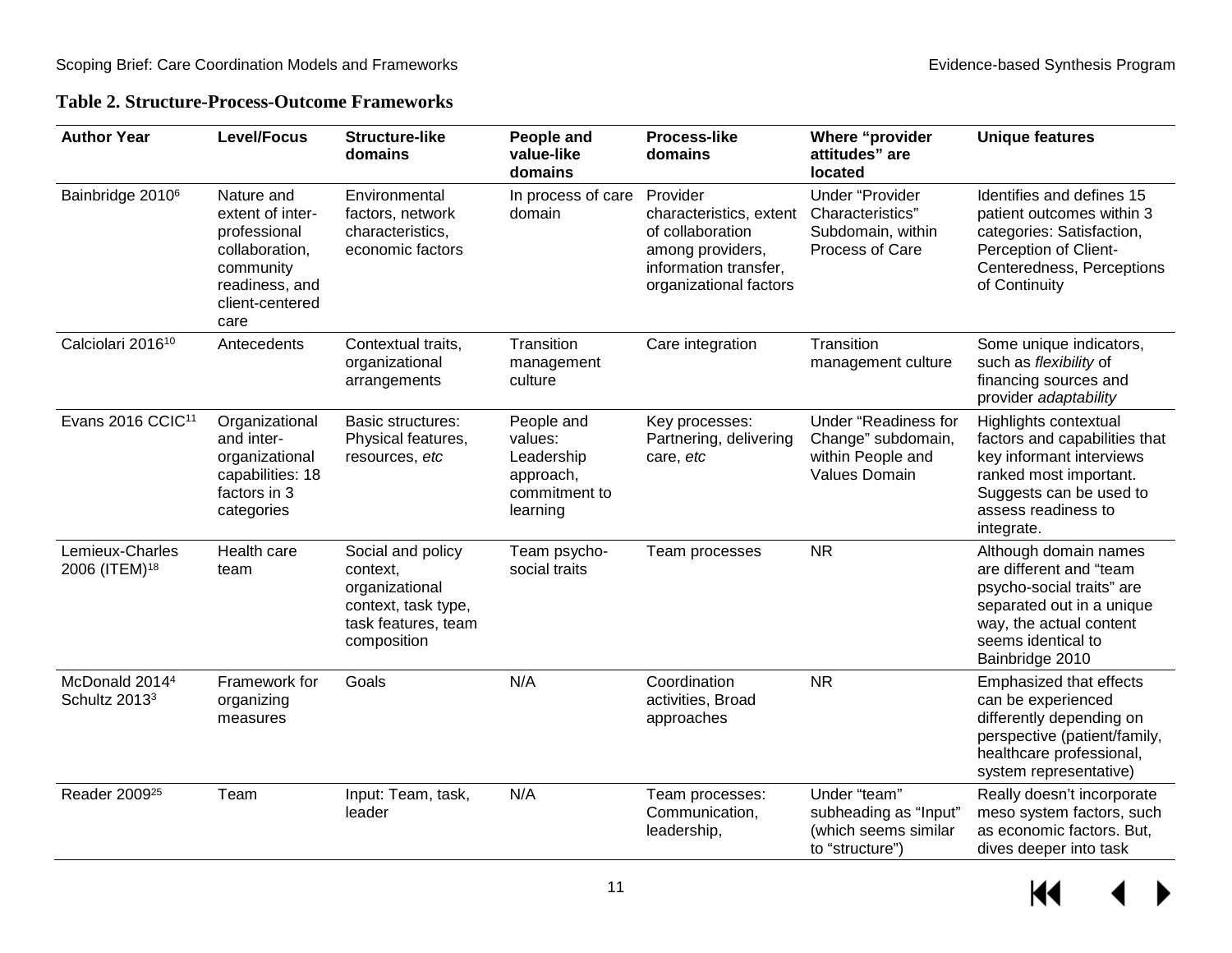**Table 2. Structure-Process-Outcome Frameworks**

| Author Year | Level/Focus | Structure-like domains | People and value-like domains | Process-like domains | Where "provider attitudes" are located | Unique features |
|---|---|---|---|---|---|---|
| Bainbridge 2010[6] | Nature and extent of inter-professional collaboration, community readiness, and client-centered care | Environmental factors, network characteristics, economic factors | In process of care domain | Provider characteristics, extent of collaboration among providers, information transfer, organizational factors | Under "Provider Characteristics" Subdomain, within Process of Care | Identifies and defines 15 patient outcomes within 3 categories: Satisfaction, Perception of Client-Centeredness, Perceptions of Continuity |
| Calciolari 2016[10] | Antecedents | Contextual traits, organizational arrangements | Transition management culture | Care integration | Transition management culture | Some unique indicators, such as *flexibility* of financing sources and provider *adaptability* |
| Evans 2016 CCIC[11] | Organizational and inter-organizational capabilities: 18 factors in 3 categories | Basic structures: Physical features, resources, *etc* | People and values: Leadership approach, commitment to learning | Key processes: Partnering, delivering care, *etc* | Under "Readiness for Change" subdomain, within People and Values Domain | Highlights contextual factors and capabilities that key informant interviews ranked most important. Suggests can be used to assess readiness to integrate. |
| Lemieux-Charles 2006 (ITEM)[18] | Health care team | Social and policy context, organizational context, task type, task features, team composition | Team psycho-social traits | Team processes | NR | Although domain names are different and "team psycho-social traits" are separated out in a unique way, the actual content seems identical to Bainbridge 2010 |
| McDonald 2014[4] Schultz 2013[3] | Framework for organizing measures | Goals | N/A | Coordination activities, Broad approaches | NR | Emphasized that effects can be experienced differently depending on perspective (patient/family, healthcare professional, system representative) |
| Reader 2009[25] | Team | Input: Team, task, leader | N/A | Team processes: Communication, leadership, | Under "team" subheading as "Input" (which seems similar to "structure") | Really doesn't incorporate meso system factors, such as economic factors. But, dives deeper into task |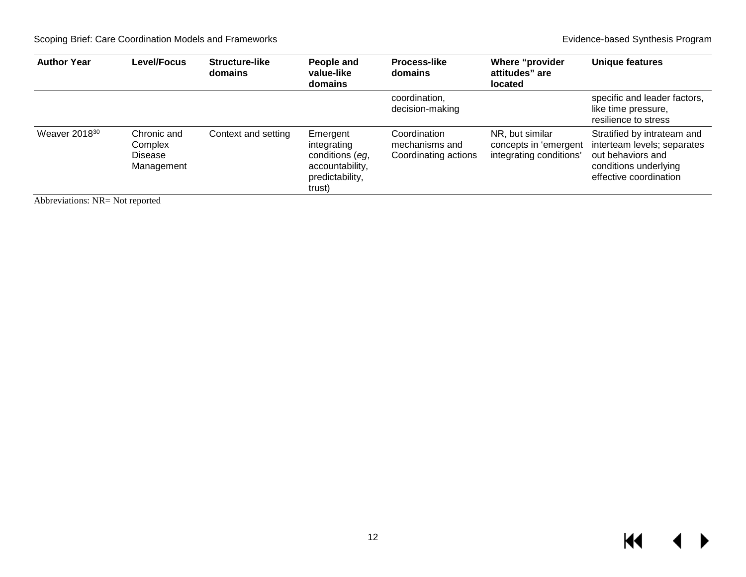| Author Year | Level/Focus | Structure-like domains | People and value-like domains | Process-like domains | Where "provider attitudes" are located | Unique features |
|---|---|---|---|---|---|---|
| | | | | coordination, decision-making | | specific and leader factors, like time pressure, resilience to stress |
| Weaver 2018[30] | Chronic and Complex Disease Management | Context and setting | Emergent integrating conditions (*eg*, accountability, predictability, trust) | Coordination mechanisms and Coordinating actions | NR, but similar concepts in 'emergent integrating conditions' | Stratified by intrateam and interteam levels; separates out behaviors and conditions underlying effective coordination |

Abbreviations: NR= Not reported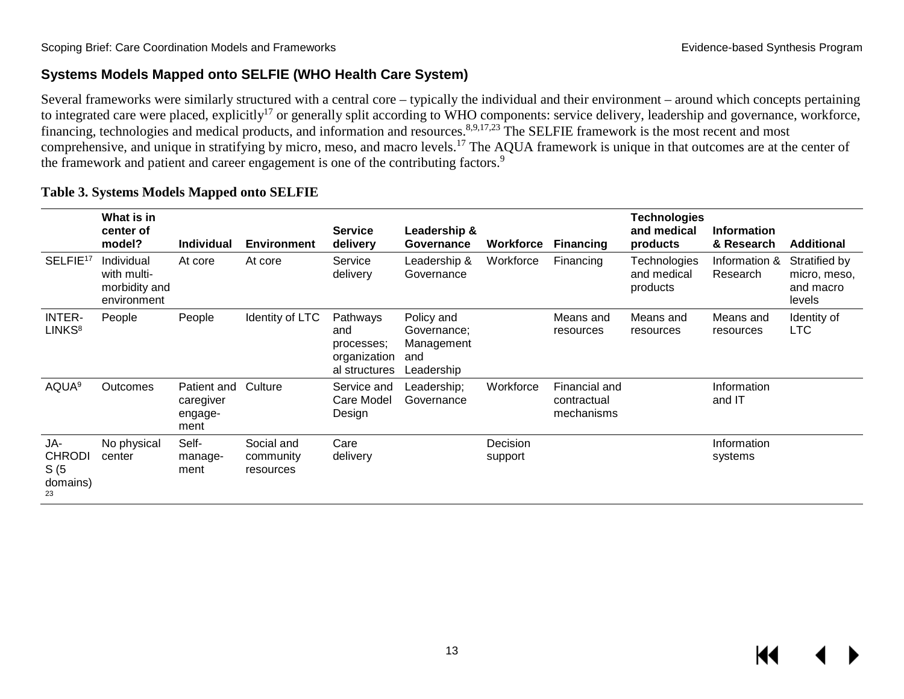## Systems Models Mapped onto SELFIE (WHO Health Care System)

Several frameworks were similarly structured with a central core – typically the individual and their environment – around which concepts pertaining to integrated care were placed, explicitly[17] or generally split according to WHO components: service delivery, leadership and governance, workforce, financing, technologies and medical products, and information and resources.[8,9,17,23] The SELFIE framework is the most recent and most comprehensive, and unique in stratifying by micro, meso, and macro levels.[17] The AQUA framework is unique in that outcomes are at the center of the framework and patient and career engagement is one of the contributing factors.[9]

**Table 3. Systems Models Mapped onto SELFIE**

| | What is in center of model? | Individual | Environment | Service delivery | Leadership & Governance | Workforce | Financing | Technologies and medical products | Information & Research | Additional |
|---|---|---|---|---|---|---|---|---|---|---|
| SELFIE[17] | Individual with multi-morbidity and environment | At core | At core | Service delivery | Leadership & Governance | Workforce | Financing | Technologies and medical products | Information & Research | Stratified by micro, meso, and macro levels |
| INTER-LINKS[8] | People | People | Identity of LTC | Pathways and processes; organizational structures | Policy and Governance; Management and Leadership | | Means and resources | Means and resources | Means and resources | Identity of LTC |
| AQUA[9] | Outcomes | Patient and caregiver engage-ment | Culture | Service and Care Model Design | Leadership; Governance | Workforce | Financial and contractual mechanisms | | Information and IT | |
| JA-CHRODIS (5 domains)[23] | No physical center | Self-manage-ment | Social and community resources | Care delivery | | Decision support | | | Information systems | |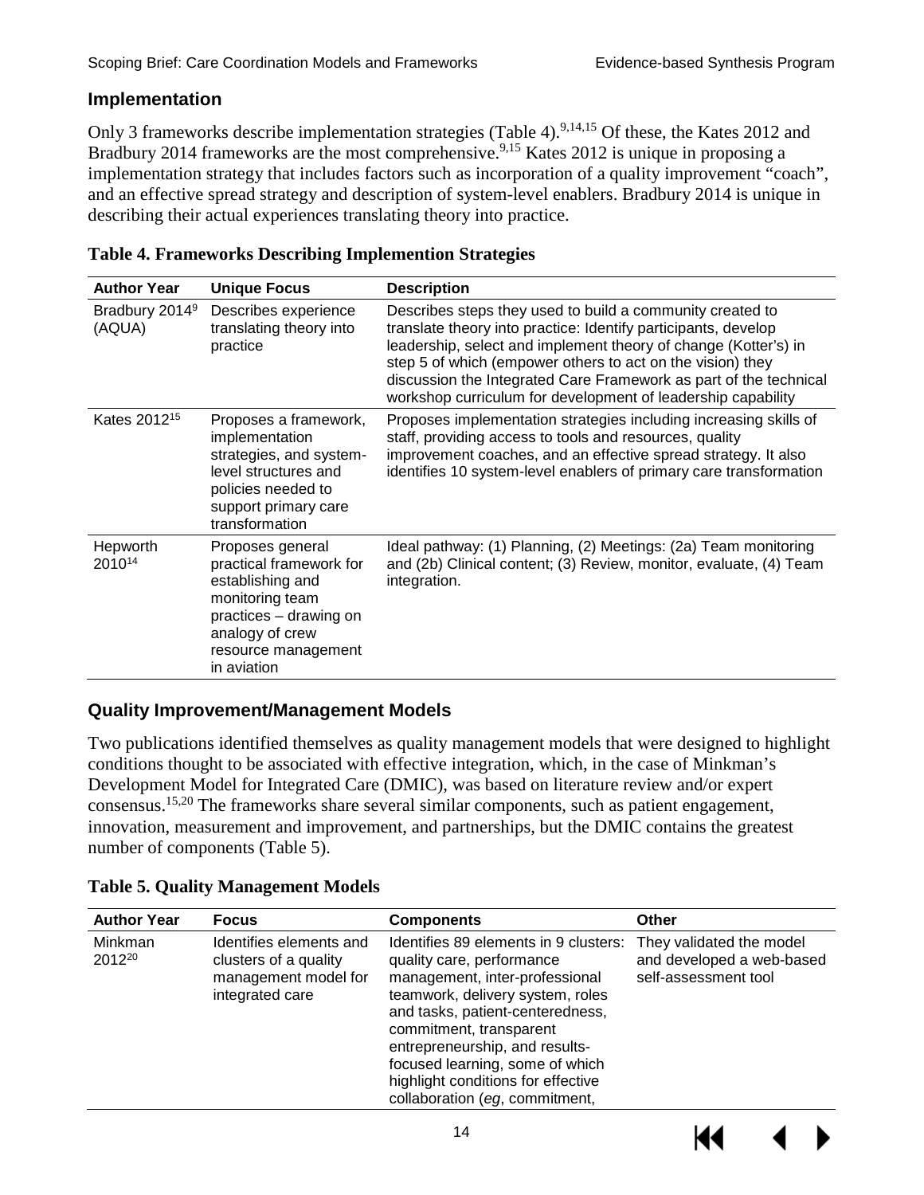## Implementation

Only 3 frameworks describe implementation strategies (Table 4).[9,14,15] Of these, the Kates 2012 and Bradbury 2014 frameworks are the most comprehensive.[9,15] Kates 2012 is unique in proposing a implementation strategy that includes factors such as incorporation of a quality improvement "coach", and an effective spread strategy and description of system-level enablers. Bradbury 2014 is unique in describing their actual experiences translating theory into practice.

**Table 4. Frameworks Describing Implemention Strategies**

| Author Year | Unique Focus | Description |
|---|---|---|
| Bradbury 2014[9] (AQUA) | Describes experience translating theory into practice | Describes steps they used to build a community created to translate theory into practice: Identify participants, develop leadership, select and implement theory of change (Kotter's) in step 5 of which (empower others to act on the vision) they discussion the Integrated Care Framework as part of the technical workshop curriculum for development of leadership capability |
| Kates 2012[15] | Proposes a framework, implementation strategies, and system-level structures and policies needed to support primary care transformation | Proposes implementation strategies including increasing skills of staff, providing access to tools and resources, quality improvement coaches, and an effective spread strategy. It also identifies 10 system-level enablers of primary care transformation |
| Hepworth 2010[14] | Proposes general practical framework for establishing and monitoring team practices – drawing on analogy of crew resource management in aviation | Ideal pathway: (1) Planning, (2) Meetings: (2a) Team monitoring and (2b) Clinical content; (3) Review, monitor, evaluate, (4) Team integration. |

## Quality Improvement/Management Models

Two publications identified themselves as quality management models that were designed to highlight conditions thought to be associated with effective integration, which, in the case of Minkman's Development Model for Integrated Care (DMIC), was based on literature review and/or expert consensus.[15,20] The frameworks share several similar components, such as patient engagement, innovation, measurement and improvement, and partnerships, but the DMIC contains the greatest number of components (Table 5).

**Table 5. Quality Management Models**

| Author Year | Focus | Components | Other |
|---|---|---|---|
| Minkman 2012[20] | Identifies elements and clusters of a quality management model for integrated care | Identifies 89 elements in 9 clusters: quality care, performance management, inter-professional teamwork, delivery system, roles and tasks, patient-centeredness, commitment, transparent entrepreneurship, and results-focused learning, some of which highlight conditions for effective collaboration (*eg*, commitment, | They validated the model and developed a web-based self-assessment tool |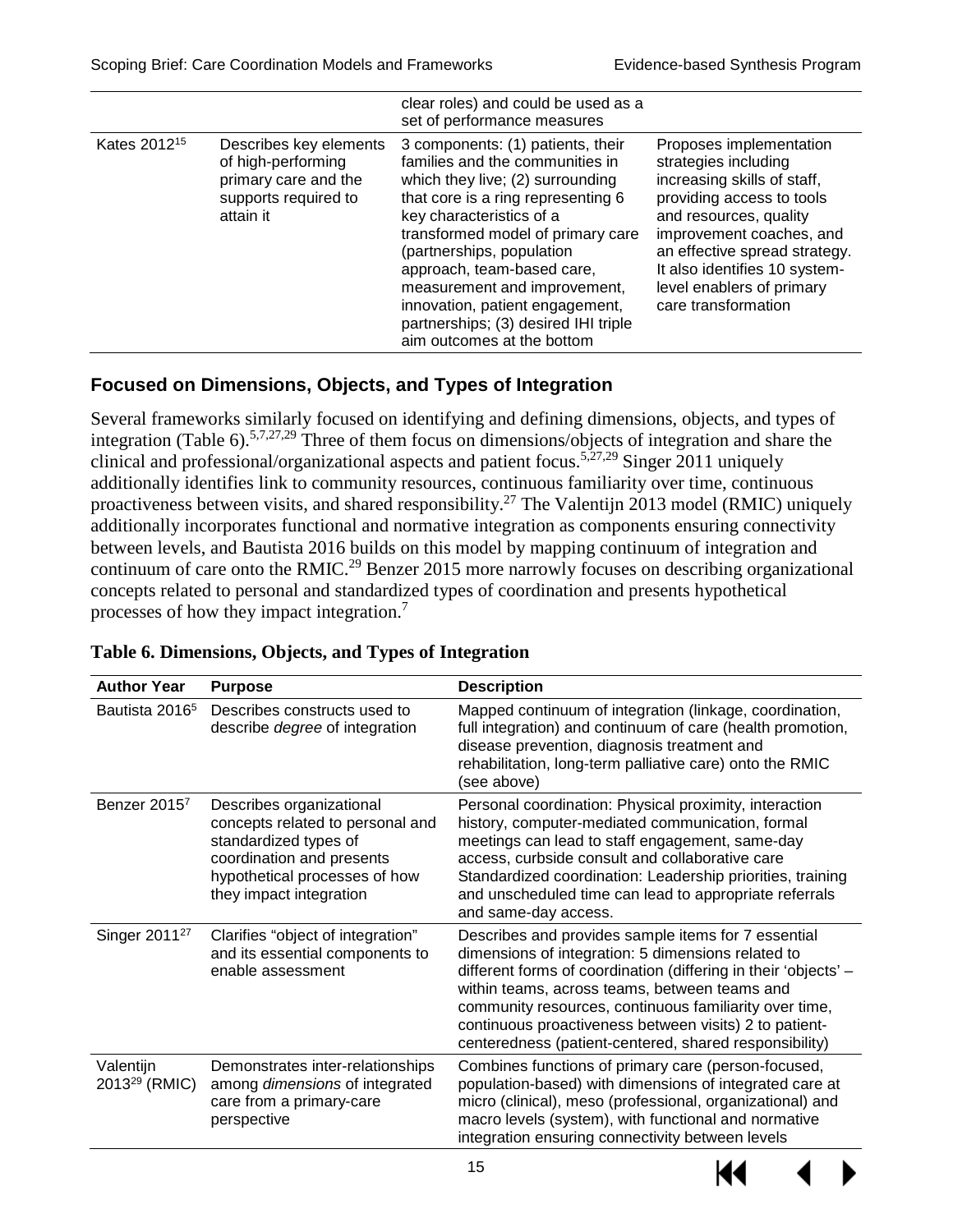| | | clear roles) and could be used as a set of performance measures | |
|---|---|---|---|
| Kates 2012[15] | Describes key elements of high-performing primary care and the supports required to attain it | 3 components: (1) patients, their families and the communities in which they live; (2) surrounding that core is a ring representing 6 key characteristics of a transformed model of primary care (partnerships, population approach, team-based care, measurement and improvement, innovation, patient engagement, partnerships; (3) desired IHI triple aim outcomes at the bottom | Proposes implementation strategies including increasing skills of staff, providing access to tools and resources, quality improvement coaches, and an effective spread strategy. It also identifies 10 system-level enablers of primary care transformation |

## Focused on Dimensions, Objects, and Types of Integration

Several frameworks similarly focused on identifying and defining dimensions, objects, and types of integration (Table 6).[5,7,27,29] Three of them focus on dimensions/objects of integration and share the clinical and professional/organizational aspects and patient focus.[5,27,29] Singer 2011 uniquely additionally identifies link to community resources, continuous familiarity over time, continuous proactiveness between visits, and shared responsibility.[27] The Valentijn 2013 model (RMIC) uniquely additionally incorporates functional and normative integration as components ensuring connectivity between levels, and Bautista 2016 builds on this model by mapping continuum of integration and continuum of care onto the RMIC.[29] Benzer 2015 more narrowly focuses on describing organizational concepts related to personal and standardized types of coordination and presents hypothetical processes of how they impact integration.[7]

**Table 6. Dimensions, Objects, and Types of Integration**

| Author Year | Purpose | Description |
|---|---|---|
| Bautista 2016[5] | Describes constructs used to describe *degree* of integration | Mapped continuum of integration (linkage, coordination, full integration) and continuum of care (health promotion, disease prevention, diagnosis treatment and rehabilitation, long-term palliative care) onto the RMIC (see above) |
| Benzer 2015[7] | Describes organizational concepts related to personal and standardized types of coordination and presents hypothetical processes of how they impact integration | Personal coordination: Physical proximity, interaction history, computer-mediated communication, formal meetings can lead to staff engagement, same-day access, curbside consult and collaborative care<br>Standardized coordination: Leadership priorities, training and unscheduled time can lead to appropriate referrals and same-day access. |
| Singer 2011[27] | Clarifies "object of integration" and its essential components to enable assessment | Describes and provides sample items for 7 essential dimensions of integration: 5 dimensions related to different forms of coordination (differing in their 'objects' – within teams, across teams, between teams and community resources, continuous familiarity over time, continuous proactiveness between visits) 2 to patient-centeredness (patient-centered, shared responsibility) |
| Valentijn 2013[29] (RMIC) | Demonstrates inter-relationships among *dimensions* of integrated care from a primary-care perspective | Combines functions of primary care (person-focused, population-based) with dimensions of integrated care at micro (clinical), meso (professional, organizational) and macro levels (system), with functional and normative integration ensuring connectivity between levels |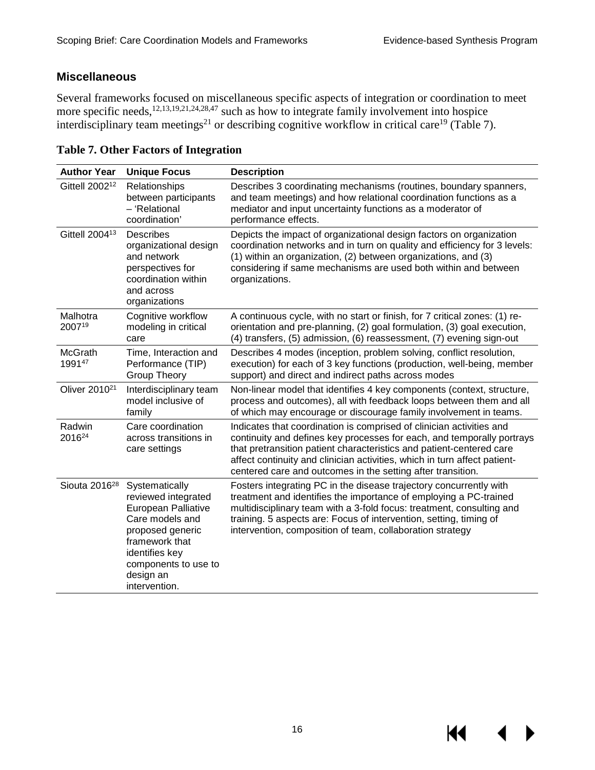## Miscellaneous

Several frameworks focused on miscellaneous specific aspects of integration or coordination to meet more specific needs,[12,13,19,21,24,28,47] such as how to integrate family involvement into hospice interdisciplinary team meetings[21] or describing cognitive workflow in critical care[19] (Table 7).

**Table 7. Other Factors of Integration**

| Author Year | Unique Focus | Description |
|---|---|---|
| Gittell 2002[12] | Relationships between participants – 'Relational coordination' | Describes 3 coordinating mechanisms (routines, boundary spanners, and team meetings) and how relational coordination functions as a mediator and input uncertainty functions as a moderator of performance effects. |
| Gittell 2004[13] | Describes organizational design and network perspectives for coordination within and across organizations | Depicts the impact of organizational design factors on organization coordination networks and in turn on quality and efficiency for 3 levels: (1) within an organization, (2) between organizations, and (3) considering if same mechanisms are used both within and between organizations. |
| Malhotra 2007[19] | Cognitive workflow modeling in critical care | A continuous cycle, with no start or finish, for 7 critical zones: (1) re-orientation and pre-planning, (2) goal formulation, (3) goal execution, (4) transfers, (5) admission, (6) reassessment, (7) evening sign-out |
| McGrath 1991[47] | Time, Interaction and Performance (TIP) Group Theory | Describes 4 modes (inception, problem solving, conflict resolution, execution) for each of 3 key functions (production, well-being, member support) and direct and indirect paths across modes |
| Oliver 2010[21] | Interdisciplinary team model inclusive of family | Non-linear model that identifies 4 key components (context, structure, process and outcomes), all with feedback loops between them and all of which may encourage or discourage family involvement in teams. |
| Radwin 2016[24] | Care coordination across transitions in care settings | Indicates that coordination is comprised of clinician activities and continuity and defines key processes for each, and temporally portrays that pretransition patient characteristics and patient-centered care affect continuity and clinician activities, which in turn affect patient-centered care and outcomes in the setting after transition. |
| Siouta 2016[28] | Systematically reviewed integrated European Palliative Care models and proposed generic framework that identifies key components to use to design an intervention. | Fosters integrating PC in the disease trajectory concurrently with treatment and identifies the importance of employing a PC-trained multidisciplinary team with a 3-fold focus: treatment, consulting and training. 5 aspects are: Focus of intervention, setting, timing of intervention, composition of team, collaboration strategy |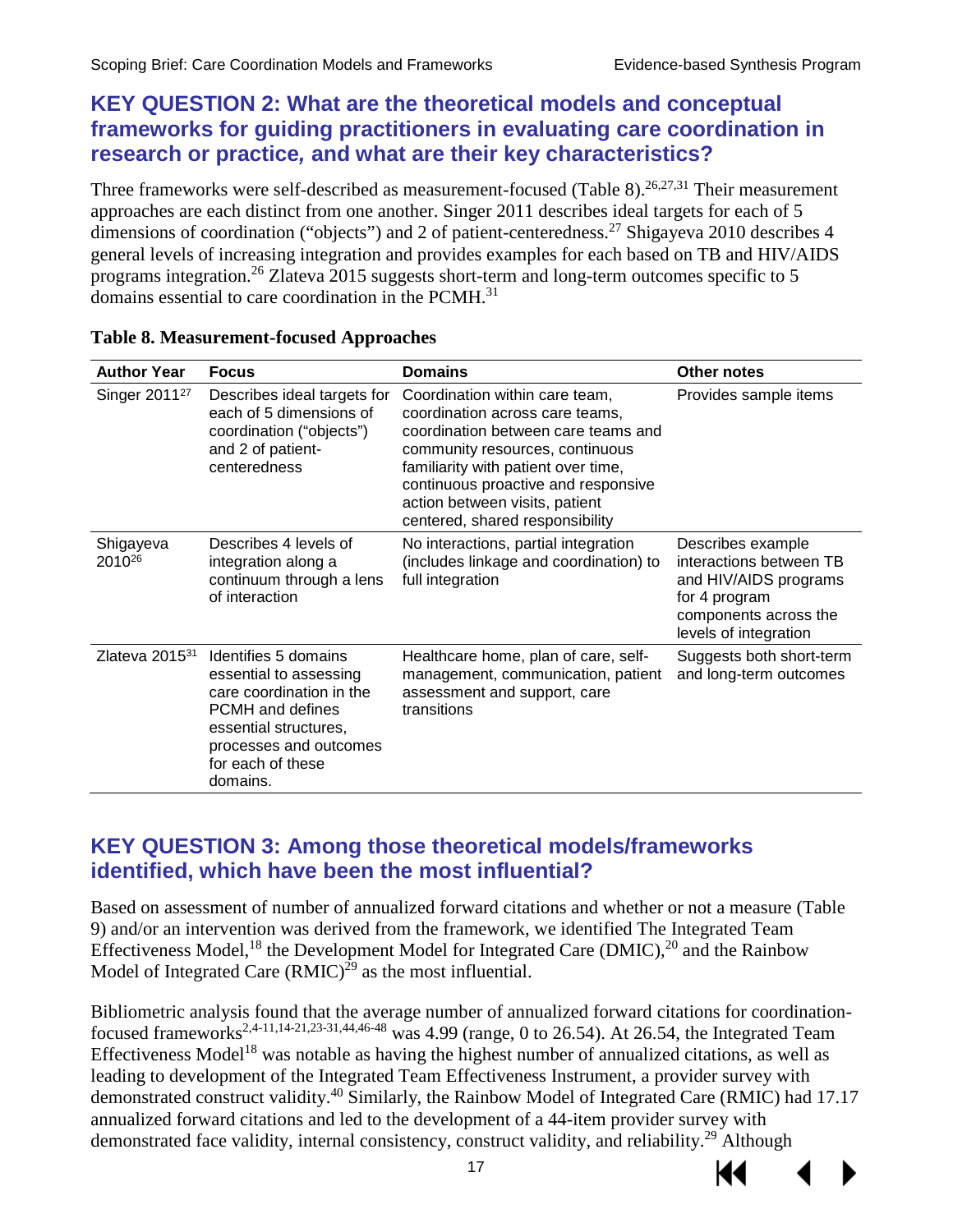## KEY QUESTION 2: What are the theoretical models and conceptual frameworks for guiding practitioners in evaluating care coordination in research or practice, and what are their key characteristics?

Three frameworks were self-described as measurement-focused (Table 8).[26,27,31] Their measurement approaches are each distinct from one another. Singer 2011 describes ideal targets for each of 5 dimensions of coordination ("objects") and 2 of patient-centeredness.[27] Shigayeva 2010 describes 4 general levels of increasing integration and provides examples for each based on TB and HIV/AIDS programs integration.[26] Zlateva 2015 suggests short-term and long-term outcomes specific to 5 domains essential to care coordination in the PCMH.[31]

**Table 8. Measurement-focused Approaches**

| Author Year | Focus | Domains | Other notes |
|---|---|---|---|
| Singer 2011[27] | Describes ideal targets for each of 5 dimensions of coordination ("objects") and 2 of patient-centeredness | Coordination within care team, coordination across care teams, coordination between care teams and community resources, continuous familiarity with patient over time, continuous proactive and responsive action between visits, patient centered, shared responsibility | Provides sample items |
| Shigayeva 2010[26] | Describes 4 levels of integration along a continuum through a lens of interaction | No interactions, partial integration (includes linkage and coordination) to full integration | Describes example interactions between TB and HIV/AIDS programs for 4 program components across the levels of integration |
| Zlateva 2015[31] | Identifies 5 domains essential to assessing care coordination in the PCMH and defines essential structures, processes and outcomes for each of these domains. | Healthcare home, plan of care, self-management, communication, patient assessment and support, care transitions | Suggests both short-term and long-term outcomes |

## KEY QUESTION 3: Among those theoretical models/frameworks identified, which have been the most influential?

Based on assessment of number of annualized forward citations and whether or not a measure (Table 9) and/or an intervention was derived from the framework, we identified The Integrated Team Effectiveness Model,[18] the Development Model for Integrated Care (DMIC),[20] and the Rainbow Model of Integrated Care (RMIC)[29] as the most influential.

Bibliometric analysis found that the average number of annualized forward citations for coordination-focused frameworks[2,4-11,14-21,23-31,44,46-48] was 4.99 (range, 0 to 26.54). At 26.54, the Integrated Team Effectiveness Model[18] was notable as having the highest number of annualized citations, as well as leading to development of the Integrated Team Effectiveness Instrument, a provider survey with demonstrated construct validity.[40] Similarly, the Rainbow Model of Integrated Care (RMIC) had 17.17 annualized forward citations and led to the development of a 44-item provider survey with demonstrated face validity, internal consistency, construct validity, and reliability.[29] Although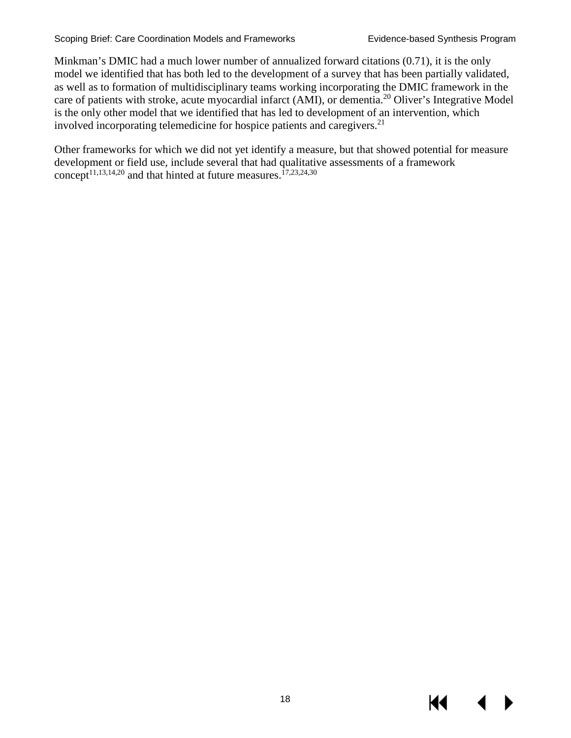Minkman's DMIC had a much lower number of annualized forward citations (0.71), it is the only model we identified that has both led to the development of a survey that has been partially validated, as well as to formation of multidisciplinary teams working incorporating the DMIC framework in the care of patients with stroke, acute myocardial infarct (AMI), or dementia.[20] Oliver's Integrative Model is the only other model that we identified that has led to development of an intervention, which involved incorporating telemedicine for hospice patients and caregivers.[21]

Other frameworks for which we did not yet identify a measure, but that showed potential for measure development or field use, include several that had qualitative assessments of a framework concept[11,13,14,20] and that hinted at future measures.[17,23,24,30]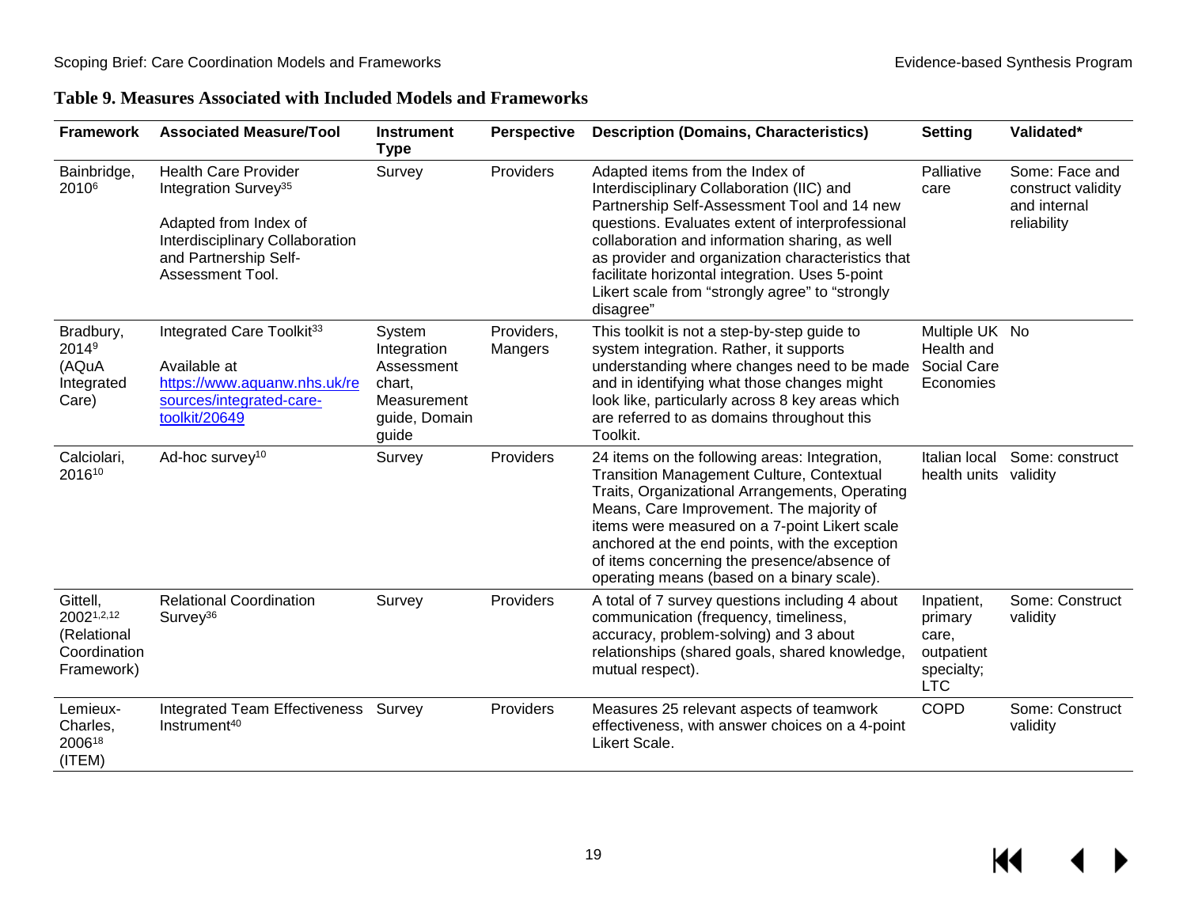**Table 9. Measures Associated with Included Models and Frameworks**

| Framework | Associated Measure/Tool | Instrument Type | Perspective | Description (Domains, Characteristics) | Setting | Validated* |
|---|---|---|---|---|---|---|
| Bainbridge, 2010[6] | Health Care Provider Integration Survey[35]<br><br>Adapted from Index of Interdisciplinary Collaboration and Partnership Self-Assessment Tool. | Survey | Providers | Adapted items from the Index of Interdisciplinary Collaboration (IIC) and Partnership Self-Assessment Tool and 14 new questions. Evaluates extent of interprofessional collaboration and information sharing, as well as provider and organization characteristics that facilitate horizontal integration. Uses 5-point Likert scale from "strongly agree" to "strongly disagree" | Palliative care | Some: Face and construct validity and internal reliability |
| Bradbury, 2014[9] (AQuA Integrated Care) | Integrated Care Toolkit[33]<br><br>Available at [https://www.aquanw.nhs.uk/resources/integrated-care-toolkit/20649](https://www.aquanw.nhs.uk/resources/integrated-care-toolkit/20649) | System Integration Assessment chart, Measurement guide, Domain guide | Providers, Mangers | This toolkit is not a step-by-step guide to system integration. Rather, it supports understanding where changes need to be made and in identifying what those changes might look like, particularly across 8 key areas which are referred to as domains throughout this Toolkit. | Multiple UK Health and Social Care Economies | No |
| Calciolari, 2016[10] | Ad-hoc survey[10] | Survey | Providers | 24 items on the following areas: Integration, Transition Management Culture, Contextual Traits, Organizational Arrangements, Operating Means, Care Improvement. The majority of items were measured on a 7-point Likert scale anchored at the end points, with the exception of items concerning the presence/absence of operating means (based on a binary scale). | Italian local health units | Some: construct validity |
| Gittell, 2002[1,2,12] (Relational Coordination Framework) | Relational Coordination Survey[36] | Survey | Providers | A total of 7 survey questions including 4 about communication (frequency, timeliness, accuracy, problem-solving) and 3 about relationships (shared goals, shared knowledge, mutual respect). | Inpatient, primary care, outpatient specialty; LTC | Some: Construct validity |
| Lemieux-Charles, 2006[18] (ITEM) | Integrated Team Effectiveness Instrument[40] | Survey | Providers | Measures 25 relevant aspects of teamwork effectiveness, with answer choices on a 4-point Likert Scale. | COPD | Some: Construct validity |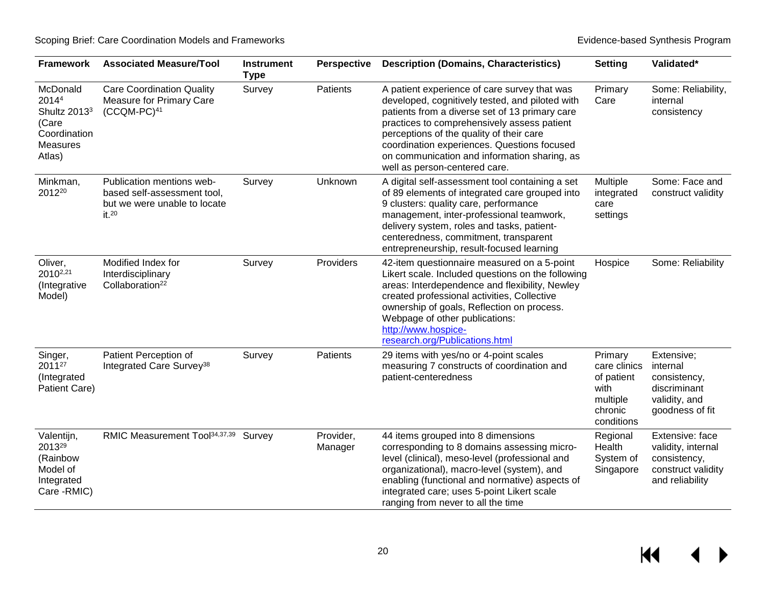| Framework | Associated Measure/Tool | Instrument Type | Perspective | Description (Domains, Characteristics) | Setting | Validated* |
|---|---|---|---|---|---|---|
| McDonald 2014[4] Shultz 2013[3] (Care Coordination Measures Atlas) | Care Coordination Quality Measure for Primary Care (CCQM-PC)[41] | Survey | Patients | A patient experience of care survey that was developed, cognitively tested, and piloted with patients from a diverse set of 13 primary care practices to comprehensively assess patient perceptions of the quality of their care coordination experiences. Questions focused on communication and information sharing, as well as person-centered care. | Primary Care | Some: Reliability, internal consistency |
| Minkman, 2012[20] | Publication mentions web-based self-assessment tool, but we were unable to locate it.[20] | Survey | Unknown | A digital self-assessment tool containing a set of 89 elements of integrated care grouped into 9 clusters: quality care, performance management, inter-professional teamwork, delivery system, roles and tasks, patient-centeredness, commitment, transparent entrepreneurship, result-focused learning | Multiple integrated care settings | Some: Face and construct validity |
| Oliver, 2010[2,21] (Integrative Model) | Modified Index for Interdisciplinary Collaboration[22] | Survey | Providers | 42-item questionnaire measured on a 5-point Likert scale. Included questions on the following areas: Interdependence and flexibility, Newley created professional activities, Collective ownership of goals, Reflection on process. Webpage of other publications: [http://www.hospice-research.org/Publications.html](http://www.hospice-research.org/Publications.html) | Hospice | Some: Reliability |
| Singer, 2011[27] (Integrated Patient Care) | Patient Perception of Integrated Care Survey[38] | Survey | Patients | 29 items with yes/no or 4-point scales measuring 7 constructs of coordination and patient-centeredness | Primary care clinics of patient with multiple chronic conditions | Extensive; internal consistency, discriminant validity, and goodness of fit |
| Valentijn, 2013[29] (Rainbow Model of Integrated Care -RMIC) | RMIC Measurement Tool[34,37,39] | Survey | Provider, Manager | 44 items grouped into 8 dimensions corresponding to 8 domains assessing micro-level (clinical), meso-level (professional and organizational), macro-level (system), and enabling (functional and normative) aspects of integrated care; uses 5-point Likert scale ranging from never to all the time | Regional Health System of Singapore | Extensive: face validity, internal consistency, construct validity and reliability |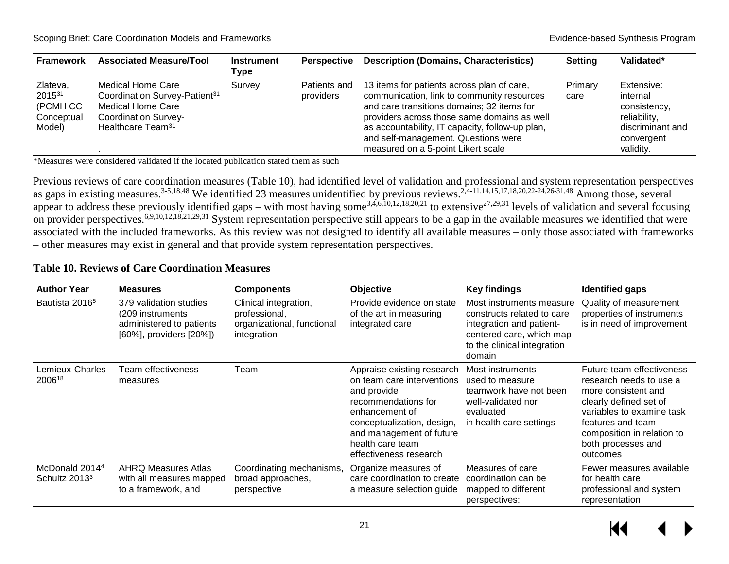| Framework | Associated Measure/Tool | Instrument Type | Perspective | Description (Domains, Characteristics) | Setting | Validated* |
|---|---|---|---|---|---|---|
| Zlateva, 2015[31] (PCMH CC Conceptual Model) | Medical Home Care Coordination Survey-Patient[31] Medical Home Care Coordination Survey-Healthcare Team[31] . | Survey | Patients and providers | 13 items for patients across plan of care, communication, link to community resources and care transitions domains; 32 items for providers across those same domains as well as accountability, IT capacity, follow-up plan, and self-management. Questions were measured on a 5-point Likert scale | Primary care | Extensive: internal consistency, reliability, discriminant and convergent validity. |

*Measures were considered validated if the located publication stated them as such

Previous reviews of care coordination measures (Table 10), had identified level of validation and professional and system representation perspectives as gaps in existing measures.[3-5,18,48] We identified 23 measures unidentified by previous reviews.[2,4-11,14,15,17,18,20,22-24,26-31,48] Among those, several appear to address these previously identified gaps – with most having some[3,4,6,10,12,18,20,21] to extensive[27,29,31] levels of validation and several focusing on provider perspectives.[6,9,10,12,18,21,29,31] System representation perspective still appears to be a gap in the available measures we identified that were associated with the included frameworks. As this review was not designed to identify all available measures – only those associated with frameworks – other measures may exist in general and that provide system representation perspectives.

**Table 10. Reviews of Care Coordination Measures**

| Author Year | Measures | Components | Objective | Key findings | Identified gaps |
|---|---|---|---|---|---|
| Bautista 2016[5] | 379 validation studies (209 instruments administered to patients [60%], providers [20%]) | Clinical integration, professional, organizational, functional integration | Provide evidence on state of the art in measuring integrated care | Most instruments measure constructs related to care integration and patient-centered care, which map to the clinical integration domain | Quality of measurement properties of instruments is in need of improvement |
| Lemieux-Charles 2006[18] | Team effectiveness measures | Team | Appraise existing research on team care interventions and provide recommendations for enhancement of conceptualization, design, and management of future health care team effectiveness research | Most instruments used to measure teamwork have not been well-validated nor evaluated in health care settings | Future team effectiveness research needs to use a more consistent and clearly defined set of variables to examine task features and team composition in relation to both processes and outcomes |
| McDonald 2014[4] Schultz 2013[3] | AHRQ Measures Atlas with all measures mapped to a framework, and | Coordinating mechanisms, broad approaches, perspective | Organize measures of care coordination to create a measure selection guide | Measures of care coordination can be mapped to different perspectives: | Fewer measures available for health care professional and system representation |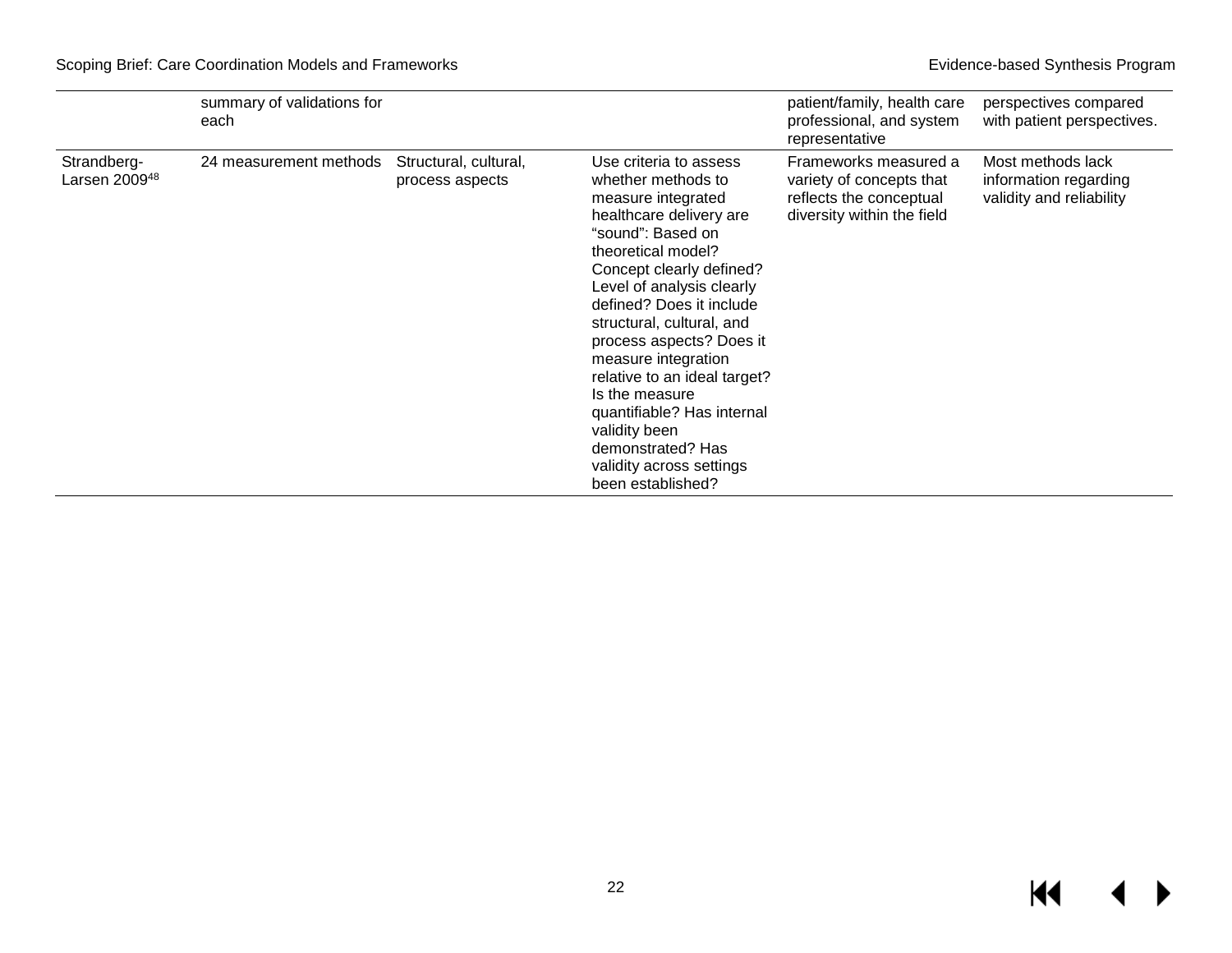| | | | | | |
|---|---|---|---|---|---|
| | summary of validations for each | | | patient/family, health care professional, and system representative | perspectives compared with patient perspectives. |
| Strandberg-Larsen 2009[48] | 24 measurement methods | Structural, cultural, process aspects | Use criteria to assess whether methods to measure integrated healthcare delivery are "sound": Based on theoretical model? Concept clearly defined? Level of analysis clearly defined? Does it include structural, cultural, and process aspects? Does it measure integration relative to an ideal target? Is the measure quantifiable? Has internal validity been demonstrated? Has validity across settings been established? | Frameworks measured a variety of concepts that reflects the conceptual diversity within the field | Most methods lack information regarding validity and reliability |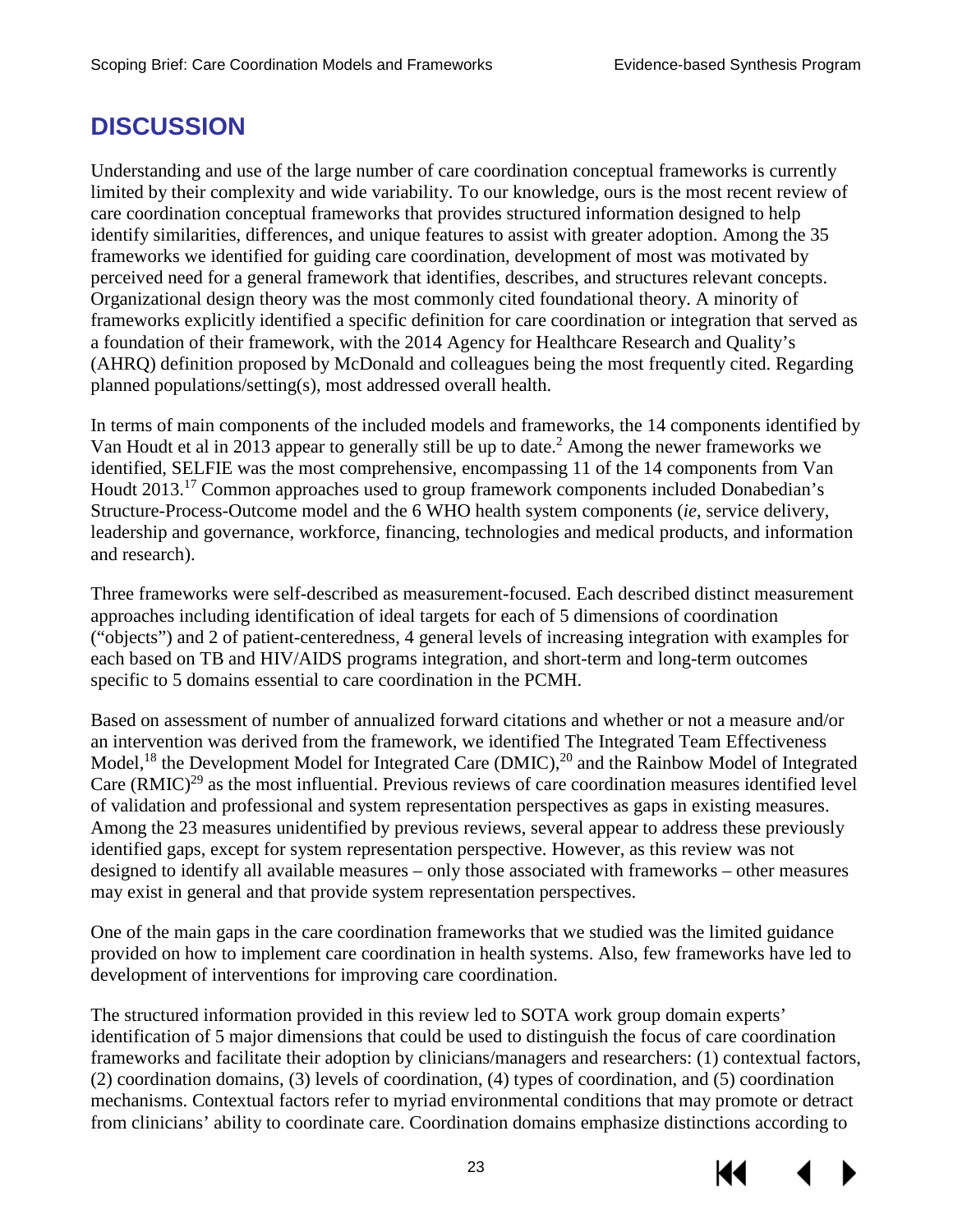# DISCUSSION

Understanding and use of the large number of care coordination conceptual frameworks is currently limited by their complexity and wide variability. To our knowledge, ours is the most recent review of care coordination conceptual frameworks that provides structured information designed to help identify similarities, differences, and unique features to assist with greater adoption. Among the 35 frameworks we identified for guiding care coordination, development of most was motivated by perceived need for a general framework that identifies, describes, and structures relevant concepts. Organizational design theory was the most commonly cited foundational theory. A minority of frameworks explicitly identified a specific definition for care coordination or integration that served as a foundation of their framework, with the 2014 Agency for Healthcare Research and Quality's (AHRQ) definition proposed by McDonald and colleagues being the most frequently cited. Regarding planned populations/setting(s), most addressed overall health.

In terms of main components of the included models and frameworks, the 14 components identified by Van Houdt et al in 2013 appear to generally still be up to date.[2] Among the newer frameworks we identified, SELFIE was the most comprehensive, encompassing 11 of the 14 components from Van Houdt 2013.[17] Common approaches used to group framework components included Donabedian's Structure-Process-Outcome model and the 6 WHO health system components (*ie*, service delivery, leadership and governance, workforce, financing, technologies and medical products, and information and research).

Three frameworks were self-described as measurement-focused. Each described distinct measurement approaches including identification of ideal targets for each of 5 dimensions of coordination ("objects") and 2 of patient-centeredness, 4 general levels of increasing integration with examples for each based on TB and HIV/AIDS programs integration, and short-term and long-term outcomes specific to 5 domains essential to care coordination in the PCMH.

Based on assessment of number of annualized forward citations and whether or not a measure and/or an intervention was derived from the framework, we identified The Integrated Team Effectiveness Model,[18] the Development Model for Integrated Care (DMIC),[20] and the Rainbow Model of Integrated Care (RMIC)[29] as the most influential. Previous reviews of care coordination measures identified level of validation and professional and system representation perspectives as gaps in existing measures. Among the 23 measures unidentified by previous reviews, several appear to address these previously identified gaps, except for system representation perspective. However, as this review was not designed to identify all available measures – only those associated with frameworks – other measures may exist in general and that provide system representation perspectives.

One of the main gaps in the care coordination frameworks that we studied was the limited guidance provided on how to implement care coordination in health systems. Also, few frameworks have led to development of interventions for improving care coordination.

The structured information provided in this review led to SOTA work group domain experts' identification of 5 major dimensions that could be used to distinguish the focus of care coordination frameworks and facilitate their adoption by clinicians/managers and researchers: (1) contextual factors, (2) coordination domains, (3) levels of coordination, (4) types of coordination, and (5) coordination mechanisms. Contextual factors refer to myriad environmental conditions that may promote or detract from clinicians' ability to coordinate care. Coordination domains emphasize distinctions according to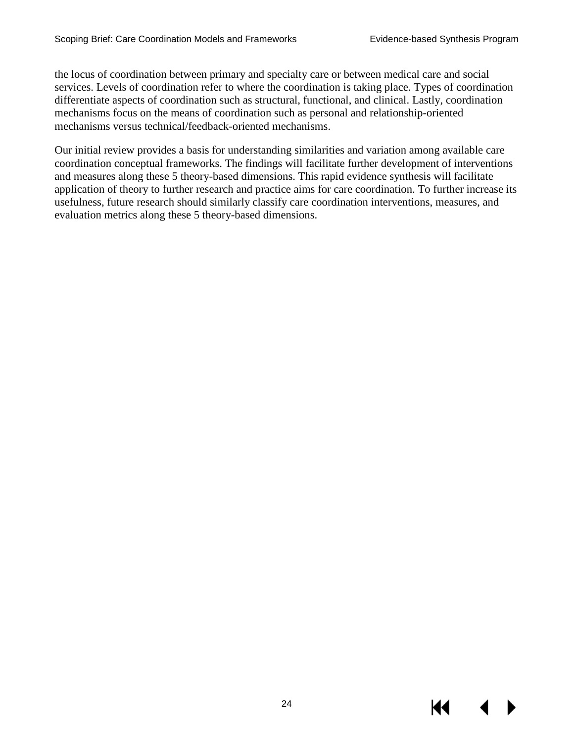the locus of coordination between primary and specialty care or between medical care and social services. Levels of coordination refer to where the coordination is taking place. Types of coordination differentiate aspects of coordination such as structural, functional, and clinical. Lastly, coordination mechanisms focus on the means of coordination such as personal and relationship-oriented mechanisms versus technical/feedback-oriented mechanisms.

Our initial review provides a basis for understanding similarities and variation among available care coordination conceptual frameworks. The findings will facilitate further development of interventions and measures along these 5 theory-based dimensions. This rapid evidence synthesis will facilitate application of theory to further research and practice aims for care coordination. To further increase its usefulness, future research should similarly classify care coordination interventions, measures, and evaluation metrics along these 5 theory-based dimensions.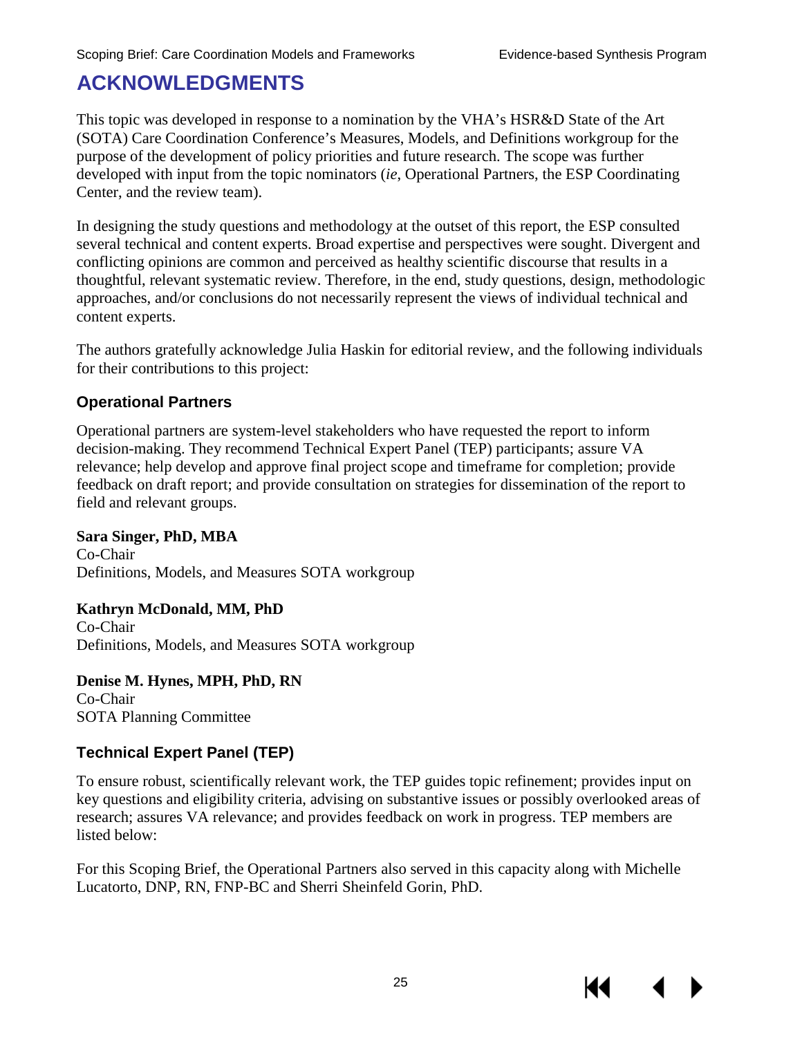# ACKNOWLEDGMENTS

This topic was developed in response to a nomination by the VHA's HSR&D State of the Art (SOTA) Care Coordination Conference's Measures, Models, and Definitions workgroup for the purpose of the development of policy priorities and future research. The scope was further developed with input from the topic nominators (*ie*, Operational Partners, the ESP Coordinating Center, and the review team).

In designing the study questions and methodology at the outset of this report, the ESP consulted several technical and content experts. Broad expertise and perspectives were sought. Divergent and conflicting opinions are common and perceived as healthy scientific discourse that results in a thoughtful, relevant systematic review. Therefore, in the end, study questions, design, methodologic approaches, and/or conclusions do not necessarily represent the views of individual technical and content experts.

The authors gratefully acknowledge Julia Haskin for editorial review, and the following individuals for their contributions to this project:

## Operational Partners

Operational partners are system-level stakeholders who have requested the report to inform decision-making. They recommend Technical Expert Panel (TEP) participants; assure VA relevance; help develop and approve final project scope and timeframe for completion; provide feedback on draft report; and provide consultation on strategies for dissemination of the report to field and relevant groups.

**Sara Singer, PhD, MBA**
Co-Chair
Definitions, Models, and Measures SOTA workgroup

**Kathryn McDonald, MM, PhD**
Co-Chair
Definitions, Models, and Measures SOTA workgroup

**Denise M. Hynes, MPH, PhD, RN**
Co-Chair
SOTA Planning Committee

## Technical Expert Panel (TEP)

To ensure robust, scientifically relevant work, the TEP guides topic refinement; provides input on key questions and eligibility criteria, advising on substantive issues or possibly overlooked areas of research; assures VA relevance; and provides feedback on work in progress. TEP members are listed below:

For this Scoping Brief, the Operational Partners also served in this capacity along with Michelle Lucatorto, DNP, RN, FNP-BC and Sherri Sheinfeld Gorin, PhD.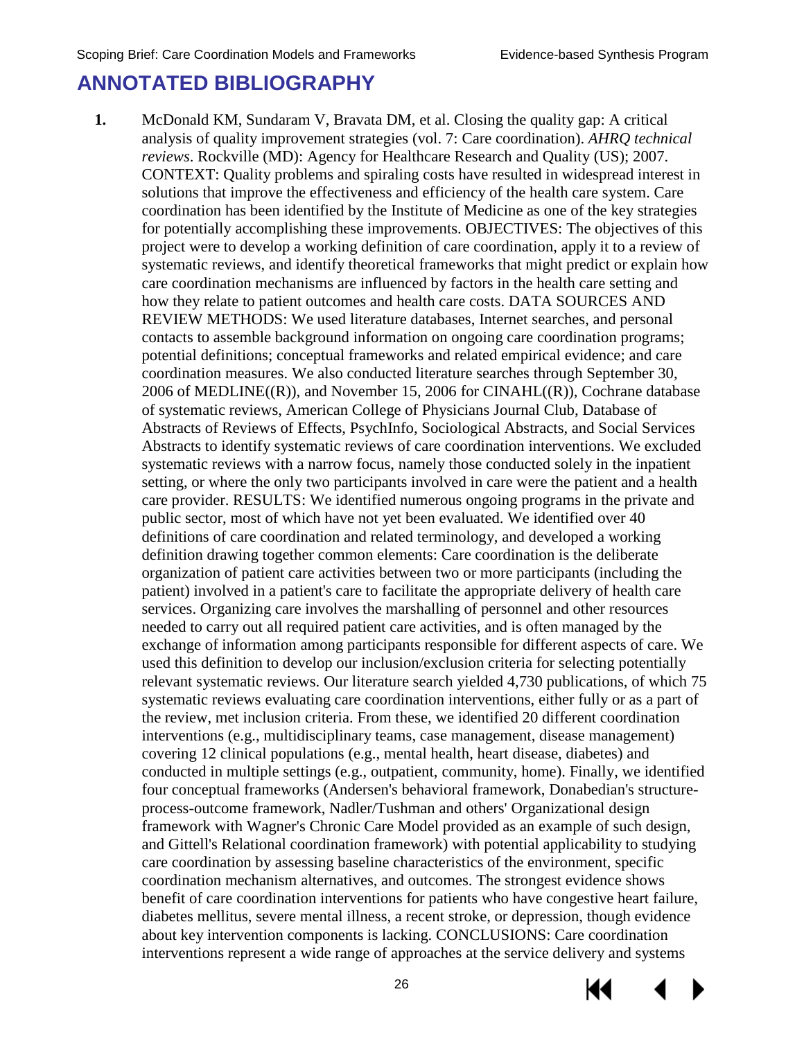# ANNOTATED BIBLIOGRAPHY

1. McDonald KM, Sundaram V, Bravata DM, et al. Closing the quality gap: A critical analysis of quality improvement strategies (vol. 7: Care coordination). *AHRQ technical reviews*. Rockville (MD): Agency for Healthcare Research and Quality (US); 2007. CONTEXT: Quality problems and spiraling costs have resulted in widespread interest in solutions that improve the effectiveness and efficiency of the health care system. Care coordination has been identified by the Institute of Medicine as one of the key strategies for potentially accomplishing these improvements. OBJECTIVES: The objectives of this project were to develop a working definition of care coordination, apply it to a review of systematic reviews, and identify theoretical frameworks that might predict or explain how care coordination mechanisms are influenced by factors in the health care setting and how they relate to patient outcomes and health care costs. DATA SOURCES AND REVIEW METHODS: We used literature databases, Internet searches, and personal contacts to assemble background information on ongoing care coordination programs; potential definitions; conceptual frameworks and related empirical evidence; and care coordination measures. We also conducted literature searches through September 30, 2006 of MEDLINE((R)), and November 15, 2006 for CINAHL((R)), Cochrane database of systematic reviews, American College of Physicians Journal Club, Database of Abstracts of Reviews of Effects, PsychInfo, Sociological Abstracts, and Social Services Abstracts to identify systematic reviews of care coordination interventions. We excluded systematic reviews with a narrow focus, namely those conducted solely in the inpatient setting, or where the only two participants involved in care were the patient and a health care provider. RESULTS: We identified numerous ongoing programs in the private and public sector, most of which have not yet been evaluated. We identified over 40 definitions of care coordination and related terminology, and developed a working definition drawing together common elements: Care coordination is the deliberate organization of patient care activities between two or more participants (including the patient) involved in a patient's care to facilitate the appropriate delivery of health care services. Organizing care involves the marshalling of personnel and other resources needed to carry out all required patient care activities, and is often managed by the exchange of information among participants responsible for different aspects of care. We used this definition to develop our inclusion/exclusion criteria for selecting potentially relevant systematic reviews. Our literature search yielded 4,730 publications, of which 75 systematic reviews evaluating care coordination interventions, either fully or as a part of the review, met inclusion criteria. From these, we identified 20 different coordination interventions (e.g., multidisciplinary teams, case management, disease management) covering 12 clinical populations (e.g., mental health, heart disease, diabetes) and conducted in multiple settings (e.g., outpatient, community, home). Finally, we identified four conceptual frameworks (Andersen's behavioral framework, Donabedian's structure-process-outcome framework, Nadler/Tushman and others' Organizational design framework with Wagner's Chronic Care Model provided as an example of such design, and Gittell's Relational coordination framework) with potential applicability to studying care coordination by assessing baseline characteristics of the environment, specific coordination mechanism alternatives, and outcomes. The strongest evidence shows benefit of care coordination interventions for patients who have congestive heart failure, diabetes mellitus, severe mental illness, a recent stroke, or depression, though evidence about key intervention components is lacking. CONCLUSIONS: Care coordination interventions represent a wide range of approaches at the service delivery and systems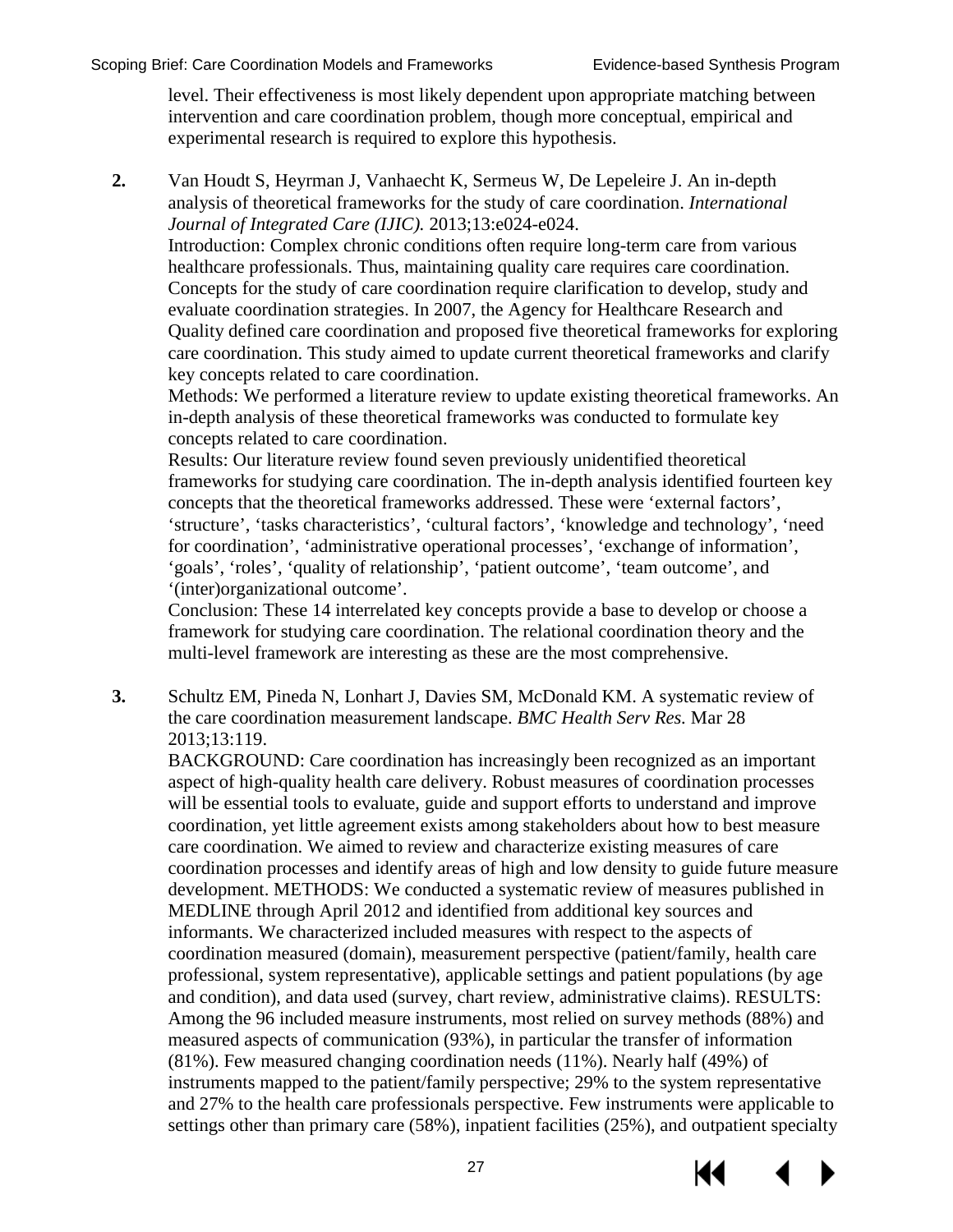level. Their effectiveness is most likely dependent upon appropriate matching between intervention and care coordination problem, though more conceptual, empirical and experimental research is required to explore this hypothesis.

**2.** Van Houdt S, Heyrman J, Vanhaecht K, Sermeus W, De Lepeleire J. An in-depth analysis of theoretical frameworks for the study of care coordination. *International Journal of Integrated Care (IJIC).* 2013;13:e024-e024.
Introduction: Complex chronic conditions often require long-term care from various healthcare professionals. Thus, maintaining quality care requires care coordination. Concepts for the study of care coordination require clarification to develop, study and evaluate coordination strategies. In 2007, the Agency for Healthcare Research and Quality defined care coordination and proposed five theoretical frameworks for exploring care coordination. This study aimed to update current theoretical frameworks and clarify key concepts related to care coordination.
Methods: We performed a literature review to update existing theoretical frameworks. An in-depth analysis of these theoretical frameworks was conducted to formulate key concepts related to care coordination.
Results: Our literature review found seven previously unidentified theoretical frameworks for studying care coordination. The in-depth analysis identified fourteen key concepts that the theoretical frameworks addressed. These were 'external factors', 'structure', 'tasks characteristics', 'cultural factors', 'knowledge and technology', 'need for coordination', 'administrative operational processes', 'exchange of information', 'goals', 'roles', 'quality of relationship', 'patient outcome', 'team outcome', and '(inter)organizational outcome'.
Conclusion: These 14 interrelated key concepts provide a base to develop or choose a framework for studying care coordination. The relational coordination theory and the multi-level framework are interesting as these are the most comprehensive.

**3.** Schultz EM, Pineda N, Lonhart J, Davies SM, McDonald KM. A systematic review of the care coordination measurement landscape. *BMC Health Serv Res.* Mar 28 2013;13:119.
BACKGROUND: Care coordination has increasingly been recognized as an important aspect of high-quality health care delivery. Robust measures of coordination processes will be essential tools to evaluate, guide and support efforts to understand and improve coordination, yet little agreement exists among stakeholders about how to best measure care coordination. We aimed to review and characterize existing measures of care coordination processes and identify areas of high and low density to guide future measure development. METHODS: We conducted a systematic review of measures published in MEDLINE through April 2012 and identified from additional key sources and informants. We characterized included measures with respect to the aspects of coordination measured (domain), measurement perspective (patient/family, health care professional, system representative), applicable settings and patient populations (by age and condition), and data used (survey, chart review, administrative claims). RESULTS: Among the 96 included measure instruments, most relied on survey methods (88%) and measured aspects of communication (93%), in particular the transfer of information (81%). Few measured changing coordination needs (11%). Nearly half (49%) of instruments mapped to the patient/family perspective; 29% to the system representative and 27% to the health care professionals perspective. Few instruments were applicable to settings other than primary care (58%), inpatient facilities (25%), and outpatient specialty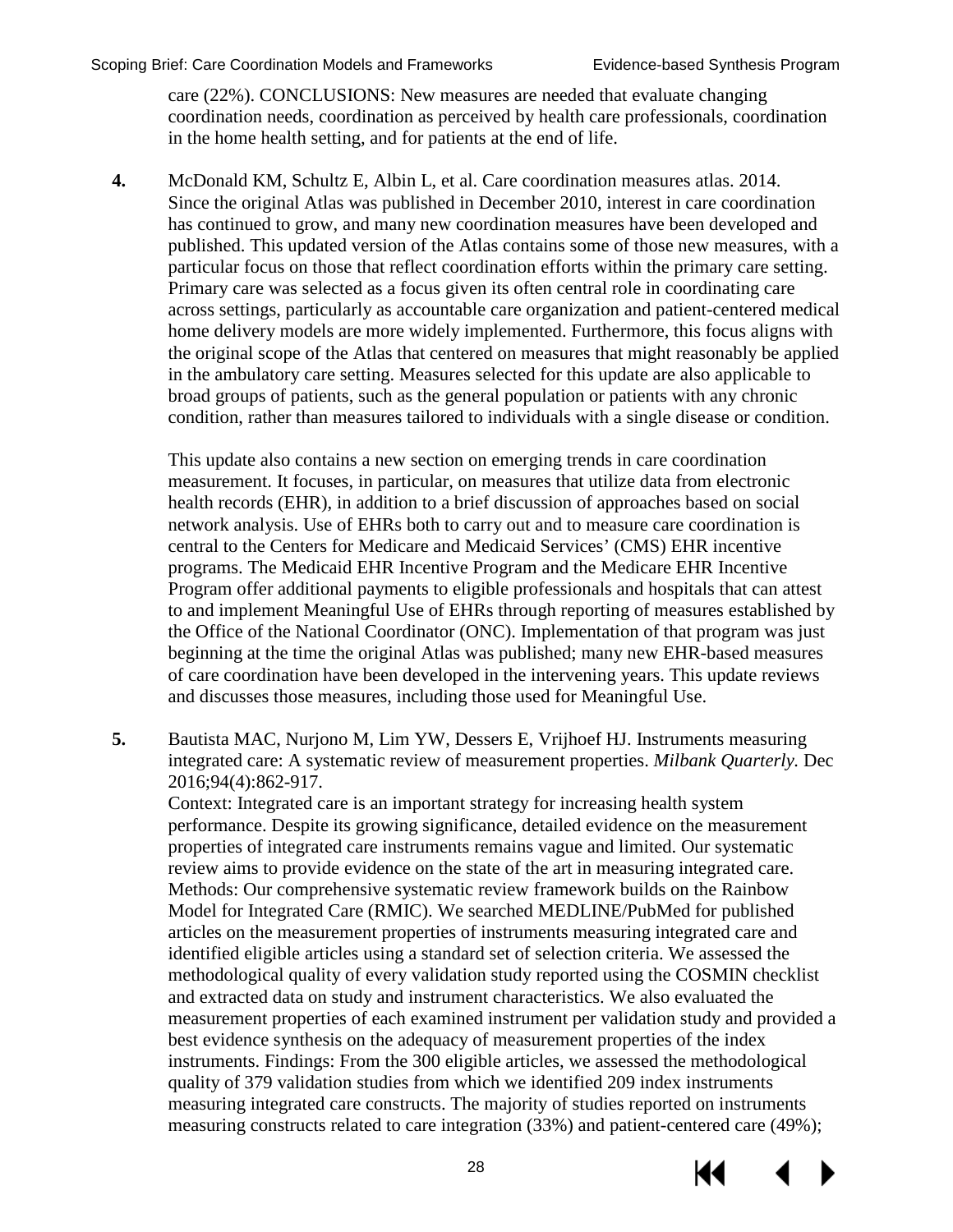care (22%). CONCLUSIONS: New measures are needed that evaluate changing coordination needs, coordination as perceived by health care professionals, coordination in the home health setting, and for patients at the end of life.

**4.** McDonald KM, Schultz E, Albin L, et al. Care coordination measures atlas. 2014. Since the original Atlas was published in December 2010, interest in care coordination has continued to grow, and many new coordination measures have been developed and published. This updated version of the Atlas contains some of those new measures, with a particular focus on those that reflect coordination efforts within the primary care setting. Primary care was selected as a focus given its often central role in coordinating care across settings, particularly as accountable care organization and patient-centered medical home delivery models are more widely implemented. Furthermore, this focus aligns with the original scope of the Atlas that centered on measures that might reasonably be applied in the ambulatory care setting. Measures selected for this update are also applicable to broad groups of patients, such as the general population or patients with any chronic condition, rather than measures tailored to individuals with a single disease or condition.

This update also contains a new section on emerging trends in care coordination measurement. It focuses, in particular, on measures that utilize data from electronic health records (EHR), in addition to a brief discussion of approaches based on social network analysis. Use of EHRs both to carry out and to measure care coordination is central to the Centers for Medicare and Medicaid Services' (CMS) EHR incentive programs. The Medicaid EHR Incentive Program and the Medicare EHR Incentive Program offer additional payments to eligible professionals and hospitals that can attest to and implement Meaningful Use of EHRs through reporting of measures established by the Office of the National Coordinator (ONC). Implementation of that program was just beginning at the time the original Atlas was published; many new EHR-based measures of care coordination have been developed in the intervening years. This update reviews and discusses those measures, including those used for Meaningful Use.

**5.** Bautista MAC, Nurjono M, Lim YW, Dessers E, Vrijhoef HJ. Instruments measuring integrated care: A systematic review of measurement properties. *Milbank Quarterly.* Dec 2016;94(4):862-917.
Context: Integrated care is an important strategy for increasing health system performance. Despite its growing significance, detailed evidence on the measurement properties of integrated care instruments remains vague and limited. Our systematic review aims to provide evidence on the state of the art in measuring integrated care. Methods: Our comprehensive systematic review framework builds on the Rainbow Model for Integrated Care (RMIC). We searched MEDLINE/PubMed for published articles on the measurement properties of instruments measuring integrated care and identified eligible articles using a standard set of selection criteria. We assessed the methodological quality of every validation study reported using the COSMIN checklist and extracted data on study and instrument characteristics. We also evaluated the measurement properties of each examined instrument per validation study and provided a best evidence synthesis on the adequacy of measurement properties of the index instruments. Findings: From the 300 eligible articles, we assessed the methodological quality of 379 validation studies from which we identified 209 index instruments measuring integrated care constructs. The majority of studies reported on instruments measuring constructs related to care integration (33%) and patient-centered care (49%);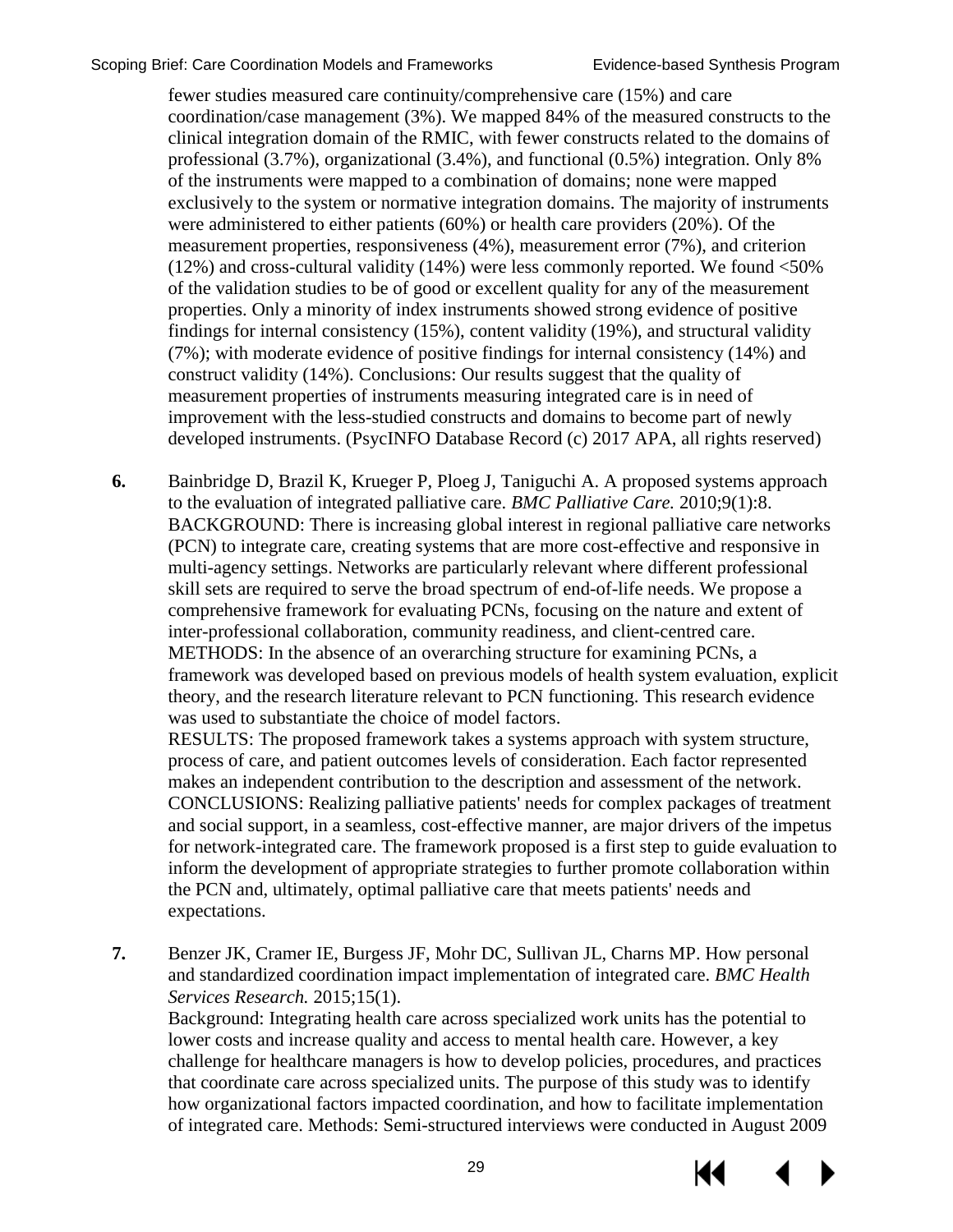fewer studies measured care continuity/comprehensive care (15%) and care coordination/case management (3%). We mapped 84% of the measured constructs to the clinical integration domain of the RMIC, with fewer constructs related to the domains of professional (3.7%), organizational (3.4%), and functional (0.5%) integration. Only 8% of the instruments were mapped to a combination of domains; none were mapped exclusively to the system or normative integration domains. The majority of instruments were administered to either patients (60%) or health care providers (20%). Of the measurement properties, responsiveness (4%), measurement error (7%), and criterion (12%) and cross-cultural validity (14%) were less commonly reported. We found <50% of the validation studies to be of good or excellent quality for any of the measurement properties. Only a minority of index instruments showed strong evidence of positive findings for internal consistency (15%), content validity (19%), and structural validity (7%); with moderate evidence of positive findings for internal consistency (14%) and construct validity (14%). Conclusions: Our results suggest that the quality of measurement properties of instruments measuring integrated care is in need of improvement with the less-studied constructs and domains to become part of newly developed instruments. (PsycINFO Database Record (c) 2017 APA, all rights reserved)

**6.** Bainbridge D, Brazil K, Krueger P, Ploeg J, Taniguchi A. A proposed systems approach to the evaluation of integrated palliative care. *BMC Palliative Care.* 2010;9(1):8.
BACKGROUND: There is increasing global interest in regional palliative care networks (PCN) to integrate care, creating systems that are more cost-effective and responsive in multi-agency settings. Networks are particularly relevant where different professional skill sets are required to serve the broad spectrum of end-of-life needs. We propose a comprehensive framework for evaluating PCNs, focusing on the nature and extent of inter-professional collaboration, community readiness, and client-centred care.
METHODS: In the absence of an overarching structure for examining PCNs, a framework was developed based on previous models of health system evaluation, explicit theory, and the research literature relevant to PCN functioning. This research evidence was used to substantiate the choice of model factors.
RESULTS: The proposed framework takes a systems approach with system structure, process of care, and patient outcomes levels of consideration. Each factor represented makes an independent contribution to the description and assessment of the network.
CONCLUSIONS: Realizing palliative patients' needs for complex packages of treatment and social support, in a seamless, cost-effective manner, are major drivers of the impetus for network-integrated care. The framework proposed is a first step to guide evaluation to inform the development of appropriate strategies to further promote collaboration within the PCN and, ultimately, optimal palliative care that meets patients' needs and expectations.

**7.** Benzer JK, Cramer IE, Burgess JF, Mohr DC, Sullivan JL, Charns MP. How personal and standardized coordination impact implementation of integrated care. *BMC Health Services Research.* 2015;15(1).
Background: Integrating health care across specialized work units has the potential to lower costs and increase quality and access to mental health care. However, a key challenge for healthcare managers is how to develop policies, procedures, and practices that coordinate care across specialized units. The purpose of this study was to identify how organizational factors impacted coordination, and how to facilitate implementation of integrated care. Methods: Semi-structured interviews were conducted in August 2009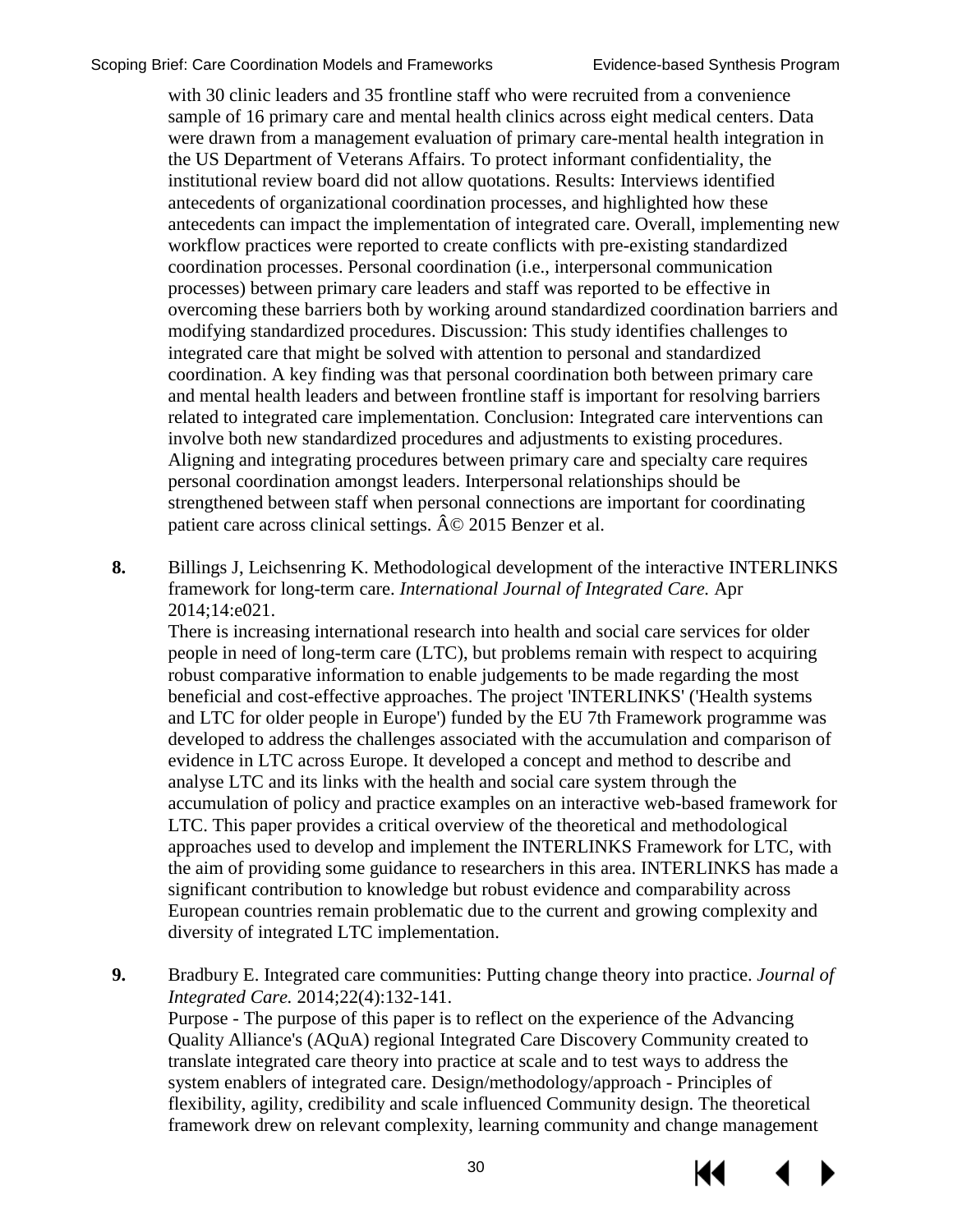with 30 clinic leaders and 35 frontline staff who were recruited from a convenience sample of 16 primary care and mental health clinics across eight medical centers. Data were drawn from a management evaluation of primary care-mental health integration in the US Department of Veterans Affairs. To protect informant confidentiality, the institutional review board did not allow quotations. Results: Interviews identified antecedents of organizational coordination processes, and highlighted how these antecedents can impact the implementation of integrated care. Overall, implementing new workflow practices were reported to create conflicts with pre-existing standardized coordination processes. Personal coordination (i.e., interpersonal communication processes) between primary care leaders and staff was reported to be effective in overcoming these barriers both by working around standardized coordination barriers and modifying standardized procedures. Discussion: This study identifies challenges to integrated care that might be solved with attention to personal and standardized coordination. A key finding was that personal coordination both between primary care and mental health leaders and between frontline staff is important for resolving barriers related to integrated care implementation. Conclusion: Integrated care interventions can involve both new standardized procedures and adjustments to existing procedures. Aligning and integrating procedures between primary care and specialty care requires personal coordination amongst leaders. Interpersonal relationships should be strengthened between staff when personal connections are important for coordinating patient care across clinical settings. Â© 2015 Benzer et al.

**8.** Billings J, Leichsenring K. Methodological development of the interactive INTERLINKS framework for long-term care. *International Journal of Integrated Care.* Apr 2014;14:e021.
There is increasing international research into health and social care services for older people in need of long-term care (LTC), but problems remain with respect to acquiring robust comparative information to enable judgements to be made regarding the most beneficial and cost-effective approaches. The project 'INTERLINKS' ('Health systems and LTC for older people in Europe') funded by the EU 7th Framework programme was developed to address the challenges associated with the accumulation and comparison of evidence in LTC across Europe. It developed a concept and method to describe and analyse LTC and its links with the health and social care system through the accumulation of policy and practice examples on an interactive web-based framework for LTC. This paper provides a critical overview of the theoretical and methodological approaches used to develop and implement the INTERLINKS Framework for LTC, with the aim of providing some guidance to researchers in this area. INTERLINKS has made a significant contribution to knowledge but robust evidence and comparability across European countries remain problematic due to the current and growing complexity and diversity of integrated LTC implementation.

**9.** Bradbury E. Integrated care communities: Putting change theory into practice. *Journal of Integrated Care.* 2014;22(4):132-141.
Purpose - The purpose of this paper is to reflect on the experience of the Advancing Quality Alliance's (AQuA) regional Integrated Care Discovery Community created to translate integrated care theory into practice at scale and to test ways to address the system enablers of integrated care. Design/methodology/approach - Principles of flexibility, agility, credibility and scale influenced Community design. The theoretical framework drew on relevant complexity, learning community and change management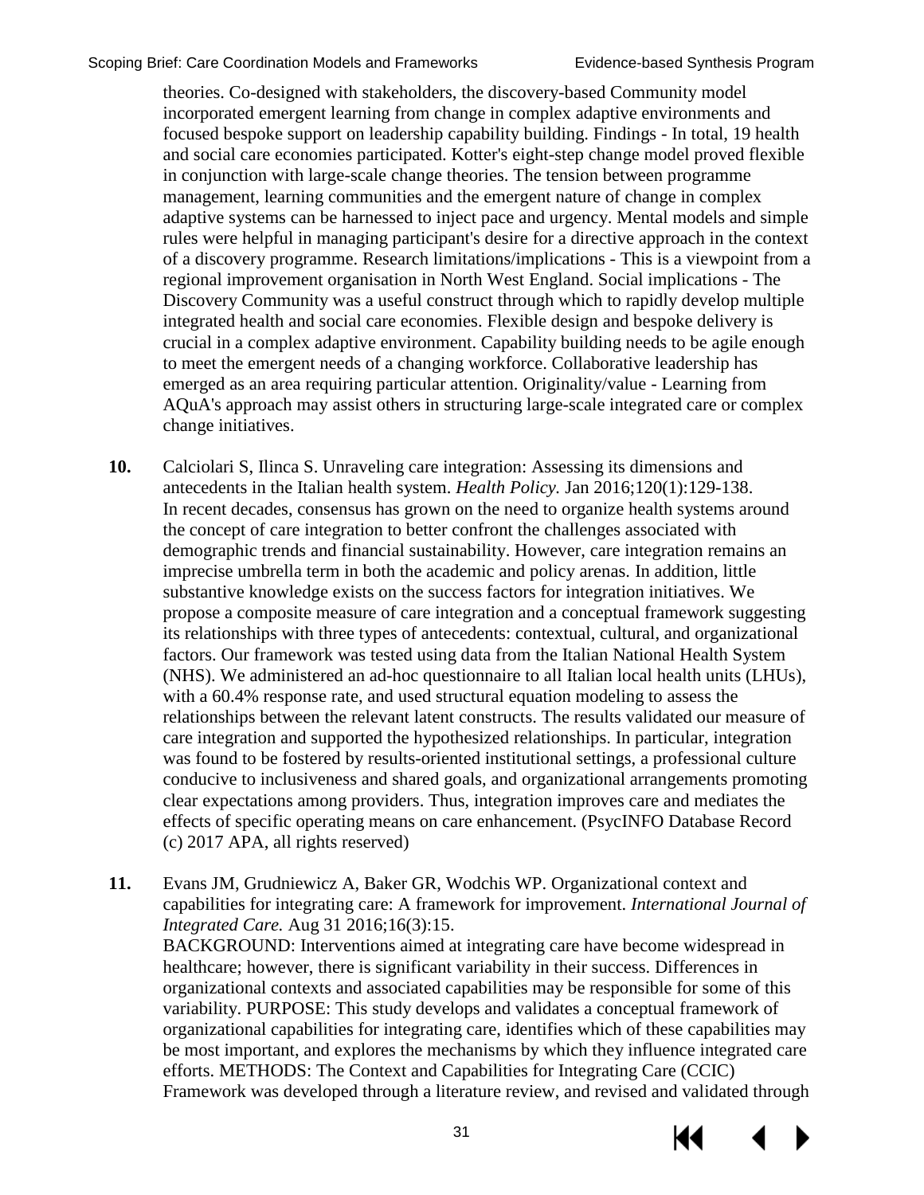theories. Co-designed with stakeholders, the discovery-based Community model incorporated emergent learning from change in complex adaptive environments and focused bespoke support on leadership capability building. Findings - In total, 19 health and social care economies participated. Kotter's eight-step change model proved flexible in conjunction with large-scale change theories. The tension between programme management, learning communities and the emergent nature of change in complex adaptive systems can be harnessed to inject pace and urgency. Mental models and simple rules were helpful in managing participant's desire for a directive approach in the context of a discovery programme. Research limitations/implications - This is a viewpoint from a regional improvement organisation in North West England. Social implications - The Discovery Community was a useful construct through which to rapidly develop multiple integrated health and social care economies. Flexible design and bespoke delivery is crucial in a complex adaptive environment. Capability building needs to be agile enough to meet the emergent needs of a changing workforce. Collaborative leadership has emerged as an area requiring particular attention. Originality/value - Learning from AQuA's approach may assist others in structuring large-scale integrated care or complex change initiatives.

**10.** Calciolari S, Ilinca S. Unraveling care integration: Assessing its dimensions and antecedents in the Italian health system. *Health Policy.* Jan 2016;120(1):129-138.
In recent decades, consensus has grown on the need to organize health systems around the concept of care integration to better confront the challenges associated with demographic trends and financial sustainability. However, care integration remains an imprecise umbrella term in both the academic and policy arenas. In addition, little substantive knowledge exists on the success factors for integration initiatives. We propose a composite measure of care integration and a conceptual framework suggesting its relationships with three types of antecedents: contextual, cultural, and organizational factors. Our framework was tested using data from the Italian National Health System (NHS). We administered an ad-hoc questionnaire to all Italian local health units (LHUs), with a 60.4% response rate, and used structural equation modeling to assess the relationships between the relevant latent constructs. The results validated our measure of care integration and supported the hypothesized relationships. In particular, integration was found to be fostered by results-oriented institutional settings, a professional culture conducive to inclusiveness and shared goals, and organizational arrangements promoting clear expectations among providers. Thus, integration improves care and mediates the effects of specific operating means on care enhancement. (PsycINFO Database Record (c) 2017 APA, all rights reserved)

**11.** Evans JM, Grudniewicz A, Baker GR, Wodchis WP. Organizational context and capabilities for integrating care: A framework for improvement. *International Journal of Integrated Care.* Aug 31 2016;16(3):15.
BACKGROUND: Interventions aimed at integrating care have become widespread in healthcare; however, there is significant variability in their success. Differences in organizational contexts and associated capabilities may be responsible for some of this variability. PURPOSE: This study develops and validates a conceptual framework of organizational capabilities for integrating care, identifies which of these capabilities may be most important, and explores the mechanisms by which they influence integrated care efforts. METHODS: The Context and Capabilities for Integrating Care (CCIC) Framework was developed through a literature review, and revised and validated through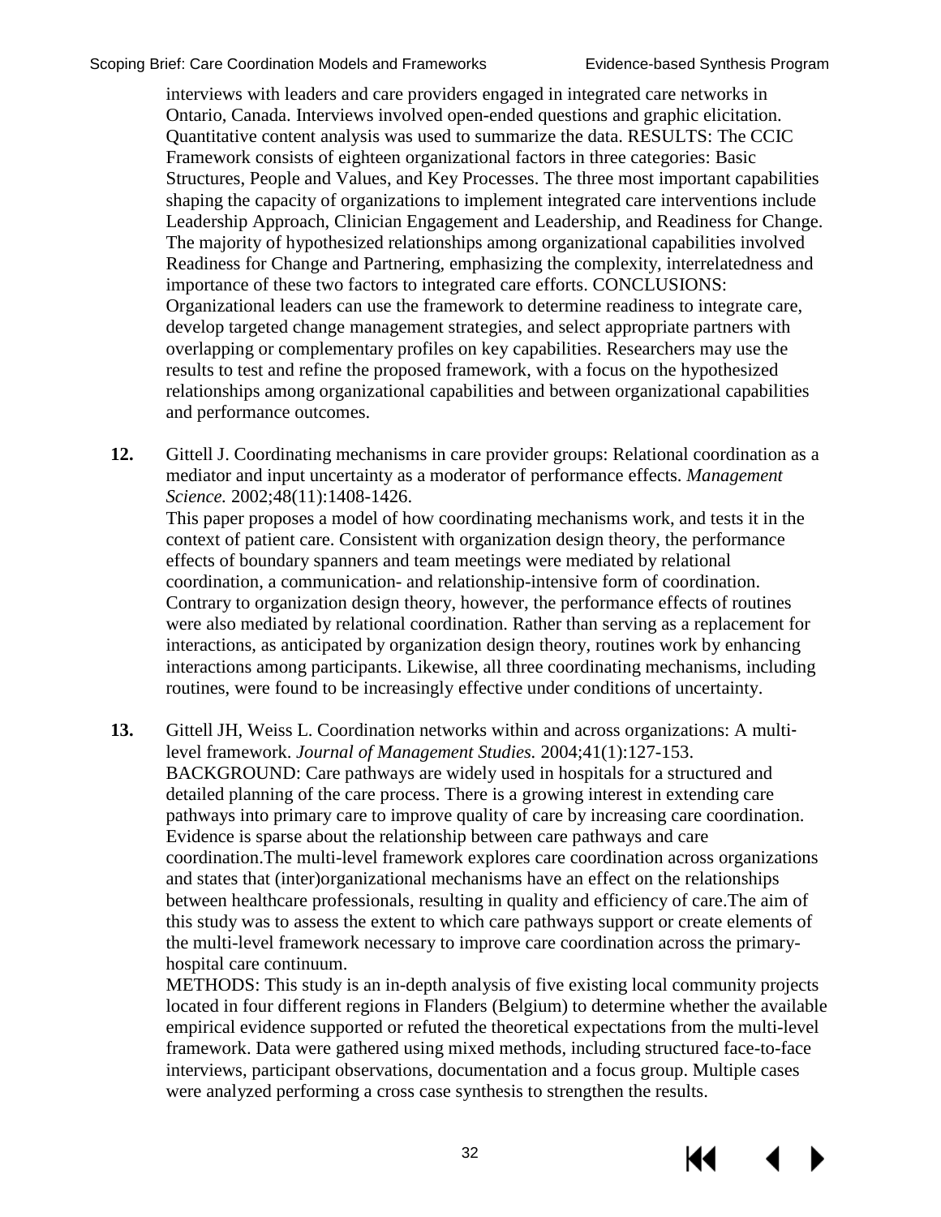interviews with leaders and care providers engaged in integrated care networks in Ontario, Canada. Interviews involved open-ended questions and graphic elicitation. Quantitative content analysis was used to summarize the data. RESULTS: The CCIC Framework consists of eighteen organizational factors in three categories: Basic Structures, People and Values, and Key Processes. The three most important capabilities shaping the capacity of organizations to implement integrated care interventions include Leadership Approach, Clinician Engagement and Leadership, and Readiness for Change. The majority of hypothesized relationships among organizational capabilities involved Readiness for Change and Partnering, emphasizing the complexity, interrelatedness and importance of these two factors to integrated care efforts. CONCLUSIONS: Organizational leaders can use the framework to determine readiness to integrate care, develop targeted change management strategies, and select appropriate partners with overlapping or complementary profiles on key capabilities. Researchers may use the results to test and refine the proposed framework, with a focus on the hypothesized relationships among organizational capabilities and between organizational capabilities and performance outcomes.

**12.** Gittell J. Coordinating mechanisms in care provider groups: Relational coordination as a mediator and input uncertainty as a moderator of performance effects. *Management Science.* 2002;48(11):1408-1426.
This paper proposes a model of how coordinating mechanisms work, and tests it in the context of patient care. Consistent with organization design theory, the performance effects of boundary spanners and team meetings were mediated by relational coordination, a communication- and relationship-intensive form of coordination. Contrary to organization design theory, however, the performance effects of routines were also mediated by relational coordination. Rather than serving as a replacement for interactions, as anticipated by organization design theory, routines work by enhancing interactions among participants. Likewise, all three coordinating mechanisms, including routines, were found to be increasingly effective under conditions of uncertainty.

**13.** Gittell JH, Weiss L. Coordination networks within and across organizations: A multi-level framework. *Journal of Management Studies.* 2004;41(1):127-153.
BACKGROUND: Care pathways are widely used in hospitals for a structured and detailed planning of the care process. There is a growing interest in extending care pathways into primary care to improve quality of care by increasing care coordination. Evidence is sparse about the relationship between care pathways and care coordination.The multi-level framework explores care coordination across organizations and states that (inter)organizational mechanisms have an effect on the relationships between healthcare professionals, resulting in quality and efficiency of care.The aim of this study was to assess the extent to which care pathways support or create elements of the multi-level framework necessary to improve care coordination across the primary-hospital care continuum.
METHODS: This study is an in-depth analysis of five existing local community projects located in four different regions in Flanders (Belgium) to determine whether the available empirical evidence supported or refuted the theoretical expectations from the multi-level framework. Data were gathered using mixed methods, including structured face-to-face interviews, participant observations, documentation and a focus group. Multiple cases were analyzed performing a cross case synthesis to strengthen the results.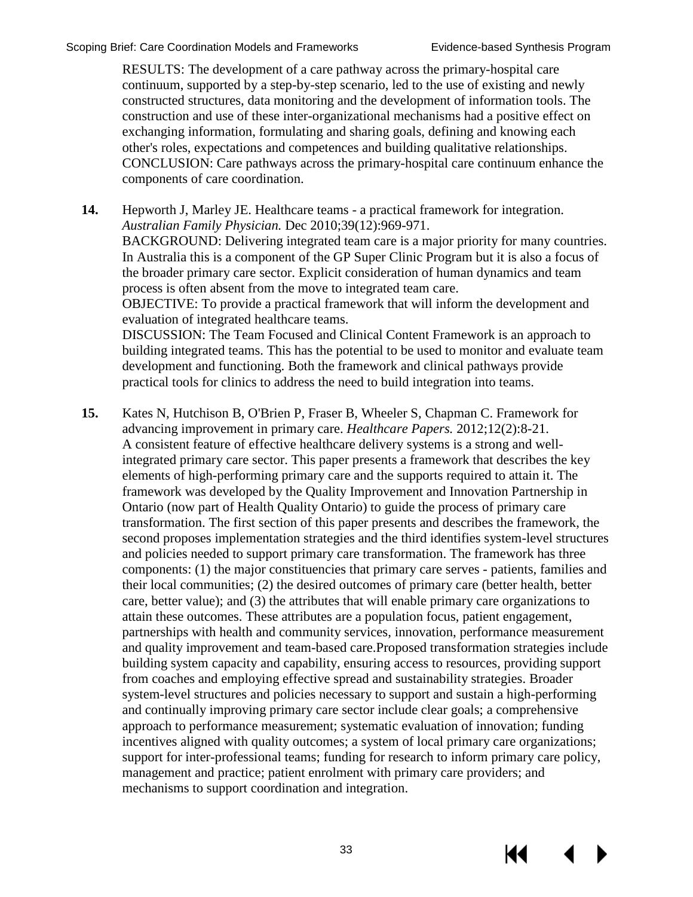RESULTS: The development of a care pathway across the primary-hospital care continuum, supported by a step-by-step scenario, led to the use of existing and newly constructed structures, data monitoring and the development of information tools. The construction and use of these inter-organizational mechanisms had a positive effect on exchanging information, formulating and sharing goals, defining and knowing each other's roles, expectations and competences and building qualitative relationships.
CONCLUSION: Care pathways across the primary-hospital care continuum enhance the components of care coordination.

**14.** Hepworth J, Marley JE. Healthcare teams - a practical framework for integration. *Australian Family Physician.* Dec 2010;39(12):969-971.
BACKGROUND: Delivering integrated team care is a major priority for many countries. In Australia this is a component of the GP Super Clinic Program but it is also a focus of the broader primary care sector. Explicit consideration of human dynamics and team process is often absent from the move to integrated team care.
OBJECTIVE: To provide a practical framework that will inform the development and evaluation of integrated healthcare teams.
DISCUSSION: The Team Focused and Clinical Content Framework is an approach to building integrated teams. This has the potential to be used to monitor and evaluate team development and functioning. Both the framework and clinical pathways provide practical tools for clinics to address the need to build integration into teams.

**15.** Kates N, Hutchison B, O'Brien P, Fraser B, Wheeler S, Chapman C. Framework for advancing improvement in primary care. *Healthcare Papers.* 2012;12(2):8-21.
A consistent feature of effective healthcare delivery systems is a strong and well-integrated primary care sector. This paper presents a framework that describes the key elements of high-performing primary care and the supports required to attain it. The framework was developed by the Quality Improvement and Innovation Partnership in Ontario (now part of Health Quality Ontario) to guide the process of primary care transformation. The first section of this paper presents and describes the framework, the second proposes implementation strategies and the third identifies system-level structures and policies needed to support primary care transformation. The framework has three components: (1) the major constituencies that primary care serves - patients, families and their local communities; (2) the desired outcomes of primary care (better health, better care, better value); and (3) the attributes that will enable primary care organizations to attain these outcomes. These attributes are a population focus, patient engagement, partnerships with health and community services, innovation, performance measurement and quality improvement and team-based care.Proposed transformation strategies include building system capacity and capability, ensuring access to resources, providing support from coaches and employing effective spread and sustainability strategies. Broader system-level structures and policies necessary to support and sustain a high-performing and continually improving primary care sector include clear goals; a comprehensive approach to performance measurement; systematic evaluation of innovation; funding incentives aligned with quality outcomes; a system of local primary care organizations; support for inter-professional teams; funding for research to inform primary care policy, management and practice; patient enrolment with primary care providers; and mechanisms to support coordination and integration.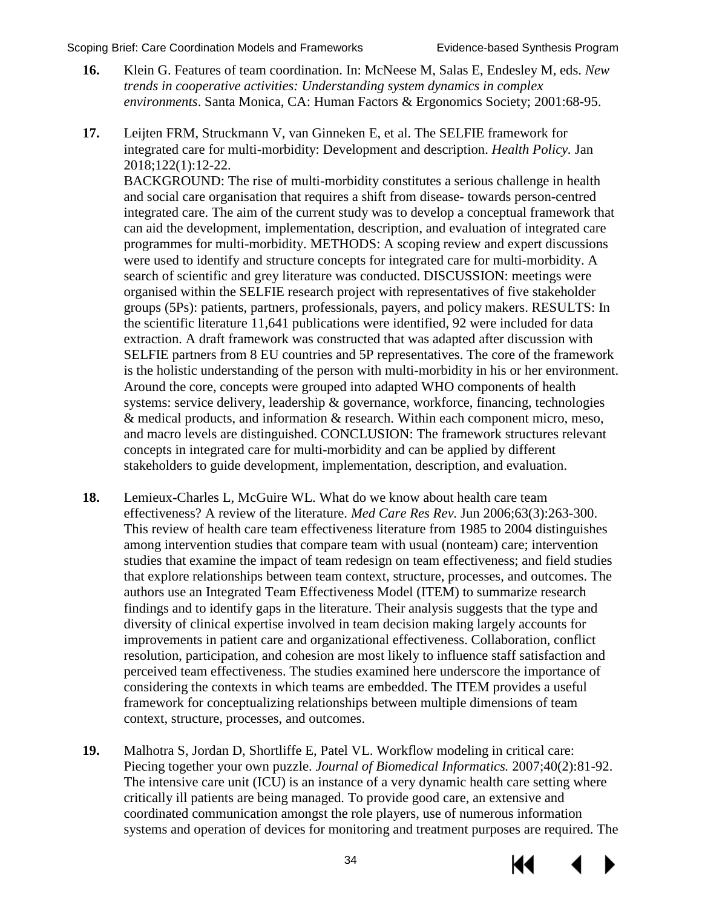**16.** Klein G. Features of team coordination. In: McNeese M, Salas E, Endesley M, eds. *New trends in cooperative activities: Understanding system dynamics in complex environments*. Santa Monica, CA: Human Factors & Ergonomics Society; 2001:68-95.

**17.** Leijten FRM, Struckmann V, van Ginneken E, et al. The SELFIE framework for integrated care for multi-morbidity: Development and description. *Health Policy.* Jan 2018;122(1):12-22.
BACKGROUND: The rise of multi-morbidity constitutes a serious challenge in health and social care organisation that requires a shift from disease- towards person-centred integrated care. The aim of the current study was to develop a conceptual framework that can aid the development, implementation, description, and evaluation of integrated care programmes for multi-morbidity. METHODS: A scoping review and expert discussions were used to identify and structure concepts for integrated care for multi-morbidity. A search of scientific and grey literature was conducted. DISCUSSION: meetings were organised within the SELFIE research project with representatives of five stakeholder groups (5Ps): patients, partners, professionals, payers, and policy makers. RESULTS: In the scientific literature 11,641 publications were identified, 92 were included for data extraction. A draft framework was constructed that was adapted after discussion with SELFIE partners from 8 EU countries and 5P representatives. The core of the framework is the holistic understanding of the person with multi-morbidity in his or her environment. Around the core, concepts were grouped into adapted WHO components of health systems: service delivery, leadership & governance, workforce, financing, technologies & medical products, and information & research. Within each component micro, meso, and macro levels are distinguished. CONCLUSION: The framework structures relevant concepts in integrated care for multi-morbidity and can be applied by different stakeholders to guide development, implementation, description, and evaluation.

**18.** Lemieux-Charles L, McGuire WL. What do we know about health care team effectiveness? A review of the literature. *Med Care Res Rev.* Jun 2006;63(3):263-300.
This review of health care team effectiveness literature from 1985 to 2004 distinguishes among intervention studies that compare team with usual (nonteam) care; intervention studies that examine the impact of team redesign on team effectiveness; and field studies that explore relationships between team context, structure, processes, and outcomes. The authors use an Integrated Team Effectiveness Model (ITEM) to summarize research findings and to identify gaps in the literature. Their analysis suggests that the type and diversity of clinical expertise involved in team decision making largely accounts for improvements in patient care and organizational effectiveness. Collaboration, conflict resolution, participation, and cohesion are most likely to influence staff satisfaction and perceived team effectiveness. The studies examined here underscore the importance of considering the contexts in which teams are embedded. The ITEM provides a useful framework for conceptualizing relationships between multiple dimensions of team context, structure, processes, and outcomes.

**19.** Malhotra S, Jordan D, Shortliffe E, Patel VL. Workflow modeling in critical care: Piecing together your own puzzle. *Journal of Biomedical Informatics.* 2007;40(2):81-92.
The intensive care unit (ICU) is an instance of a very dynamic health care setting where critically ill patients are being managed. To provide good care, an extensive and coordinated communication amongst the role players, use of numerous information systems and operation of devices for monitoring and treatment purposes are required. The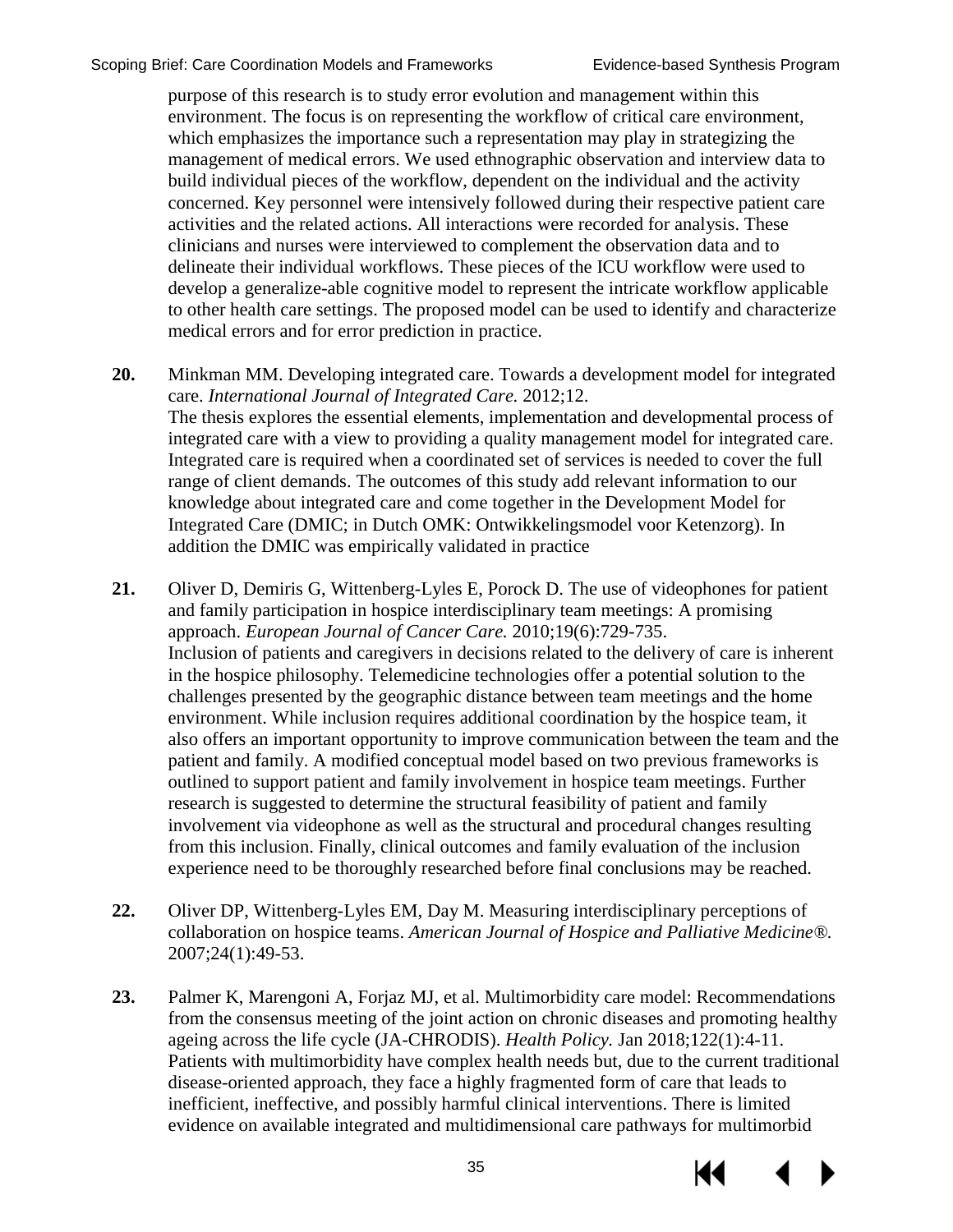purpose of this research is to study error evolution and management within this environment. The focus is on representing the workflow of critical care environment, which emphasizes the importance such a representation may play in strategizing the management of medical errors. We used ethnographic observation and interview data to build individual pieces of the workflow, dependent on the individual and the activity concerned. Key personnel were intensively followed during their respective patient care activities and the related actions. All interactions were recorded for analysis. These clinicians and nurses were interviewed to complement the observation data and to delineate their individual workflows. These pieces of the ICU workflow were used to develop a generalize-able cognitive model to represent the intricate workflow applicable to other health care settings. The proposed model can be used to identify and characterize medical errors and for error prediction in practice.

**20.** Minkman MM. Developing integrated care. Towards a development model for integrated care. *International Journal of Integrated Care.* 2012;12.
The thesis explores the essential elements, implementation and developmental process of integrated care with a view to providing a quality management model for integrated care. Integrated care is required when a coordinated set of services is needed to cover the full range of client demands. The outcomes of this study add relevant information to our knowledge about integrated care and come together in the Development Model for Integrated Care (DMIC; in Dutch OMK: Ontwikkelingsmodel voor Ketenzorg). In addition the DMIC was empirically validated in practice

**21.** Oliver D, Demiris G, Wittenberg-Lyles E, Porock D. The use of videophones for patient and family participation in hospice interdisciplinary team meetings: A promising approach. *European Journal of Cancer Care.* 2010;19(6):729-735.
Inclusion of patients and caregivers in decisions related to the delivery of care is inherent in the hospice philosophy. Telemedicine technologies offer a potential solution to the challenges presented by the geographic distance between team meetings and the home environment. While inclusion requires additional coordination by the hospice team, it also offers an important opportunity to improve communication between the team and the patient and family. A modified conceptual model based on two previous frameworks is outlined to support patient and family involvement in hospice team meetings. Further research is suggested to determine the structural feasibility of patient and family involvement via videophone as well as the structural and procedural changes resulting from this inclusion. Finally, clinical outcomes and family evaluation of the inclusion experience need to be thoroughly researched before final conclusions may be reached.

**22.** Oliver DP, Wittenberg-Lyles EM, Day M. Measuring interdisciplinary perceptions of collaboration on hospice teams. *American Journal of Hospice and Palliative Medicine®.* 2007;24(1):49-53.

**23.** Palmer K, Marengoni A, Forjaz MJ, et al. Multimorbidity care model: Recommendations from the consensus meeting of the joint action on chronic diseases and promoting healthy ageing across the life cycle (JA-CHRODIS). *Health Policy.* Jan 2018;122(1):4-11.
Patients with multimorbidity have complex health needs but, due to the current traditional disease-oriented approach, they face a highly fragmented form of care that leads to inefficient, ineffective, and possibly harmful clinical interventions. There is limited evidence on available integrated and multidimensional care pathways for multimorbid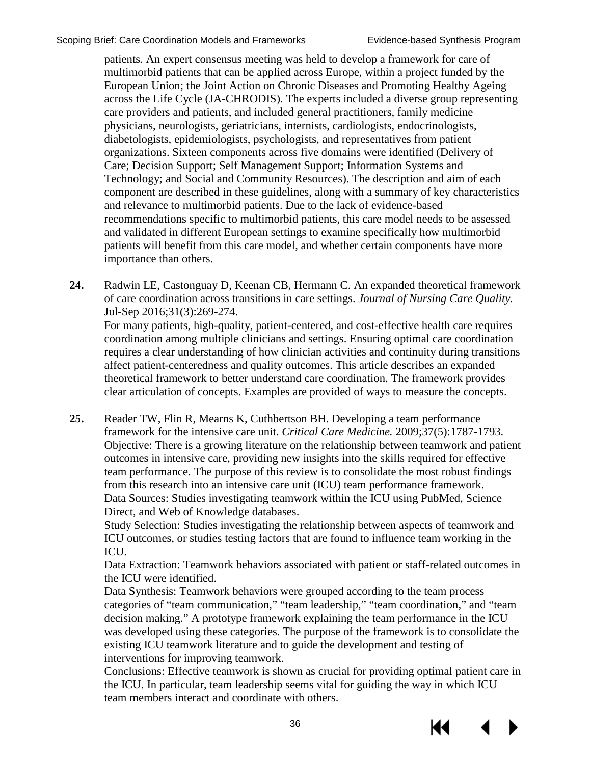patients. An expert consensus meeting was held to develop a framework for care of multimorbid patients that can be applied across Europe, within a project funded by the European Union; the Joint Action on Chronic Diseases and Promoting Healthy Ageing across the Life Cycle (JA-CHRODIS). The experts included a diverse group representing care providers and patients, and included general practitioners, family medicine physicians, neurologists, geriatricians, internists, cardiologists, endocrinologists, diabetologists, epidemiologists, psychologists, and representatives from patient organizations. Sixteen components across five domains were identified (Delivery of Care; Decision Support; Self Management Support; Information Systems and Technology; and Social and Community Resources). The description and aim of each component are described in these guidelines, along with a summary of key characteristics and relevance to multimorbid patients. Due to the lack of evidence-based recommendations specific to multimorbid patients, this care model needs to be assessed and validated in different European settings to examine specifically how multimorbid patients will benefit from this care model, and whether certain components have more importance than others.

**24.** Radwin LE, Castonguay D, Keenan CB, Hermann C. An expanded theoretical framework of care coordination across transitions in care settings. *Journal of Nursing Care Quality.* Jul-Sep 2016;31(3):269-274.
For many patients, high-quality, patient-centered, and cost-effective health care requires coordination among multiple clinicians and settings. Ensuring optimal care coordination requires a clear understanding of how clinician activities and continuity during transitions affect patient-centeredness and quality outcomes. This article describes an expanded theoretical framework to better understand care coordination. The framework provides clear articulation of concepts. Examples are provided of ways to measure the concepts.

**25.** Reader TW, Flin R, Mearns K, Cuthbertson BH. Developing a team performance framework for the intensive care unit. *Critical Care Medicine.* 2009;37(5):1787-1793.
Objective: There is a growing literature on the relationship between teamwork and patient outcomes in intensive care, providing new insights into the skills required for effective team performance. The purpose of this review is to consolidate the most robust findings from this research into an intensive care unit (ICU) team performance framework.
Data Sources: Studies investigating teamwork within the ICU using PubMed, Science Direct, and Web of Knowledge databases.
Study Selection: Studies investigating the relationship between aspects of teamwork and ICU outcomes, or studies testing factors that are found to influence team working in the ICU.
Data Extraction: Teamwork behaviors associated with patient or staff-related outcomes in the ICU were identified.
Data Synthesis: Teamwork behaviors were grouped according to the team process categories of "team communication," "team leadership," "team coordination," and "team decision making." A prototype framework explaining the team performance in the ICU was developed using these categories. The purpose of the framework is to consolidate the existing ICU teamwork literature and to guide the development and testing of interventions for improving teamwork.
Conclusions: Effective teamwork is shown as crucial for providing optimal patient care in the ICU. In particular, team leadership seems vital for guiding the way in which ICU team members interact and coordinate with others.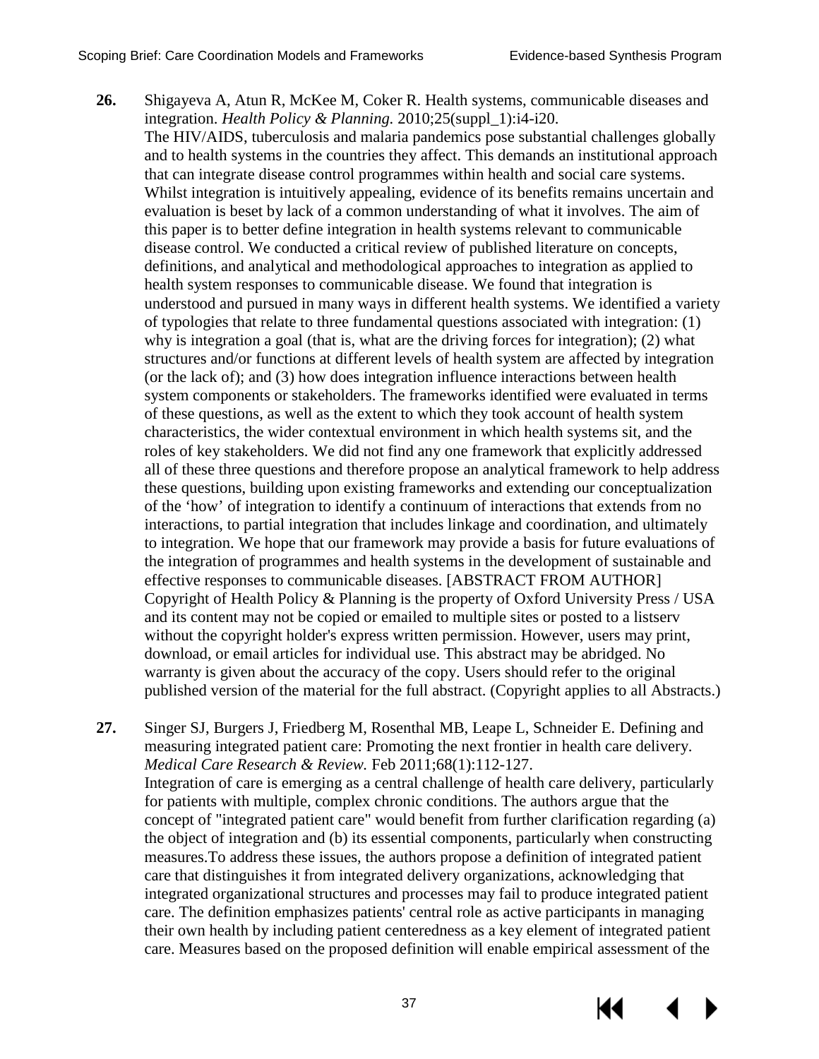**26.** Shigayeva A, Atun R, McKee M, Coker R. Health systems, communicable diseases and integration. *Health Policy & Planning.* 2010;25(suppl_1):i4-i20.
The HIV/AIDS, tuberculosis and malaria pandemics pose substantial challenges globally and to health systems in the countries they affect. This demands an institutional approach that can integrate disease control programmes within health and social care systems. Whilst integration is intuitively appealing, evidence of its benefits remains uncertain and evaluation is beset by lack of a common understanding of what it involves. The aim of this paper is to better define integration in health systems relevant to communicable disease control. We conducted a critical review of published literature on concepts, definitions, and analytical and methodological approaches to integration as applied to health system responses to communicable disease. We found that integration is understood and pursued in many ways in different health systems. We identified a variety of typologies that relate to three fundamental questions associated with integration: (1) why is integration a goal (that is, what are the driving forces for integration); (2) what structures and/or functions at different levels of health system are affected by integration (or the lack of); and (3) how does integration influence interactions between health system components or stakeholders. The frameworks identified were evaluated in terms of these questions, as well as the extent to which they took account of health system characteristics, the wider contextual environment in which health systems sit, and the roles of key stakeholders. We did not find any one framework that explicitly addressed all of these three questions and therefore propose an analytical framework to help address these questions, building upon existing frameworks and extending our conceptualization of the 'how' of integration to identify a continuum of interactions that extends from no interactions, to partial integration that includes linkage and coordination, and ultimately to integration. We hope that our framework may provide a basis for future evaluations of the integration of programmes and health systems in the development of sustainable and effective responses to communicable diseases. [ABSTRACT FROM AUTHOR] Copyright of Health Policy & Planning is the property of Oxford University Press / USA and its content may not be copied or emailed to multiple sites or posted to a listserv without the copyright holder's express written permission. However, users may print, download, or email articles for individual use. This abstract may be abridged. No warranty is given about the accuracy of the copy. Users should refer to the original published version of the material for the full abstract. (Copyright applies to all Abstracts.)

**27.** Singer SJ, Burgers J, Friedberg M, Rosenthal MB, Leape L, Schneider E. Defining and measuring integrated patient care: Promoting the next frontier in health care delivery. *Medical Care Research & Review.* Feb 2011;68(1):112-127.
Integration of care is emerging as a central challenge of health care delivery, particularly for patients with multiple, complex chronic conditions. The authors argue that the concept of "integrated patient care" would benefit from further clarification regarding (a) the object of integration and (b) its essential components, particularly when constructing measures.To address these issues, the authors propose a definition of integrated patient care that distinguishes it from integrated delivery organizations, acknowledging that integrated organizational structures and processes may fail to produce integrated patient care. The definition emphasizes patients' central role as active participants in managing their own health by including patient centeredness as a key element of integrated patient care. Measures based on the proposed definition will enable empirical assessment of the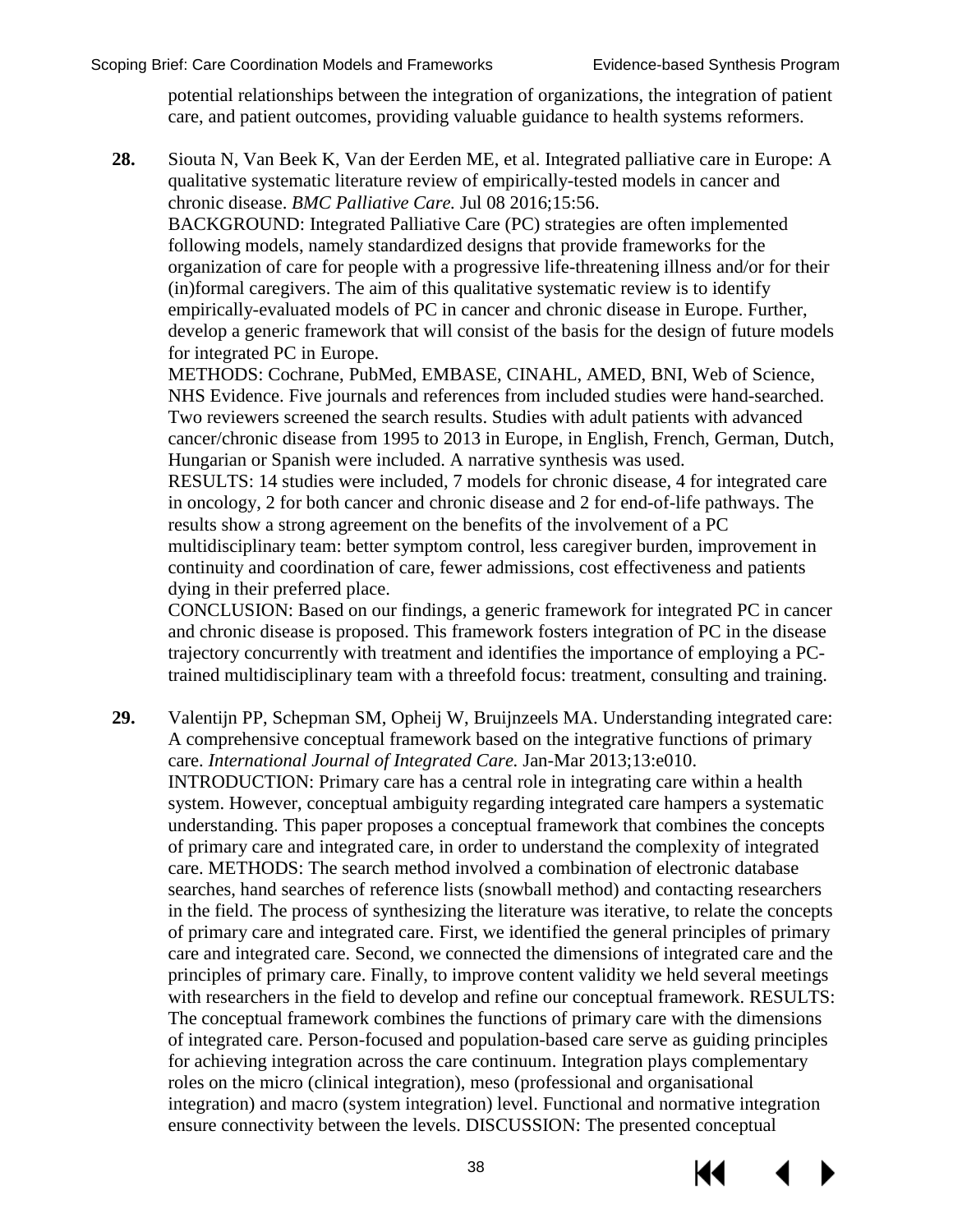potential relationships between the integration of organizations, the integration of patient care, and patient outcomes, providing valuable guidance to health systems reformers.

**28.** Siouta N, Van Beek K, Van der Eerden ME, et al. Integrated palliative care in Europe: A qualitative systematic literature review of empirically-tested models in cancer and chronic disease. *BMC Palliative Care.* Jul 08 2016;15:56.
BACKGROUND: Integrated Palliative Care (PC) strategies are often implemented following models, namely standardized designs that provide frameworks for the organization of care for people with a progressive life-threatening illness and/or for their (in)formal caregivers. The aim of this qualitative systematic review is to identify empirically-evaluated models of PC in cancer and chronic disease in Europe. Further, develop a generic framework that will consist of the basis for the design of future models for integrated PC in Europe.
METHODS: Cochrane, PubMed, EMBASE, CINAHL, AMED, BNI, Web of Science, NHS Evidence. Five journals and references from included studies were hand-searched. Two reviewers screened the search results. Studies with adult patients with advanced cancer/chronic disease from 1995 to 2013 in Europe, in English, French, German, Dutch, Hungarian or Spanish were included. A narrative synthesis was used.
RESULTS: 14 studies were included, 7 models for chronic disease, 4 for integrated care in oncology, 2 for both cancer and chronic disease and 2 for end-of-life pathways. The results show a strong agreement on the benefits of the involvement of a PC multidisciplinary team: better symptom control, less caregiver burden, improvement in continuity and coordination of care, fewer admissions, cost effectiveness and patients dying in their preferred place.
CONCLUSION: Based on our findings, a generic framework for integrated PC in cancer and chronic disease is proposed. This framework fosters integration of PC in the disease trajectory concurrently with treatment and identifies the importance of employing a PC-trained multidisciplinary team with a threefold focus: treatment, consulting and training.

**29.** Valentijn PP, Schepman SM, Opheij W, Bruijnzeels MA. Understanding integrated care: A comprehensive conceptual framework based on the integrative functions of primary care. *International Journal of Integrated Care.* Jan-Mar 2013;13:e010.
INTRODUCTION: Primary care has a central role in integrating care within a health system. However, conceptual ambiguity regarding integrated care hampers a systematic understanding. This paper proposes a conceptual framework that combines the concepts of primary care and integrated care, in order to understand the complexity of integrated care. METHODS: The search method involved a combination of electronic database searches, hand searches of reference lists (snowball method) and contacting researchers in the field. The process of synthesizing the literature was iterative, to relate the concepts of primary care and integrated care. First, we identified the general principles of primary care and integrated care. Second, we connected the dimensions of integrated care and the principles of primary care. Finally, to improve content validity we held several meetings with researchers in the field to develop and refine our conceptual framework. RESULTS: The conceptual framework combines the functions of primary care with the dimensions of integrated care. Person-focused and population-based care serve as guiding principles for achieving integration across the care continuum. Integration plays complementary roles on the micro (clinical integration), meso (professional and organisational integration) and macro (system integration) level. Functional and normative integration ensure connectivity between the levels. DISCUSSION: The presented conceptual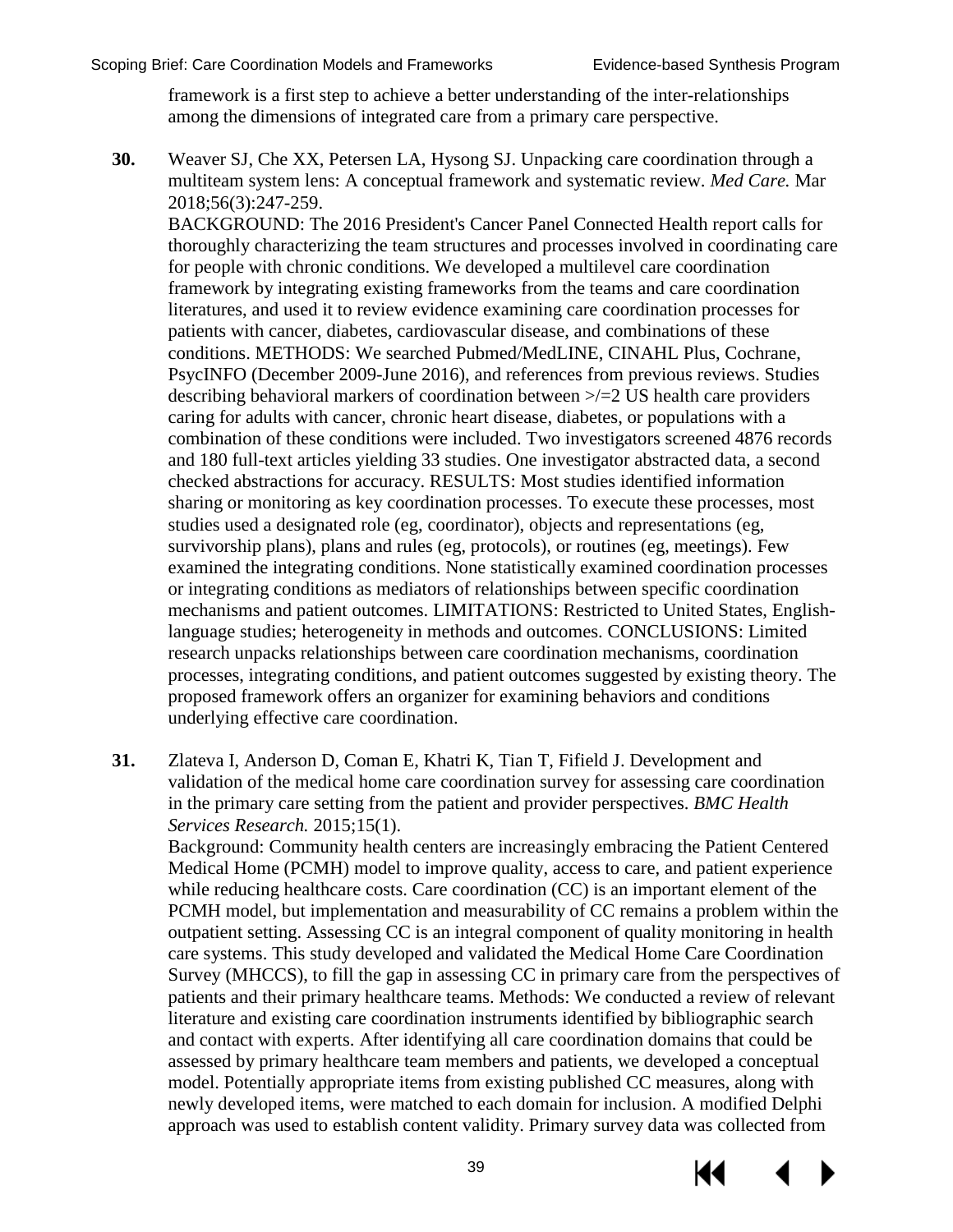framework is a first step to achieve a better understanding of the inter-relationships among the dimensions of integrated care from a primary care perspective.

**30.** Weaver SJ, Che XX, Petersen LA, Hysong SJ. Unpacking care coordination through a multiteam system lens: A conceptual framework and systematic review. *Med Care.* Mar 2018;56(3):247-259.
BACKGROUND: The 2016 President's Cancer Panel Connected Health report calls for thoroughly characterizing the team structures and processes involved in coordinating care for people with chronic conditions. We developed a multilevel care coordination framework by integrating existing frameworks from the teams and care coordination literatures, and used it to review evidence examining care coordination processes for patients with cancer, diabetes, cardiovascular disease, and combinations of these conditions. METHODS: We searched Pubmed/MedLINE, CINAHL Plus, Cochrane, PsycINFO (December 2009-June 2016), and references from previous reviews. Studies describing behavioral markers of coordination between >/=2 US health care providers caring for adults with cancer, chronic heart disease, diabetes, or populations with a combination of these conditions were included. Two investigators screened 4876 records and 180 full-text articles yielding 33 studies. One investigator abstracted data, a second checked abstractions for accuracy. RESULTS: Most studies identified information sharing or monitoring as key coordination processes. To execute these processes, most studies used a designated role (eg, coordinator), objects and representations (eg, survivorship plans), plans and rules (eg, protocols), or routines (eg, meetings). Few examined the integrating conditions. None statistically examined coordination processes or integrating conditions as mediators of relationships between specific coordination mechanisms and patient outcomes. LIMITATIONS: Restricted to United States, English-language studies; heterogeneity in methods and outcomes. CONCLUSIONS: Limited research unpacks relationships between care coordination mechanisms, coordination processes, integrating conditions, and patient outcomes suggested by existing theory. The proposed framework offers an organizer for examining behaviors and conditions underlying effective care coordination.

**31.** Zlateva I, Anderson D, Coman E, Khatri K, Tian T, Fifield J. Development and validation of the medical home care coordination survey for assessing care coordination in the primary care setting from the patient and provider perspectives. *BMC Health Services Research.* 2015;15(1).
Background: Community health centers are increasingly embracing the Patient Centered Medical Home (PCMH) model to improve quality, access to care, and patient experience while reducing healthcare costs. Care coordination (CC) is an important element of the PCMH model, but implementation and measurability of CC remains a problem within the outpatient setting. Assessing CC is an integral component of quality monitoring in health care systems. This study developed and validated the Medical Home Care Coordination Survey (MHCCS), to fill the gap in assessing CC in primary care from the perspectives of patients and their primary healthcare teams. Methods: We conducted a review of relevant literature and existing care coordination instruments identified by bibliographic search and contact with experts. After identifying all care coordination domains that could be assessed by primary healthcare team members and patients, we developed a conceptual model. Potentially appropriate items from existing published CC measures, along with newly developed items, were matched to each domain for inclusion. A modified Delphi approach was used to establish content validity. Primary survey data was collected from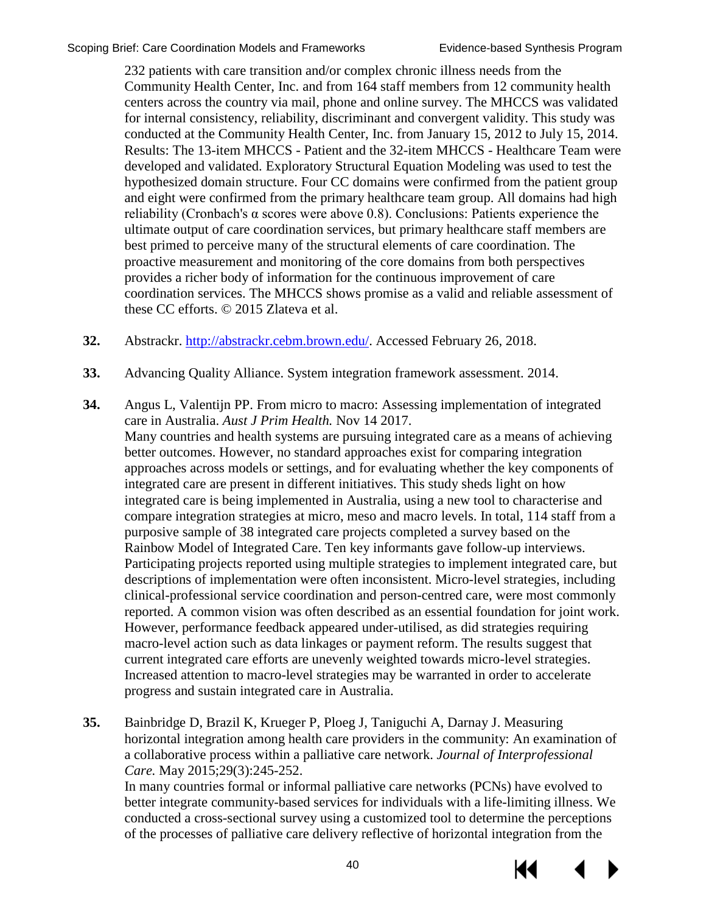232 patients with care transition and/or complex chronic illness needs from the Community Health Center, Inc. and from 164 staff members from 12 community health centers across the country via mail, phone and online survey. The MHCCS was validated for internal consistency, reliability, discriminant and convergent validity. This study was conducted at the Community Health Center, Inc. from January 15, 2012 to July 15, 2014. Results: The 13-item MHCCS - Patient and the 32-item MHCCS - Healthcare Team were developed and validated. Exploratory Structural Equation Modeling was used to test the hypothesized domain structure. Four CC domains were confirmed from the patient group and eight were confirmed from the primary healthcare team group. All domains had high reliability (Cronbach's α scores were above 0.8). Conclusions: Patients experience the ultimate output of care coordination services, but primary healthcare staff members are best primed to perceive many of the structural elements of care coordination. The proactive measurement and monitoring of the core domains from both perspectives provides a richer body of information for the continuous improvement of care coordination services. The MHCCS shows promise as a valid and reliable assessment of these CC efforts. © 2015 Zlateva et al.

**32.** Abstrackr. http://abstrackr.cebm.brown.edu/. Accessed February 26, 2018.

**33.** Advancing Quality Alliance. System integration framework assessment. 2014.

**34.** Angus L, Valentijn PP. From micro to macro: Assessing implementation of integrated care in Australia. *Aust J Prim Health.* Nov 14 2017.
Many countries and health systems are pursuing integrated care as a means of achieving better outcomes. However, no standard approaches exist for comparing integration approaches across models or settings, and for evaluating whether the key components of integrated care are present in different initiatives. This study sheds light on how integrated care is being implemented in Australia, using a new tool to characterise and compare integration strategies at micro, meso and macro levels. In total, 114 staff from a purposive sample of 38 integrated care projects completed a survey based on the Rainbow Model of Integrated Care. Ten key informants gave follow-up interviews. Participating projects reported using multiple strategies to implement integrated care, but descriptions of implementation were often inconsistent. Micro-level strategies, including clinical-professional service coordination and person-centred care, were most commonly reported. A common vision was often described as an essential foundation for joint work. However, performance feedback appeared under-utilised, as did strategies requiring macro-level action such as data linkages or payment reform. The results suggest that current integrated care efforts are unevenly weighted towards micro-level strategies. Increased attention to macro-level strategies may be warranted in order to accelerate progress and sustain integrated care in Australia.

**35.** Bainbridge D, Brazil K, Krueger P, Ploeg J, Taniguchi A, Darnay J. Measuring horizontal integration among health care providers in the community: An examination of a collaborative process within a palliative care network. *Journal of Interprofessional Care.* May 2015;29(3):245-252.
In many countries formal or informal palliative care networks (PCNs) have evolved to better integrate community-based services for individuals with a life-limiting illness. We conducted a cross-sectional survey using a customized tool to determine the perceptions of the processes of palliative care delivery reflective of horizontal integration from the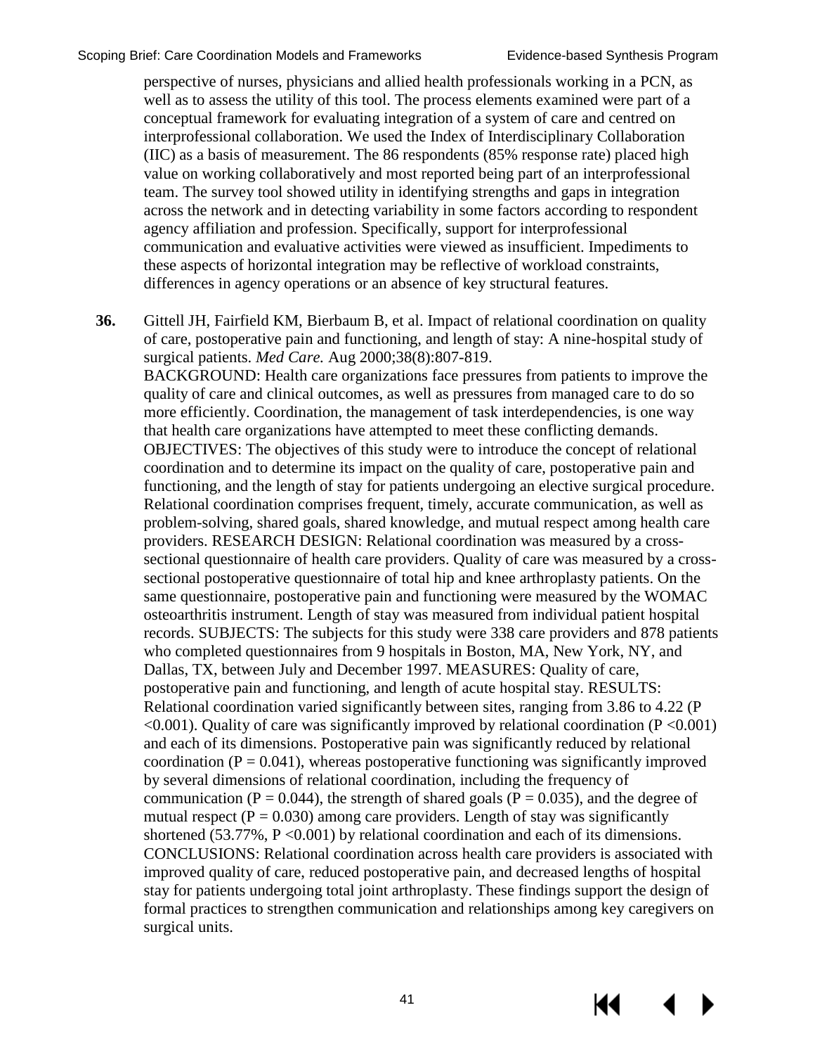perspective of nurses, physicians and allied health professionals working in a PCN, as well as to assess the utility of this tool. The process elements examined were part of a conceptual framework for evaluating integration of a system of care and centred on interprofessional collaboration. We used the Index of Interdisciplinary Collaboration (IIC) as a basis of measurement. The 86 respondents (85% response rate) placed high value on working collaboratively and most reported being part of an interprofessional team. The survey tool showed utility in identifying strengths and gaps in integration across the network and in detecting variability in some factors according to respondent agency affiliation and profession. Specifically, support for interprofessional communication and evaluative activities were viewed as insufficient. Impediments to these aspects of horizontal integration may be reflective of workload constraints, differences in agency operations or an absence of key structural features.

**36.** Gittell JH, Fairfield KM, Bierbaum B, et al. Impact of relational coordination on quality of care, postoperative pain and functioning, and length of stay: A nine-hospital study of surgical patients. *Med Care.* Aug 2000;38(8):807-819.
BACKGROUND: Health care organizations face pressures from patients to improve the quality of care and clinical outcomes, as well as pressures from managed care to do so more efficiently. Coordination, the management of task interdependencies, is one way that health care organizations have attempted to meet these conflicting demands. OBJECTIVES: The objectives of this study were to introduce the concept of relational coordination and to determine its impact on the quality of care, postoperative pain and functioning, and the length of stay for patients undergoing an elective surgical procedure. Relational coordination comprises frequent, timely, accurate communication, as well as problem-solving, shared goals, shared knowledge, and mutual respect among health care providers. RESEARCH DESIGN: Relational coordination was measured by a cross-sectional questionnaire of health care providers. Quality of care was measured by a cross-sectional postoperative questionnaire of total hip and knee arthroplasty patients. On the same questionnaire, postoperative pain and functioning were measured by the WOMAC osteoarthritis instrument. Length of stay was measured from individual patient hospital records. SUBJECTS: The subjects for this study were 338 care providers and 878 patients who completed questionnaires from 9 hospitals in Boston, MA, New York, NY, and Dallas, TX, between July and December 1997. MEASURES: Quality of care, postoperative pain and functioning, and length of acute hospital stay. RESULTS: Relational coordination varied significantly between sites, ranging from 3.86 to 4.22 ($P < 0.001$). Quality of care was significantly improved by relational coordination ($P < 0.001$) and each of its dimensions. Postoperative pain was significantly reduced by relational coordination ($P = 0.041$), whereas postoperative functioning was significantly improved by several dimensions of relational coordination, including the frequency of communication ($P = 0.044$), the strength of shared goals ($P = 0.035$), and the degree of mutual respect ($P = 0.030$) among care providers. Length of stay was significantly shortened (53.77%, $P < 0.001$) by relational coordination and each of its dimensions. CONCLUSIONS: Relational coordination across health care providers is associated with improved quality of care, reduced postoperative pain, and decreased lengths of hospital stay for patients undergoing total joint arthroplasty. These findings support the design of formal practices to strengthen communication and relationships among key caregivers on surgical units.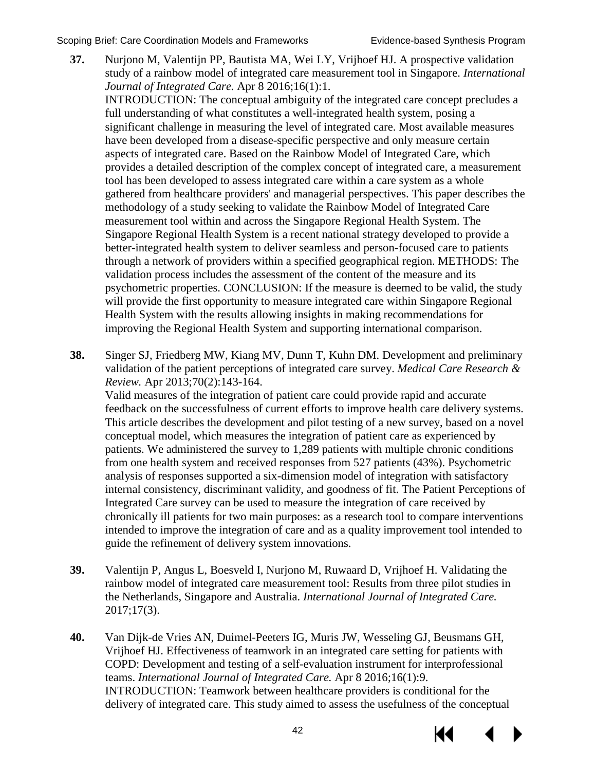**37.** Nurjono M, Valentijn PP, Bautista MA, Wei LY, Vrijhoef HJ. A prospective validation study of a rainbow model of integrated care measurement tool in Singapore. *International Journal of Integrated Care.* Apr 8 2016;16(1):1.
INTRODUCTION: The conceptual ambiguity of the integrated care concept precludes a full understanding of what constitutes a well-integrated health system, posing a significant challenge in measuring the level of integrated care. Most available measures have been developed from a disease-specific perspective and only measure certain aspects of integrated care. Based on the Rainbow Model of Integrated Care, which provides a detailed description of the complex concept of integrated care, a measurement tool has been developed to assess integrated care within a care system as a whole gathered from healthcare providers' and managerial perspectives. This paper describes the methodology of a study seeking to validate the Rainbow Model of Integrated Care measurement tool within and across the Singapore Regional Health System. The Singapore Regional Health System is a recent national strategy developed to provide a better-integrated health system to deliver seamless and person-focused care to patients through a network of providers within a specified geographical region. METHODS: The validation process includes the assessment of the content of the measure and its psychometric properties. CONCLUSION: If the measure is deemed to be valid, the study will provide the first opportunity to measure integrated care within Singapore Regional Health System with the results allowing insights in making recommendations for improving the Regional Health System and supporting international comparison.

**38.** Singer SJ, Friedberg MW, Kiang MV, Dunn T, Kuhn DM. Development and preliminary validation of the patient perceptions of integrated care survey. *Medical Care Research & Review.* Apr 2013;70(2):143-164.
Valid measures of the integration of patient care could provide rapid and accurate feedback on the successfulness of current efforts to improve health care delivery systems. This article describes the development and pilot testing of a new survey, based on a novel conceptual model, which measures the integration of patient care as experienced by patients. We administered the survey to 1,289 patients with multiple chronic conditions from one health system and received responses from 527 patients (43%). Psychometric analysis of responses supported a six-dimension model of integration with satisfactory internal consistency, discriminant validity, and goodness of fit. The Patient Perceptions of Integrated Care survey can be used to measure the integration of care received by chronically ill patients for two main purposes: as a research tool to compare interventions intended to improve the integration of care and as a quality improvement tool intended to guide the refinement of delivery system innovations.

**39.** Valentijn P, Angus L, Boesveld I, Nurjono M, Ruwaard D, Vrijhoef H. Validating the rainbow model of integrated care measurement tool: Results from three pilot studies in the Netherlands, Singapore and Australia. *International Journal of Integrated Care.* 2017;17(3).

**40.** Van Dijk-de Vries AN, Duimel-Peeters IG, Muris JW, Wesseling GJ, Beusmans GH, Vrijhoef HJ. Effectiveness of teamwork in an integrated care setting for patients with COPD: Development and testing of a self-evaluation instrument for interprofessional teams. *International Journal of Integrated Care.* Apr 8 2016;16(1):9.
INTRODUCTION: Teamwork between healthcare providers is conditional for the delivery of integrated care. This study aimed to assess the usefulness of the conceptual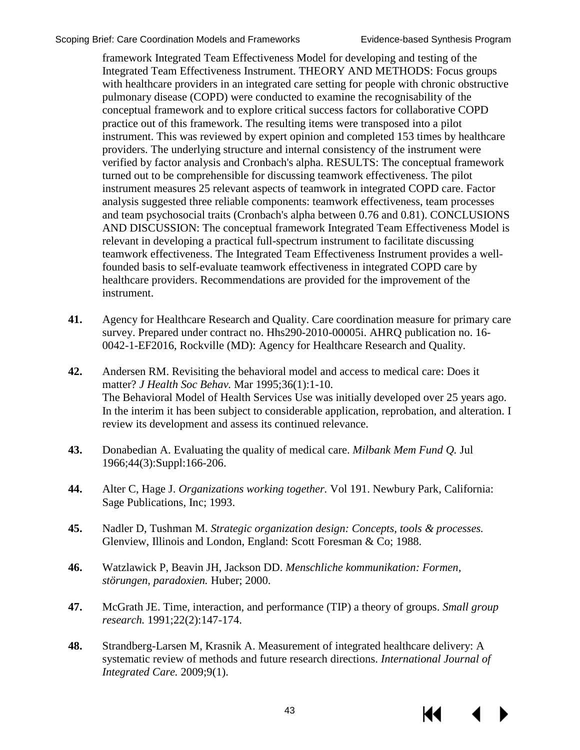framework Integrated Team Effectiveness Model for developing and testing of the Integrated Team Effectiveness Instrument. THEORY AND METHODS: Focus groups with healthcare providers in an integrated care setting for people with chronic obstructive pulmonary disease (COPD) were conducted to examine the recognisability of the conceptual framework and to explore critical success factors for collaborative COPD practice out of this framework. The resulting items were transposed into a pilot instrument. This was reviewed by expert opinion and completed 153 times by healthcare providers. The underlying structure and internal consistency of the instrument were verified by factor analysis and Cronbach's alpha. RESULTS: The conceptual framework turned out to be comprehensible for discussing teamwork effectiveness. The pilot instrument measures 25 relevant aspects of teamwork in integrated COPD care. Factor analysis suggested three reliable components: teamwork effectiveness, team processes and team psychosocial traits (Cronbach's alpha between 0.76 and 0.81). CONCLUSIONS AND DISCUSSION: The conceptual framework Integrated Team Effectiveness Model is relevant in developing a practical full-spectrum instrument to facilitate discussing teamwork effectiveness. The Integrated Team Effectiveness Instrument provides a well-founded basis to self-evaluate teamwork effectiveness in integrated COPD care by healthcare providers. Recommendations are provided for the improvement of the instrument.

**41.** Agency for Healthcare Research and Quality. Care coordination measure for primary care survey. Prepared under contract no. Hhs290-2010-00005i. AHRQ publication no. 16-0042-1-EF2016, Rockville (MD): Agency for Healthcare Research and Quality.

**42.** Andersen RM. Revisiting the behavioral model and access to medical care: Does it matter? *J Health Soc Behav.* Mar 1995;36(1):1-10.
The Behavioral Model of Health Services Use was initially developed over 25 years ago. In the interim it has been subject to considerable application, reprobation, and alteration. I review its development and assess its continued relevance.

**43.** Donabedian A. Evaluating the quality of medical care. *Milbank Mem Fund Q.* Jul 1966;44(3):Suppl:166-206.

**44.** Alter C, Hage J. *Organizations working together.* Vol 191. Newbury Park, California: Sage Publications, Inc; 1993.

**45.** Nadler D, Tushman M. *Strategic organization design: Concepts, tools & processes.* Glenview, Illinois and London, England: Scott Foresman & Co; 1988.

**46.** Watzlawick P, Beavin JH, Jackson DD. *Menschliche kommunikation: Formen, störungen, paradoxien.* Huber; 2000.

**47.** McGrath JE. Time, interaction, and performance (TIP) a theory of groups. *Small group research.* 1991;22(2):147-174.

**48.** Strandberg-Larsen M, Krasnik A. Measurement of integrated healthcare delivery: A systematic review of methods and future research directions. *International Journal of Integrated Care.* 2009;9(1).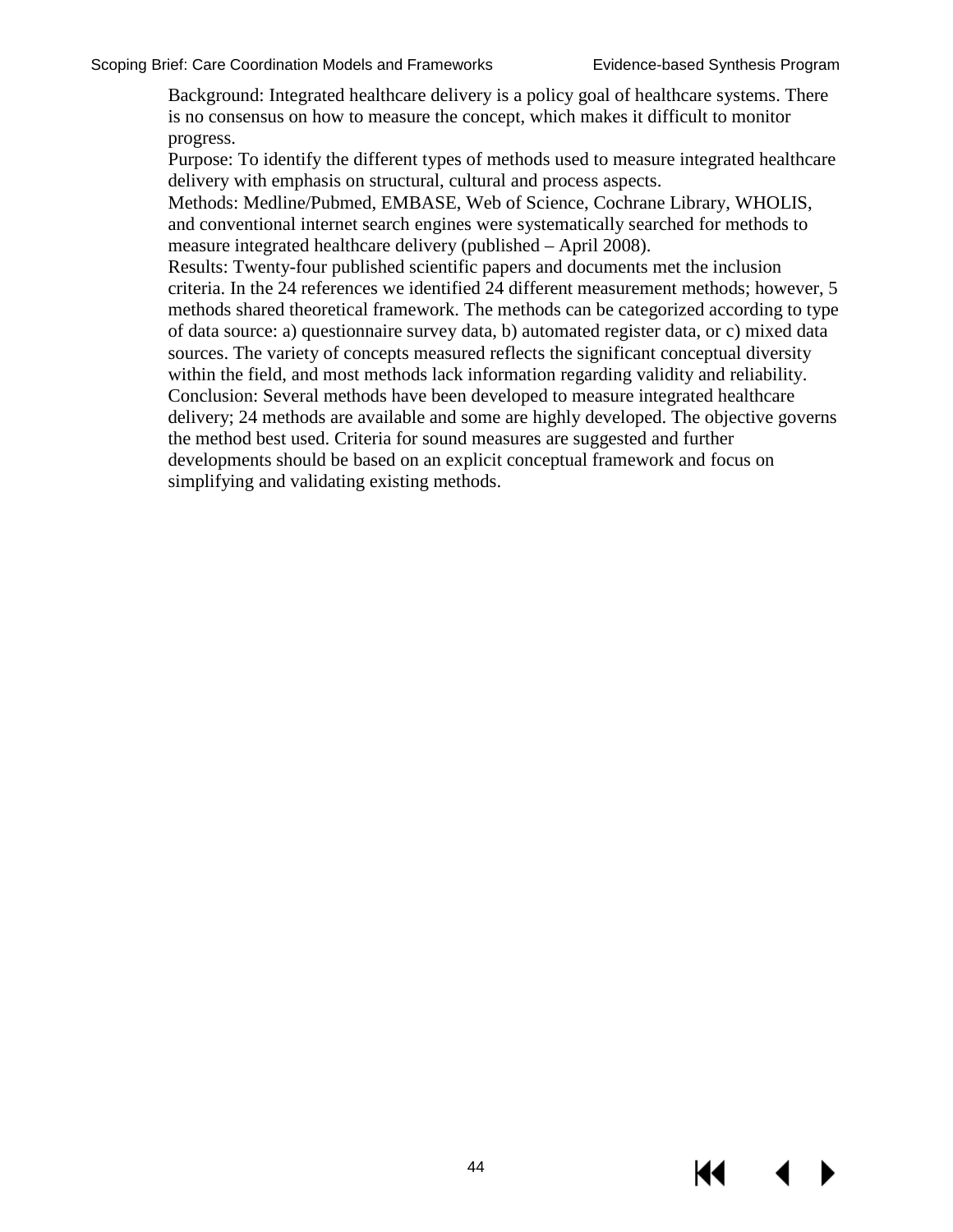Background: Integrated healthcare delivery is a policy goal of healthcare systems. There is no consensus on how to measure the concept, which makes it difficult to monitor progress.

Purpose: To identify the different types of methods used to measure integrated healthcare delivery with emphasis on structural, cultural and process aspects.

Methods: Medline/Pubmed, EMBASE, Web of Science, Cochrane Library, WHOLIS, and conventional internet search engines were systematically searched for methods to measure integrated healthcare delivery (published – April 2008).

Results: Twenty-four published scientific papers and documents met the inclusion criteria. In the 24 references we identified 24 different measurement methods; however, 5 methods shared theoretical framework. The methods can be categorized according to type of data source: a) questionnaire survey data, b) automated register data, or c) mixed data sources. The variety of concepts measured reflects the significant conceptual diversity within the field, and most methods lack information regarding validity and reliability.

Conclusion: Several methods have been developed to measure integrated healthcare delivery; 24 methods are available and some are highly developed. The objective governs the method best used. Criteria for sound measures are suggested and further developments should be based on an explicit conceptual framework and focus on simplifying and validating existing methods.